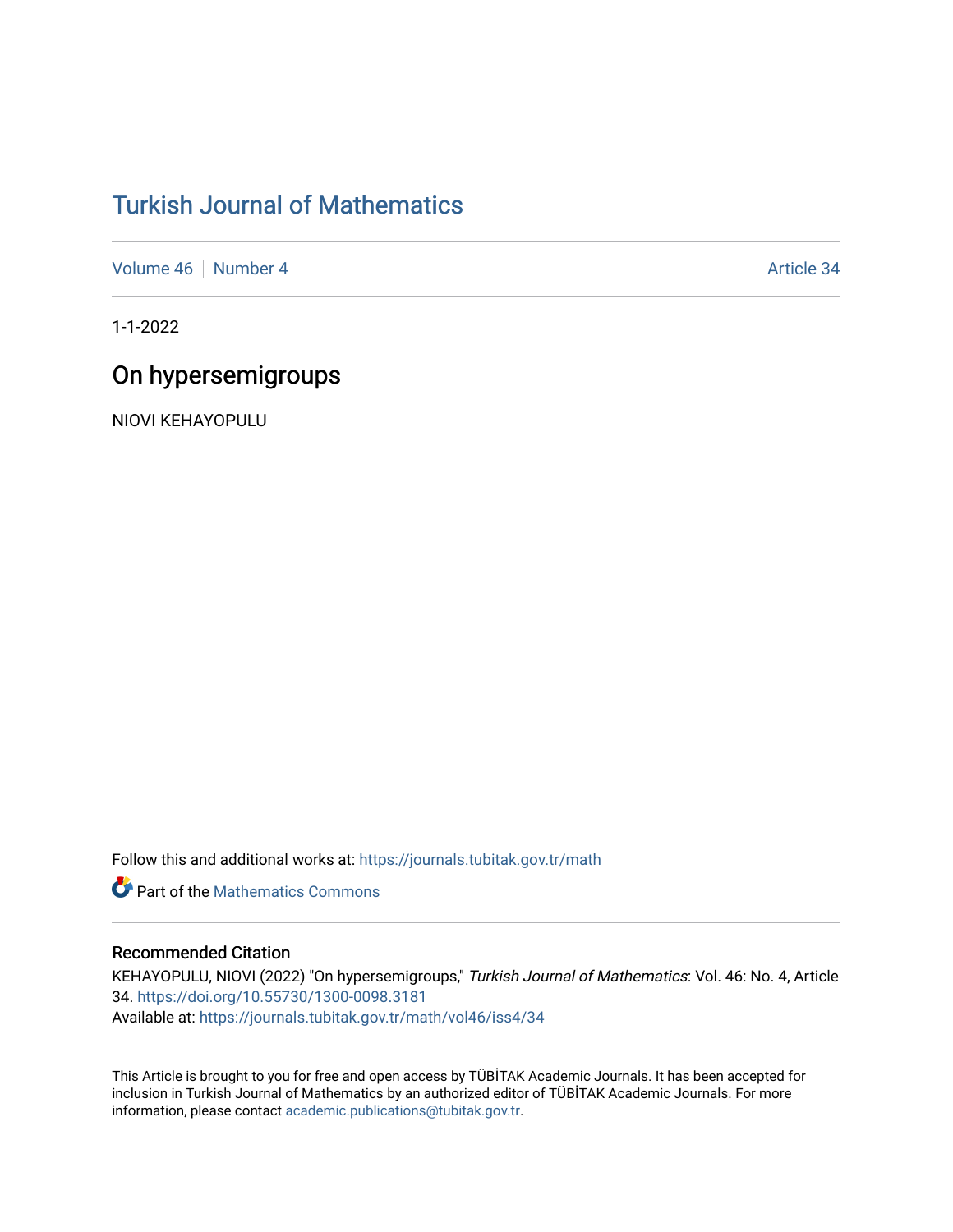# Turkish Journal of Mathematics

Volume 46 | Number 4 | Article 34

1-1-2022

## On hypersemigroups

NIOVI KEHAYOPULU

Follow this and additional works at: https://journals.tubitak.gov.tr/math

Part of the Mathematics Commons

### Recommended Citation

KEHAYOPULU, NIOVI (2022) "On hypersemigroups," *Turkish Journal of Mathematics*: Vol. 46: No. 4, Article 34. https://doi.org/10.55730/1300-0098.3181

Available at: https://journals.tubitak.gov.tr/math/vol46/iss4/34

This Article is brought to you for free and open access by TÜBİTAK Academic Journals. It has been accepted for inclusion in Turkish Journal of Mathematics by an authorized editor of TÜBİTAK Academic Journals. For more information, please contact academic.publications@tubitak.gov.tr.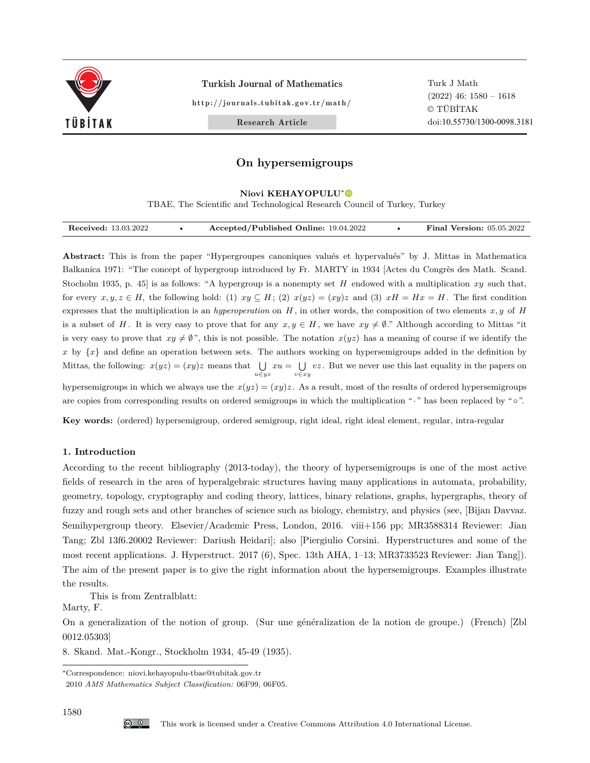# On hypersemigroups

**Niovi KEHAYOPULU**[*]

TBAE, The Scientific and Technological Research Council of Turkey, Turkey

**Received:** 13.03.2022 • **Accepted/Published Online:** 19.04.2022 • **Final Version:** 05.05.2022

**Abstract:** This is from the paper "Hypergroupes canoniques valués et hypervalués" by J. Mittas in Mathematica Balkanica 1971: "The concept of hypergroup introduced by Fr. MARTY in 1934 [Actes du Congrès des Math. Scand. Stocholm 1935, p. 45] is as follows: "A hypergroup is a nonempty set $H$ endowed with a multiplication $xy$ such that, for every $x, y, z \in H$, the following hold: (1) $xy \subseteq H$; (2) $x(yz) = (xy)z$ and (3) $xH = Hx = H$. The first condition expresses that the multiplication is an *hyperoperation* on $H$, in other words, the composition of two elements $x, y$ of $H$ is a subset of $H$. It is very easy to prove that for any $x, y \in H$, we have $xy \neq \emptyset$." Although according to Mittas "it is very easy to prove that $xy \neq \emptyset$", this is not possible. The notation $x(yz)$ has a meaning of course if we identify the $x$ by $\{x\}$ and define an operation between sets. The authors working on hypersemigroups added in the definition by Mittas, the following: $x(yz) = (xy)z$ means that $\bigcup\limits_{u \in yz} xu = \bigcup\limits_{v \in xy} vz$. But we never use this last equality in the papers on hypersemigroups in which we always use the $x(yz) = (xy)z$. As a result, most of the results of ordered hypersemigroups are copies from corresponding results on ordered semigroups in which the multiplication "$\cdot$" has been replaced by "$\circ$".

**Key words:** (ordered) hypersemigroup, ordered semigroup, right ideal, right ideal element, regular, intra-regular

## 1. Introduction

According to the recent bibliography (2013-today), the theory of hypersemigroups is one of the most active fields of research in the area of hyperalgebraic structures having many applications in automata, probability, geometry, topology, cryptography and coding theory, lattices, binary relations, graphs, hypergraphs, theory of fuzzy and rough sets and other branches of science such as biology, chemistry, and physics (see, [Bijan Davvaz. Semihypergroup theory. Elsevier/Academic Press, London, 2016. viii+156 pp; MR3588314 Reviewer: Jian Tang; Zbl 13f6.20002 Reviewer: Dariush Heidari]; also [Piergiulio Corsini. Hyperstructures and some of the most recent applications. J. Hyperstruct. 2017 (6), Spec. 13th AHA, 1–13; MR3733523 Reviewer: Jian Tang]). The aim of the present paper is to give the right information about the hypersemigroups. Examples illustrate the results.

This is from Zentralblatt:

Marty, F.

On a generalization of the notion of group. (Sur une généralization de la notion de groupe.) (French) [Zbl 0012.05303]

8. Skand. Mat.-Kongr., Stockholm 1934, 45-49 (1935).

---

[*]Correspondence: niovi.kehayopulu-tbae@tubitak.gov.tr

2010 *AMS Mathematics Subject Classification:* 06F99, 06F05.

This work is licensed under a Creative Commons Attribution 4.0 International License.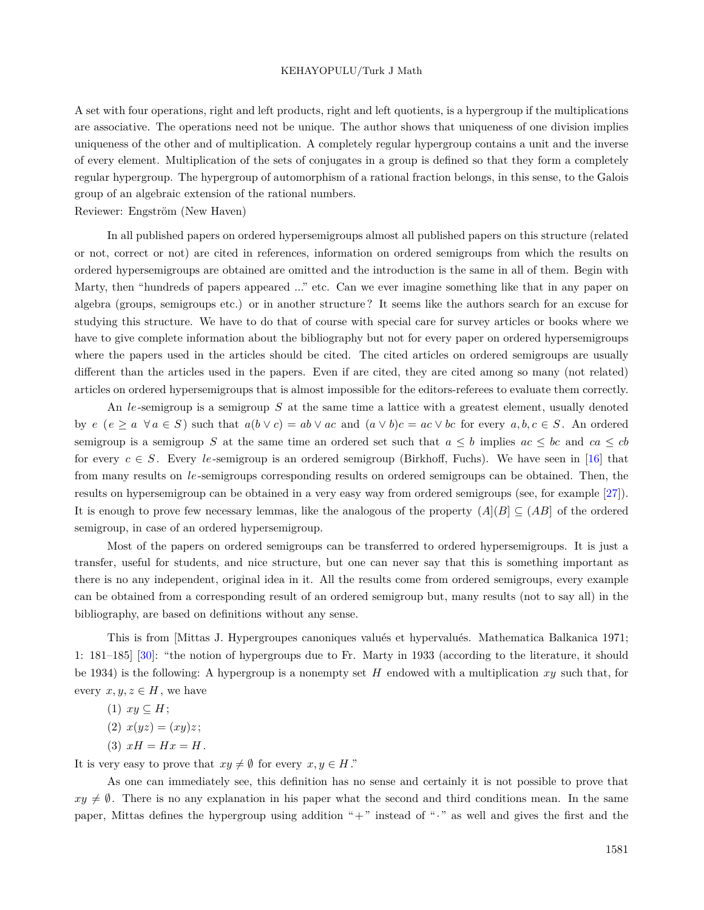A set with four operations, right and left products, right and left quotients, is a hypergroup if the multiplications are associative. The operations need not be unique. The author shows that uniqueness of one division implies uniqueness of the other and of multiplication. A completely regular hypergroup contains a unit and the inverse of every element. Multiplication of the sets of conjugates in a group is defined so that they form a completely regular hypergroup. The hypergroup of automorphism of a rational fraction belongs, in this sense, to the Galois group of an algebraic extension of the rational numbers.
Reviewer: Engström (New Haven)

In all published papers on ordered hypersemigroups almost all published papers on this structure (related or not, correct or not) are cited in references, information on ordered semigroups from which the results on ordered hypersemigroups are obtained are omitted and the introduction is the same in all of them. Begin with Marty, then "hundreds of papers appeared ..." etc. Can we ever imagine something like that in any paper on algebra (groups, semigroups etc.) or in another structure? It seems like the authors search for an excuse for studying this structure. We have to do that of course with special care for survey articles or books where we have to give complete information about the bibliography but not for every paper on ordered hypersemigroups where the papers used in the articles should be cited. The cited articles on ordered semigroups are usually different than the articles used in the papers. Even if are cited, they are cited among so many (not related) articles on ordered hypersemigroups that is almost impossible for the editors-referees to evaluate them correctly.

An $le$-semigroup is a semigroup $S$ at the same time a lattice with a greatest element, usually denoted by $e$ ($e \geq a \ \ \forall a \in S$) such that $a(b \vee c) = ab \vee ac$ and $(a \vee b)c = ac \vee bc$ for every $a, b, c \in S$. An ordered semigroup is a semigroup $S$ at the same time an ordered set such that $a \leq b$ implies $ac \leq bc$ and $ca \leq cb$ for every $c \in S$. Every $le$-semigroup is an ordered semigroup (Birkhoff, Fuchs). We have seen in [16] that from many results on $le$-semigroups corresponding results on ordered semigroups can be obtained. Then, the results on hypersemigroup can be obtained in a very easy way from ordered semigroups (see, for example [27]). It is enough to prove few necessary lemmas, like the analogous of the property $(A](B] \subseteq (AB]$ of the ordered semigroup, in case of an ordered hypersemigroup.

Most of the papers on ordered semigroups can be transferred to ordered hypersemigroups. It is just a transfer, useful for students, and nice structure, but one can never say that this is something important as there is no any independent, original idea in it. All the results come from ordered semigroups, every example can be obtained from a corresponding result of an ordered semigroup but, many results (not to say all) in the bibliography, are based on definitions without any sense.

This is from [Mittas J. Hypergroupes canoniques values et hypervalués. Mathematica Balkanica 1971; 1: 181–185] [30]: "the notion of hypergroups due to Fr. Marty in 1933 (according to the literature, it should be 1934) is the following: A hypergroup is a nonempty set $H$ endowed with a multiplication $xy$ such that, for every $x, y, z \in H$, we have

(1) $xy \subseteq H$;

(2) $x(yz) = (xy)z$;

(3) $xH = Hx = H$.

It is very easy to prove that $xy \neq \emptyset$ for every $x, y \in H$."

As one can immediately see, this definition has no sense and certainly it is not possible to prove that $xy \neq \emptyset$. There is no any explanation in his paper what the second and third conditions mean. In the same paper, Mittas defines the hypergroup using addition "+" instead of "$\cdot$" as well and gives the first and the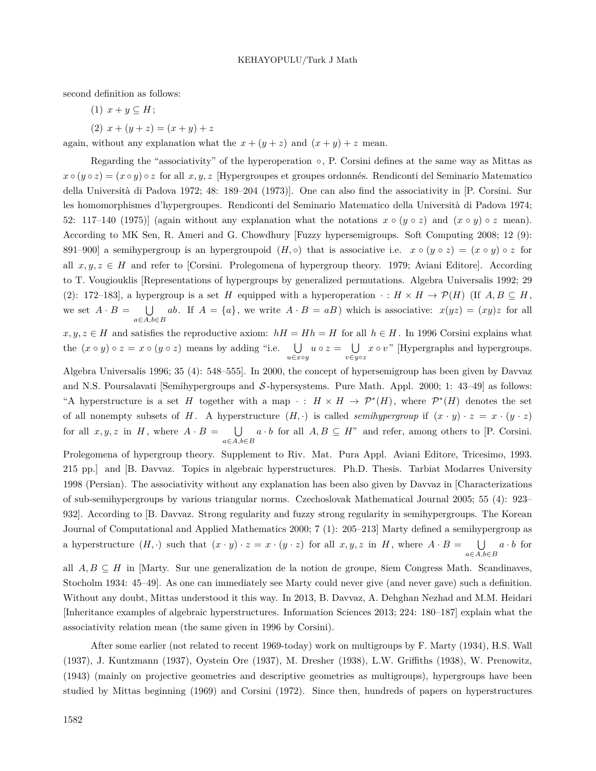second definition as follows:

(1) $x + y \subseteq H$;

(2) $x + (y + z) = (x + y) + z$

again, without any explanation what the $x + (y + z)$ and $(x + y) + z$ mean.

Regarding the "associativity" of the hyperoperation $\circ$, P. Corsini defines at the same way as Mittas as $x \circ (y \circ z) = (x \circ y) \circ z$ for all $x, y, z$ [Hypergroupes et groupes ordonnés. Rendiconti del Seminario Matematico della Università di Padova 1972; 48: 189–204 (1973)]. One can also find the associativity in [P. Corsini. Sur les homomorphismes d'hypergroupes. Rendiconti del Seminario Matematico della Università di Padova 1974; 52: 117–140 (1975)] (again without any explanation what the notations $x \circ (y \circ z)$ and $(x \circ y) \circ z$ mean). According to MK Sen, R. Ameri and G. Chowdhury [Fuzzy hypersemigroups. Soft Computing 2008; 12 (9): 891–900] a semihypergroup is an hypergroupoid $(H, \circ)$ that is associative i.e. $x \circ (y \circ z) = (x \circ y) \circ z$ for all $x, y, z \in H$ and refer to [Corsini. Prolegomena of hypergroup theory. 1979; Aviani Editore]. According to T. Vougiouklis [Representations of hypergroups by generalized permutations. Algebra Universalis 1992; 29 (2): 172–183], a hypergroup is a set $H$ equipped with a hyperoperation $\cdot : H \times H \to \mathcal{P}(H)$ (If $A, B \subseteq H$, we set $A \cdot B = \bigcup\limits_{a \in A, b \in B} ab$. If $A = \{a\}$, we write $A \cdot B = aB$) which is associative: $x(yz) = (xy)z$ for all $x, y, z \in H$ and satisfies the reproductive axiom: $hH = Hh = H$ for all $h \in H$. In 1996 Corsini explains what the $(x \circ y) \circ z = x \circ (y \circ z)$ means by adding "i.e. $\bigcup\limits_{u \in x \circ y} u \circ z = \bigcup\limits_{v \in y \circ z} x \circ v$" [Hypergraphs and hypergroups. Algebra Universalis 1996; 35 (4): 548–555]. In 2000, the concept of hypersemigroup has been given by Davvaz and N.S. Poursalavati [Semihypergroups and $\mathcal{S}$-hypersystems. Pure Math. Appl. 2000; 1: 43–49] as follows: "A hyperstructure is a set $H$ together with a map $\cdot : H \times H \to \mathcal{P}^*(H)$, where $\mathcal{P}^*(H)$ denotes the set of all nonempty subsets of $H$. A hyperstructure $(H, \cdot)$ is called *semihypergroup* if $(x \cdot y) \cdot z = x \cdot (y \cdot z)$ for all $x, y, z$ in $H$, where $A \cdot B = \bigcup\limits_{a \in A, b \in B} a \cdot b$ for all $A, B \subseteq H$" and refer, among others to [P. Corsini. Prolegomena of hypergroup theory. Supplement to Riv. Mat. Pura Appl. Aviani Editore, Tricesimo, 1993. 215 pp.] and [B. Davvaz. Topics in algebraic hyperstructures. Ph.D. Thesis. Tarbiat Modarres University 1998 (Persian). The associativity without any explanation has been also given by Davvaz in [Characterizations of sub-semihypergroups by various triangular norms. Czechoslovak Mathematical Journal 2005; 55 (4): 923–932]. According to [B. Davvaz. Strong regularity and fuzzy strong regularity in semihypergroups. The Korean Journal of Computational and Applied Mathematics 2000; 7 (1): 205–213] Marty defined a semihypergroup as a hyperstructure $(H, \cdot)$ such that $(x \cdot y) \cdot z = x \cdot (y \cdot z)$ for all $x, y, z$ in $H$, where $A \cdot B = \bigcup\limits_{a \in A, b \in B} a \cdot b$ for all $A, B \subseteq H$ in [Marty. Sur une generalization de la notion de groupe, 8iem Congress Math. Scandinaves, Stocholm 1934: 45–49]. As one can immediately see Marty could never give (and never gave) such a definition. Without any doubt, Mittas understood it this way. In 2013, B. Davvaz, A. Dehghan Nezhad and M.M. Heidari [Inheritance examples of algebraic hyperstructures. Information Sciences 2013; 224: 180–187] explain what the associativity relation mean (the same given in 1996 by Corsini).

After some earlier (not related to recent 1969-today) work on multigroups by F. Marty (1934), H.S. Wall (1937), J. Kuntzmann (1937), Oystein Ore (1937), M. Dresher (1938), L.W. Griffiths (1938), W. Prenowitz, (1943) (mainly on projective geometries and descriptive geometries as multigroups), hypergroups have been studied by Mittas beginning (1969) and Corsini (1972). Since then, hundreds of papers on hyperstructures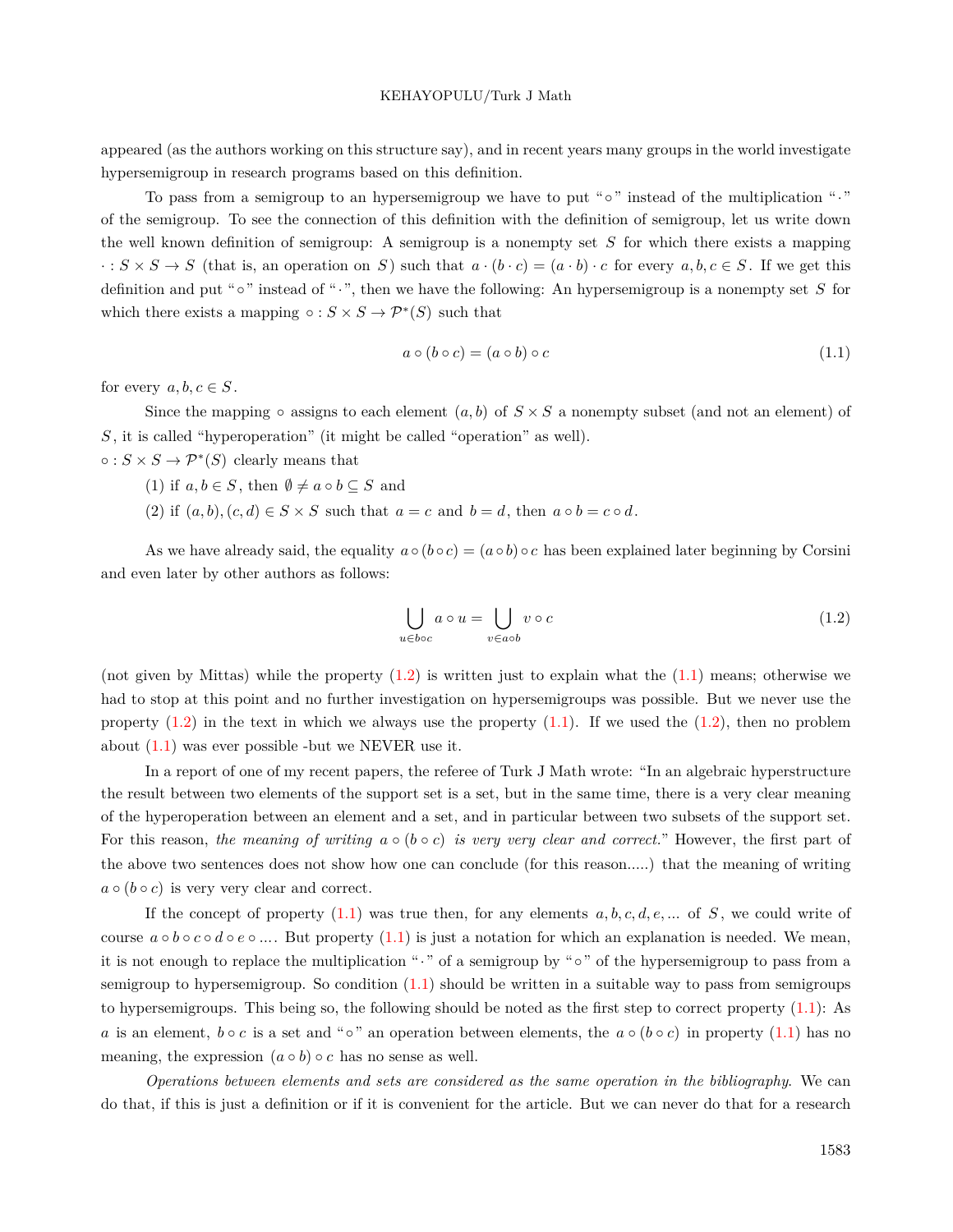appeared (as the authors working on this structure say), and in recent years many groups in the world investigate hypersemigroup in research programs based on this definition.

To pass from a semigroup to an hypersemigroup we have to put "$\circ$" instead of the multiplication "$\cdot$" of the semigroup. To see the connection of this definition with the definition of semigroup, let us write down the well known definition of semigroup: A semigroup is a nonempty set $S$ for which there exists a mapping $\cdot : S \times S \to S$ (that is, an operation on $S$) such that $a \cdot (b \cdot c) = (a \cdot b) \cdot c$ for every $a, b, c \in S$. If we get this definition and put "$\circ$" instead of "$\cdot$", then we have the following: An hypersemigroup is a nonempty set $S$ for which there exists a mapping $\circ : S \times S \to \mathcal{P}^*(S)$ such that

$$a \circ (b \circ c) = (a \circ b) \circ c \tag{1.1}$$

for every $a, b, c \in S$.

Since the mapping $\circ$ assigns to each element $(a, b)$ of $S \times S$ a nonempty subset (and not an element) of $S$, it is called "hyperoperation" (it might be called "operation" as well).

$\circ : S \times S \to \mathcal{P}^*(S)$ clearly means that

(1) if $a, b \in S$, then $\emptyset \neq a \circ b \subseteq S$ and

(2) if $(a, b), (c, d) \in S \times S$ such that $a = c$ and $b = d$, then $a \circ b = c \circ d$.

As we have already said, the equality $a \circ (b \circ c) = (a \circ b) \circ c$ has been explained later beginning by Corsini and even later by other authors as follows:

$$\bigcup_{u \in b \circ c} a \circ u = \bigcup_{v \in a \circ b} v \circ c \tag{1.2}$$

(not given by Mittas) while the property (1.2) is written just to explain what the (1.1) means; otherwise we had to stop at this point and no further investigation on hypersemigroups was possible. But we never use the property (1.2) in the text in which we always use the property (1.1). If we used the (1.2), then no problem about (1.1) was ever possible -but we NEVER use it.

In a report of one of my recent papers, the referee of Turk J Math wrote: "In an algebraic hyperstructure the result between two elements of the support set is a set, but in the same time, there is a very clear meaning of the hyperoperation between an element and a set, and in particular between two subsets of the support set. For this reason, *the meaning of writing $a \circ (b \circ c)$ is very very clear and correct.*" However, the first part of the above two sentences does not show how one can conclude (for this reason.....) that the meaning of writing $a \circ (b \circ c)$ is very very clear and correct.

If the concept of property (1.1) was true then, for any elements $a, b, c, d, e, \ldots$ of $S$, we could write of course $a \circ b \circ c \circ d \circ e \circ \ldots$. But property (1.1) is just a notation for which an explanation is needed. We mean, it is not enough to replace the multiplication "$\cdot$" of a semigroup by "$\circ$" of the hypersemigroup to pass from a semigroup to hypersemigroup. So condition (1.1) should be written in a suitable way to pass from semigroups to hypersemigroups. This being so, the following should be noted as the first step to correct property (1.1): As $a$ is an element, $b \circ c$ is a set and "$\circ$" an operation between elements, the $a \circ (b \circ c)$ in property (1.1) has no meaning, the expression $(a \circ b) \circ c$ has no sense as well.

*Operations between elements and sets are considered as the same operation in the bibliography.* We can do that, if this is just a definition or if it is convenient for the article. But we can never do that for a research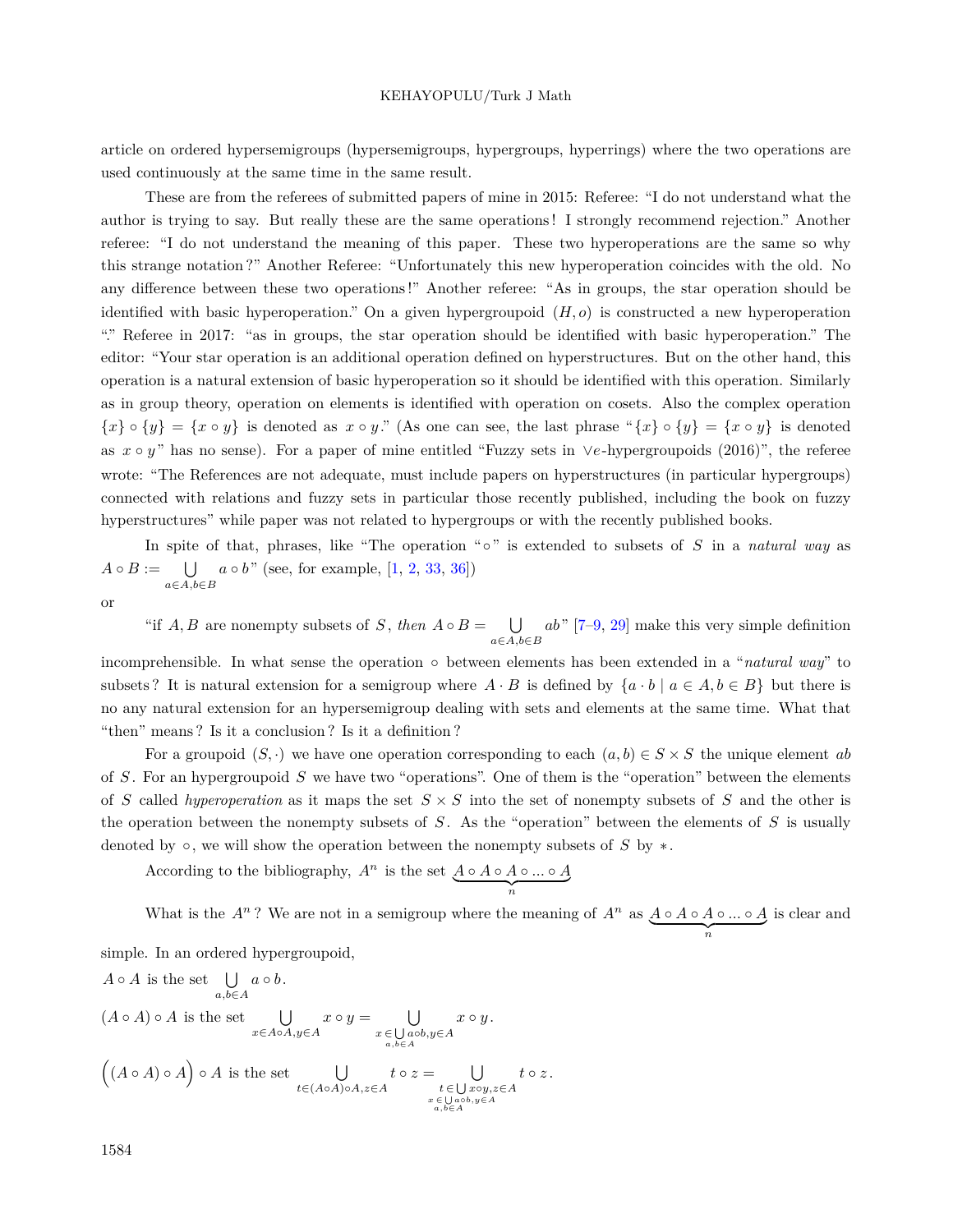article on ordered hypersemigroups (hypersemigroups, hypergroups, hyperrings) where the two operations are used continuously at the same time in the same result.

These are from the referees of submitted papers of mine in 2015: Referee: "I do not understand what the author is trying to say. But really these are the same operations! I strongly recommend rejection." Another referee: "I do not understand the meaning of this paper. These two hyperoperations are the same so why this strange notation?" Another Referee: "Unfortunately this new hyperoperation coincides with the old. No any difference between these two operations!" Another referee: "As in groups, the star operation should be identified with basic hyperoperation." On a given hypergroupoid $(H, o)$ is constructed a new hyperoperation "." Referee in 2017: "as in groups, the star operation should be identified with basic hyperoperation." The editor: "Your star operation is an additional operation defined on hyperstructures. But on the other hand, this operation is a natural extension of basic hyperoperation so it should be identified with this operation. Similarly as in group theory, operation on elements is identified with operation on cosets. Also the complex operation $\{x\} \circ \{y\} = \{x \circ y\}$ is denoted as $x \circ y$." (As one can see, the last phrase "$\{x\} \circ \{y\} = \{x \circ y\}$ is denoted as $x \circ y$" has no sense). For a paper of mine entitled "Fuzzy sets in $\vee e$-hypergroupoids (2016)", the referee wrote: "The References are not adequate, must include papers on hyperstructures (in particular hypergroups) connected with relations and fuzzy sets in particular those recently published, including the book on fuzzy hyperstructures" while paper was not related to hypergroups or with the recently published books.

In spite of that, phrases, like "The operation "$\circ$" is extended to subsets of $S$ in a *natural way* as $A \circ B := \bigcup\limits_{a \in A, b \in B} a \circ b$" (see, for example, [1, 2, 33, 36])

or

"if $A, B$ are nonempty subsets of $S$, *then* $A \circ B = \bigcup\limits_{a \in A, b \in B} ab$" [7–9, 29] make this very simple definition incomprehensible. In what sense the operation $\circ$ between elements has been extended in a "*natural way*" to subsets? It is natural extension for a semigroup where $A \cdot B$ is defined by $\{a \cdot b \mid a \in A, b \in B\}$ but there is no any natural extension for an hypersemigroup dealing with sets and elements at the same time. What that "then" means? Is it a conclusion? Is it a definition?

For a groupoid $(S, \cdot)$ we have one operation corresponding to each $(a, b) \in S \times S$ the unique element $ab$ of $S$. For an hypergroupoid $S$ we have two "operations". One of them is the "operation" between the elements of $S$ called *hyperoperation* as it maps the set $S \times S$ into the set of nonempty subsets of $S$ and the other is the operation between the nonempty subsets of $S$. As the "operation" between the elements of $S$ is usually denoted by $\circ$, we will show the operation between the nonempty subsets of $S$ by $*$.

According to the bibliography, $A^n$ is the set $\underbrace{A \circ A \circ A \circ ... \circ A}_{n}$

What is the $A^n$? We are not in a semigroup where the meaning of $A^n$ as $\underbrace{A \circ A \circ A \circ ... \circ A}_{n}$ is clear and simple. In an ordered hypergroupoid,

$A \circ A$ is the set $\bigcup\limits_{a, b \in A} a \circ b$.

$(A \circ A) \circ A$ is the set $\bigcup\limits_{x \in A \circ A, y \in A} x \circ y = \bigcup\limits_{x \in \bigcup\limits_{a,b \in A} a \circ b, y \in A} x \circ y$.

$\Big((A \circ A) \circ A\Big) \circ A$ is the set $\bigcup\limits_{t \in (A \circ A) \circ A, z \in A} t \circ z = \bigcup\limits_{\substack{t \in \bigcup x \circ y, z \in A \\ x \in \bigcup\limits_{a,b \in A} a \circ b, y \in A}} t \circ z$.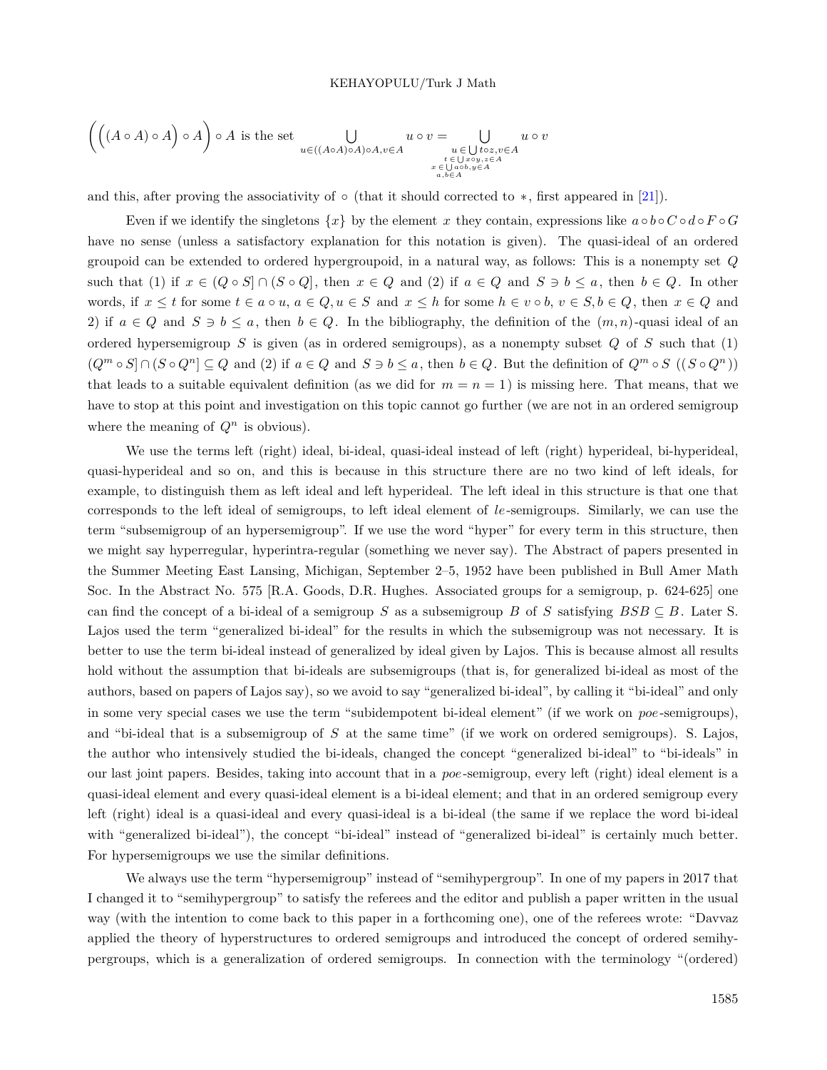$\Big(\Big(\big((A\circ A)\circ A\big)\circ A\Big)\circ A$ is the set $\displaystyle\bigcup_{u\in((A\circ A)\circ A)\circ A,\, v\in A} u\circ v = \bigcup_{\substack{u\,\in \bigcup t\circ z,\, v\in A \\ t\,\in \bigcup x\circ y,\, z\in A \\ x\,\in \bigcup a\circ b,\, y\in A \\ a,b\in A}} u\circ v$

and this, after proving the associativity of $\circ$ (that it should corrected to $*$, first appeared in [21]).

Even if we identify the singletons $\{x\}$ by the element $x$ they contain, expressions like $a\circ b\circ C\circ d\circ F\circ G$ have no sense (unless a satisfactory explanation for this notation is given). The quasi-ideal of an ordered groupoid can be extended to ordered hypergroupoid, in a natural way, as follows: This is a nonempty set $Q$ such that (1) if $x\in (Q\circ S]\cap(S\circ Q]$, then $x\in Q$ and (2) if $a\in Q$ and $S\ni b\le a$, then $b\in Q$. In other words, if $x\le t$ for some $t\in a\circ u$, $a\in Q, u\in S$ and $x\le h$ for some $h\in v\circ b$, $v\in S, b\in Q$, then $x\in Q$ and 2) if $a\in Q$ and $S\ni b\le a$, then $b\in Q$. In the bibliography, the definition of the $(m,n)$-quasi ideal of an ordered hypersemigroup $S$ is given (as in ordered semigroups), as a nonempty subset $Q$ of $S$ such that (1) $(Q^m\circ S]\cap(S\circ Q^n]\subseteq Q$ and (2) if $a\in Q$ and $S\ni b\le a$, then $b\in Q$. But the definition of $Q^m\circ S$ $((S\circ Q^n))$ that leads to a suitable equivalent definition (as we did for $m=n=1$) is missing here. That means, that we have to stop at this point and investigation on this topic cannot go further (we are not in an ordered semigroup where the meaning of $Q^n$ is obvious).

We use the terms left (right) ideal, bi-ideal, quasi-ideal instead of left (right) hyperideal, bi-hyperideal, quasi-hyperideal and so on, and this is because in this structure there are no two kind of left ideals, for example, to distinguish them as left ideal and left hyperideal. The left ideal in this structure is that one that corresponds to the left ideal of semigroups, to left ideal element of *le*-semigroups. Similarly, we can use the term "subsemigroup of an hypersemigroup". If we use the word "hyper" for every term in this structure, then we might say hyperregular, hyperintra-regular (something we never say). The Abstract of papers presented in the Summer Meeting East Lansing, Michigan, September 2–5, 1952 have been published in Bull Amer Math Soc. In the Abstract No. 575 [R.A. Goods, D.R. Hughes. Associated groups for a semigroup, p. 624-625] one can find the concept of a bi-ideal of a semigroup $S$ as a subsemigroup $B$ of $S$ satisfying $BSB\subseteq B$. Later S. Lajos used the term "generalized bi-ideal" for the results in which the subsemigroup was not necessary. It is better to use the term bi-ideal instead of generalized by ideal given by Lajos. This is because almost all results hold without the assumption that bi-ideals are subsemigroups (that is, for generalized bi-ideal as most of the authors, based on papers of Lajos say), so we avoid to say "generalized bi-ideal", by calling it "bi-ideal" and only in some very special cases we use the term "subidempotent bi-ideal element" (if we work on *poe*-semigroups), and "bi-ideal that is a subsemigroup of $S$ at the same time" (if we work on ordered semigroups). S. Lajos, the author who intensively studied the bi-ideals, changed the concept "generalized bi-ideal" to "bi-ideals" in our last joint papers. Besides, taking into account that in a *poe*-semigroup, every left (right) ideal element is a quasi-ideal element and every quasi-ideal element is a bi-ideal element; and that in an ordered semigroup every left (right) ideal is a quasi-ideal and every quasi-ideal is a bi-ideal (the same if we replace the word bi-ideal with "generalized bi-ideal"), the concept "bi-ideal" instead of "generalized bi-ideal" is certainly much better. For hypersemigroups we use the similar definitions.

We always use the term "hypersemigroup" instead of "semihypergroup". In one of my papers in 2017 that I changed it to "semihypergroup" to satisfy the referees and the editor and publish a paper written in the usual way (with the intention to come back to this paper in a forthcoming one), one of the referees wrote: "Davvaz applied the theory of hyperstructures to ordered semigroups and introduced the concept of ordered semihypergroups, which is a generalization of ordered semigroups. In connection with the terminology "(ordered)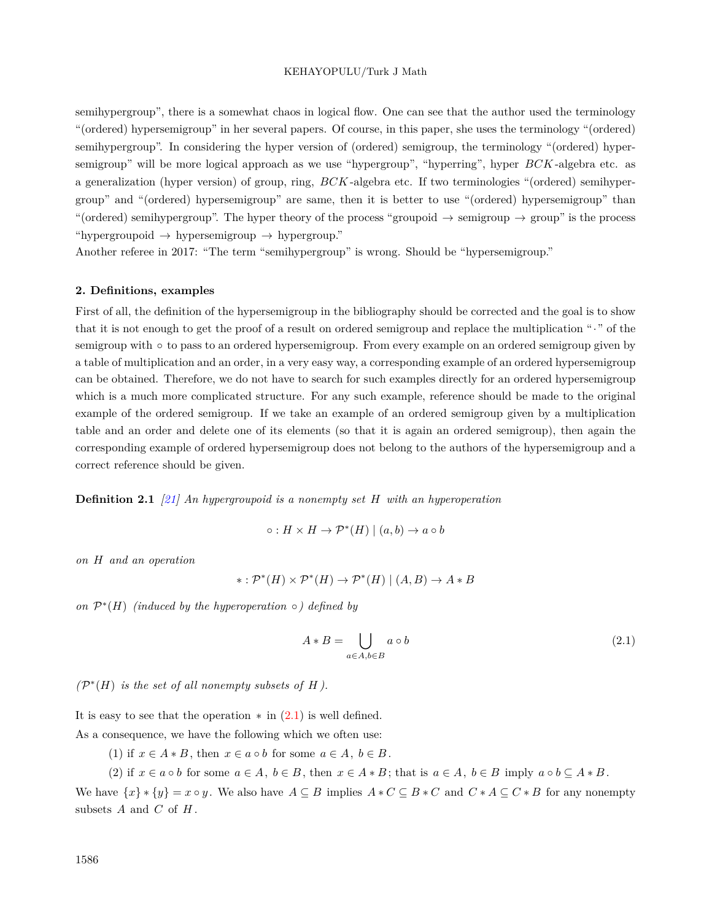semihypergroup", there is a somewhat chaos in logical flow. One can see that the author used the terminology "(ordered) hypersemigroup" in her several papers. Of course, in this paper, she uses the terminology "(ordered) semihypergroup". In considering the hyper version of (ordered) semigroup, the terminology "(ordered) hypersemigroup" will be more logical approach as we use "hypergroup", "hyperring", hyper $BCK$-algebra etc. as a generalization (hyper version) of group, ring, $BCK$-algebra etc. If two terminologies "(ordered) semihypergroup" and "(ordered) hypersemigroup" are same, then it is better to use "(ordered) hypersemigroup" than "(ordered) semihypergroup". The hyper theory of the process "groupoid $\rightarrow$ semigroup $\rightarrow$ group" is the process "hypergroupoid $\rightarrow$ hypersemigroup $\rightarrow$ hypergroup."

Another referee in 2017: "The term "semihypergroup" is wrong. Should be "hypersemigroup."

## 2. Definitions, examples

First of all, the definition of the hypersemigroup in the bibliography should be corrected and the goal is to show that it is not enough to get the proof of a result on ordered semigroup and replace the multiplication "$\cdot$" of the semigroup with $\circ$ to pass to an ordered hypersemigroup. From every example on an ordered semigroup given by a table of multiplication and an order, in a very easy way, a corresponding example of an ordered hypersemigroup can be obtained. Therefore, we do not have to search for such examples directly for an ordered hypersemigroup which is a much more complicated structure. For any such example, reference should be made to the original example of the ordered semigroup. If we take an example of an ordered semigroup given by a multiplication table and an order and delete one of its elements (so that it is again an ordered semigroup), then again the corresponding example of ordered hypersemigroup does not belong to the authors of the hypersemigroup and a correct reference should be given.

**Definition 2.1** *[21] An hypergroupoid is a nonempty set $H$ with an hyperoperation*

$$\circ : H \times H \rightarrow \mathcal{P}^*(H) \mid (a,b) \rightarrow a \circ b$$

*on $H$ and an operation*

$$* : \mathcal{P}^*(H) \times \mathcal{P}^*(H) \rightarrow \mathcal{P}^*(H) \mid (A,B) \rightarrow A * B$$

*on $\mathcal{P}^*(H)$ (induced by the hyperoperation $\circ$) defined by*

$$A * B = \bigcup_{a \in A, b \in B} a \circ b \tag{2.1}$$

*($\mathcal{P}^*(H)$ is the set of all nonempty subsets of $H$).*

It is easy to see that the operation $*$ in (2.1) is well defined.

As a consequence, we have the following which we often use:

(1) if $x \in A * B$, then $x \in a \circ b$ for some $a \in A$, $b \in B$.

(2) if $x \in a \circ b$ for some $a \in A$, $b \in B$, then $x \in A * B$; that is $a \in A$, $b \in B$ imply $a \circ b \subseteq A * B$.

We have $\{x\} * \{y\} = x \circ y$. We also have $A \subseteq B$ implies $A * C \subseteq B * C$ and $C * A \subseteq C * B$ for any nonempty subsets $A$ and $C$ of $H$.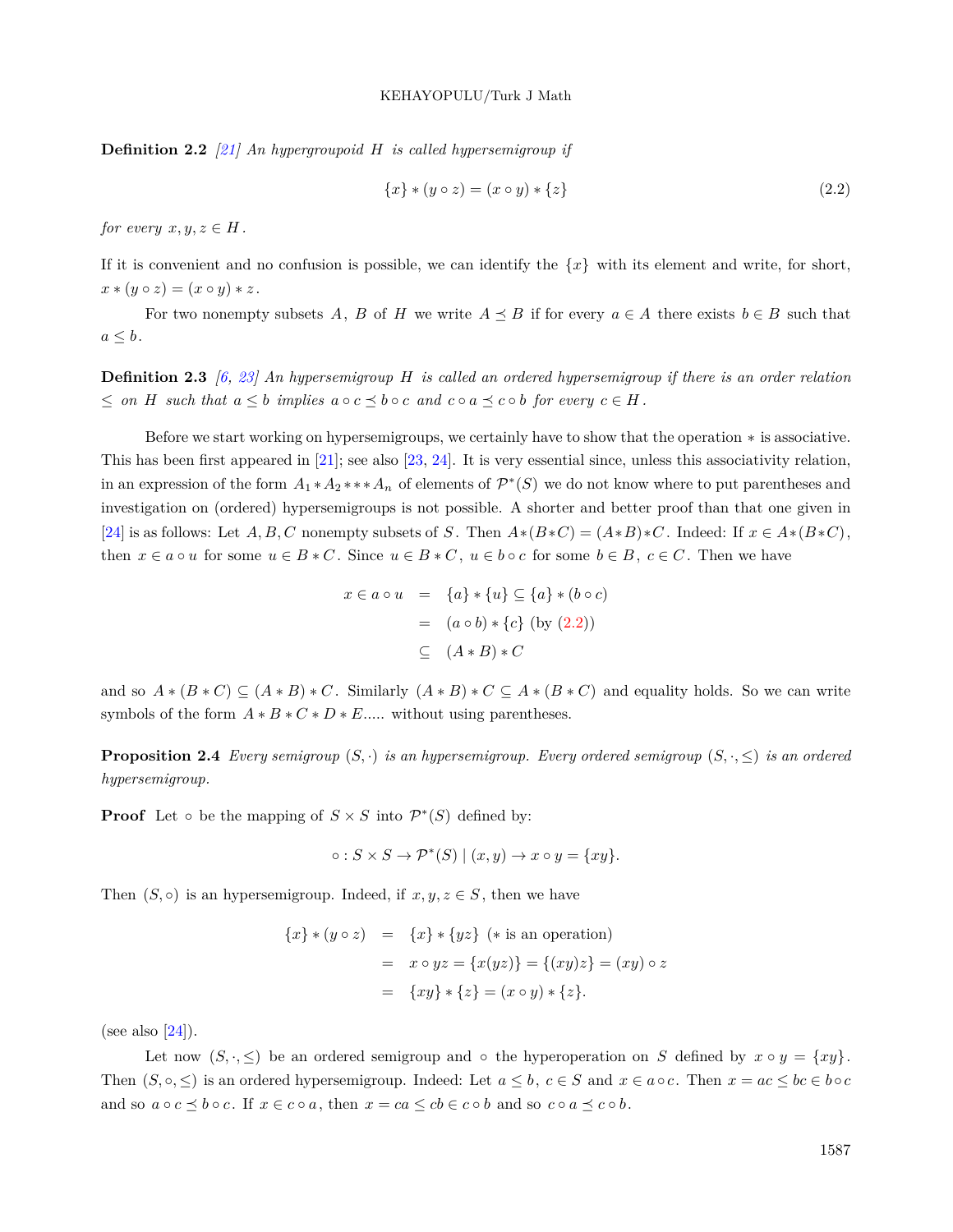**Definition 2.2** *[21] An hypergroupoid $H$ is called hypersemigroup if*

$$\{x\} * (y \circ z) = (x \circ y) * \{z\} \tag{2.2}$$

*for every $x, y, z \in H$.*

If it is convenient and no confusion is possible, we can identify the $\{x\}$ with its element and write, for short, $x * (y \circ z) = (x \circ y) * z$.

For two nonempty subsets $A$, $B$ of $H$ we write $A \preceq B$ if for every $a \in A$ there exists $b \in B$ such that $a \leq b$.

**Definition 2.3** *[6, 23] An hypersemigroup $H$ is called an ordered hypersemigroup if there is an order relation $\leq$ on $H$ such that $a \leq b$ implies $a \circ c \preceq b \circ c$ and $c \circ a \preceq c \circ b$ for every $c \in H$.*

Before we start working on hypersemigroups, we certainly have to show that the operation $*$ is associative. This has been first appeared in [21]; see also [23, 24]. It is very essential since, unless this associativity relation, in an expression of the form $A_1 * A_2 * * * A_n$ of elements of $\mathcal{P}^*(S)$ we do not know where to put parentheses and investigation on (ordered) hypersemigroups is not possible. A shorter and better proof than that one given in [24] is as follows: Let $A, B, C$ nonempty subsets of $S$. Then $A*(B*C) = (A*B)*C$. Indeed: If $x \in A*(B*C)$, then $x \in a \circ u$ for some $u \in B * C$. Since $u \in B * C$, $u \in b \circ c$ for some $b \in B$, $c \in C$. Then we have

$$\begin{aligned}
x \in a \circ u &= \{a\} * \{u\} \subseteq \{a\} * (b \circ c) \\
&= (a \circ b) * \{c\} \text{ (by (2.2))} \\
&\subseteq (A * B) * C
\end{aligned}$$

and so $A * (B * C) \subseteq (A * B) * C$. Similarly $(A * B) * C \subseteq A * (B * C)$ and equality holds. So we can write symbols of the form $A * B * C * D * E$..... without using parentheses.

**Proposition 2.4** *Every semigroup $(S, \cdot)$ is an hypersemigroup. Every ordered semigroup $(S, \cdot, \leq)$ is an ordered hypersemigroup.*

**Proof** Let $\circ$ be the mapping of $S \times S$ into $\mathcal{P}^*(S)$ defined by:

$$\circ : S \times S \to \mathcal{P}^*(S) \mid (x, y) \to x \circ y = \{xy\}.$$

Then $(S, \circ)$ is an hypersemigroup. Indeed, if $x, y, z \in S$, then we have

$$\begin{aligned}
\{x\} * (y \circ z) &= \{x\} * \{yz\} \text{ ($*$ is an operation)} \\
&= x \circ yz = \{x(yz)\} = \{(xy)z\} = (xy) \circ z \\
&= \{xy\} * \{z\} = (x \circ y) * \{z\}.
\end{aligned}$$

(see also [24]).

Let now $(S, \cdot, \leq)$ be an ordered semigroup and $\circ$ the hyperoperation on $S$ defined by $x \circ y = \{xy\}$. Then $(S, \circ, \leq)$ is an ordered hypersemigroup. Indeed: Let $a \leq b$, $c \in S$ and $x \in a \circ c$. Then $x = ac \leq bc \in b \circ c$ and so $a \circ c \preceq b \circ c$. If $x \in c \circ a$, then $x = ca \leq cb \in c \circ b$ and so $c \circ a \preceq c \circ b$.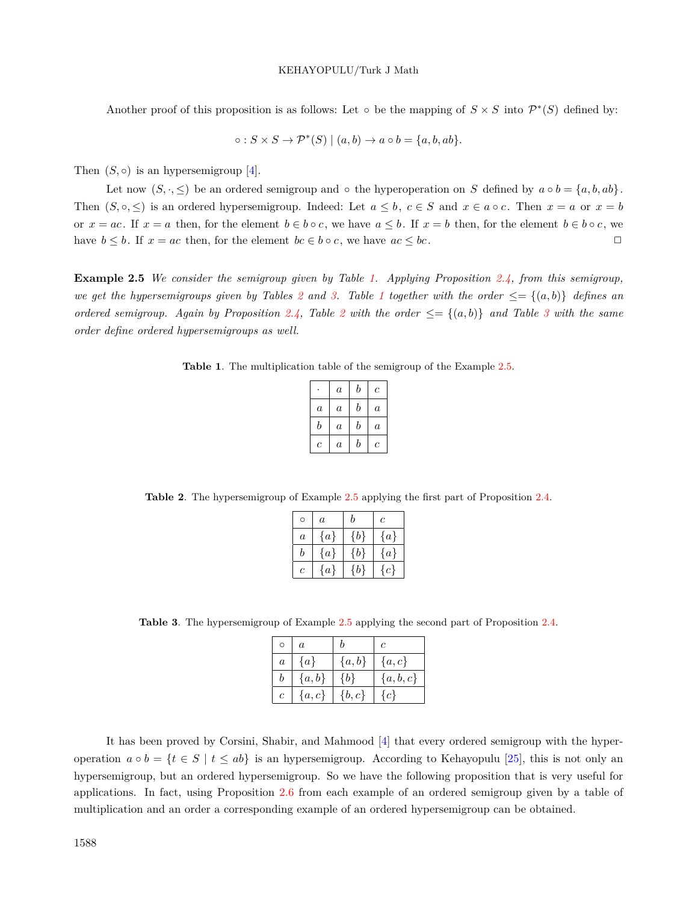Another proof of this proposition is as follows: Let $\circ$ be the mapping of $S \times S$ into $\mathcal{P}^*(S)$ defined by:

$$\circ : S \times S \to \mathcal{P}^*(S) \mid (a, b) \to a \circ b = \{a, b, ab\}.$$

Then $(S, \circ)$ is an hypersemigroup [4].

Let now $(S, \cdot, \leq)$ be an ordered semigroup and $\circ$ the hyperoperation on $S$ defined by $a \circ b = \{a, b, ab\}$. Then $(S, \circ, \leq)$ is an ordered hypersemigroup. Indeed: Let $a \leq b$, $c \in S$ and $x \in a \circ c$. Then $x = a$ or $x = b$ or $x = ac$. If $x = a$ then, for the element $b \in b \circ c$, we have $a \leq b$. If $x = b$ then, for the element $b \in b \circ c$, we have $b \leq b$. If $x = ac$ then, for the element $bc \in b \circ c$, we have $ac \leq bc$. □

**Example 2.5** *We consider the semigroup given by Table 1. Applying Proposition 2.4, from this semigroup, we get the hypersemigroups given by Tables 2 and 3. Table 1 together with the order* $\leq = \{(a, b)\}$ *defines an ordered semigroup. Again by Proposition 2.4, Table 2 with the order* $\leq = \{(a, b)\}$ *and Table 3 with the same order define ordered hypersemigroups as well.*

**Table 1**. The multiplication table of the semigroup of the Example 2.5.

| $\cdot$ | $a$ | $b$ | $c$ |
|---|---|---|---|
| $a$ | $a$ | $b$ | $a$ |
| $b$ | $a$ | $b$ | $a$ |
| $c$ | $a$ | $b$ | $c$ |

**Table 2**. The hypersemigroup of Example 2.5 applying the first part of Proposition 2.4.

| $\circ$ | $a$ | $b$ | $c$ |
|---|---|---|---|
| $a$ | $\{a\}$ | $\{b\}$ | $\{a\}$ |
| $b$ | $\{a\}$ | $\{b\}$ | $\{a\}$ |
| $c$ | $\{a\}$ | $\{b\}$ | $\{c\}$ |

**Table 3**. The hypersemigroup of Example 2.5 applying the second part of Proposition 2.4.

| $\circ$ | $a$ | $b$ | $c$ |
|---|---|---|---|
| $a$ | $\{a\}$ | $\{a, b\}$ | $\{a, c\}$ |
| $b$ | $\{a, b\}$ | $\{b\}$ | $\{a, b, c\}$ |
| $c$ | $\{a, c\}$ | $\{b, c\}$ | $\{c\}$ |

It has been proved by Corsini, Shabir, and Mahmood [4] that every ordered semigroup with the hyperoperation $a \circ b = \{t \in S \mid t \leq ab\}$ is an hypersemigroup. According to Kehayopulu [25], this is not only an hypersemigroup, but an ordered hypersemigroup. So we have the following proposition that is very useful for applications. In fact, using Proposition 2.6 from each example of an ordered semigroup given by a table of multiplication and an order a corresponding example of an ordered hypersemigroup can be obtained.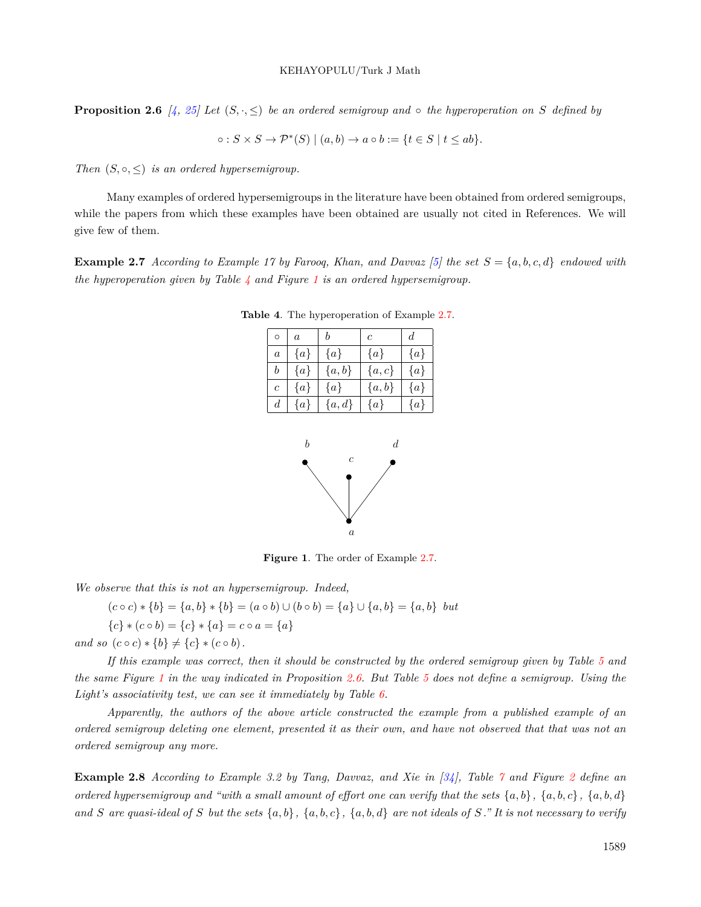**Proposition 2.6** *[4, 25] Let $(S, \cdot, \leq)$ be an ordered semigroup and $\circ$ the hyperoperation on $S$ defined by*

$$\circ : S \times S \to \mathcal{P}^*(S) \mid (a, b) \to a \circ b := \{t \in S \mid t \leq ab\}.$$

*Then $(S, \circ, \leq)$ is an ordered hypersemigroup.*

Many examples of ordered hypersemigroups in the literature have been obtained from ordered semigroups, while the papers from which these examples have been obtained are usually not cited in References. We will give few of them.

**Example 2.7** *According to Example 17 by Farooq, Khan, and Davvaz [5] the set $S = \{a, b, c, d\}$ endowed with the hyperoperation given by Table 4 and Figure 1 is an ordered hypersemigroup.*

**Table 4**. The hyperoperation of Example 2.7.

| $\circ$ | $a$ | $b$ | $c$ | $d$ |
|---|---|---|---|---|
| $a$ | $\{a\}$ | $\{a\}$ | $\{a\}$ | $\{a\}$ |
| $b$ | $\{a\}$ | $\{a, b\}$ | $\{a, c\}$ | $\{a\}$ |
| $c$ | $\{a\}$ | $\{a\}$ | $\{a, b\}$ | $\{a\}$ |
| $d$ | $\{a\}$ | $\{a, d\}$ | $\{a\}$ | $\{a\}$ |

**Figure 1**. The order of Example 2.7.

*We observe that this is not an hypersemigroup. Indeed,*

$(c \circ c) * \{b\} = \{a, b\} * \{b\} = (a \circ b) \cup (b \circ b) = \{a\} \cup \{a, b\} = \{a, b\}$ *but*

$\{c\} * (c \circ b) = \{c\} * \{a\} = c \circ a = \{a\}$

*and so $(c \circ c) * \{b\} \neq \{c\} * (c \circ b)$.*

*If this example was correct, then it should be constructed by the ordered semigroup given by Table 5 and the same Figure 1 in the way indicated in Proposition 2.6. But Table 5 does not define a semigroup. Using the Light's associativity test, we can see it immediately by Table 6.*

*Apparently, the authors of the above article constructed the example from a published example of an ordered semigroup deleting one element, presented it as their own, and have not observed that that was not an ordered semigroup any more.*

**Example 2.8** *According to Example 3.2 by Tang, Davvaz, and Xie in [34], Table 7 and Figure 2 define an ordered hypersemigroup and "with a small amount of effort one can verify that the sets $\{a, b\}$, $\{a, b, c\}$, $\{a, b, d\}$ and $S$ are quasi-ideal of $S$ but the sets $\{a, b\}$, $\{a, b, c\}$, $\{a, b, d\}$ are not ideals of $S$." It is not necessary to verify*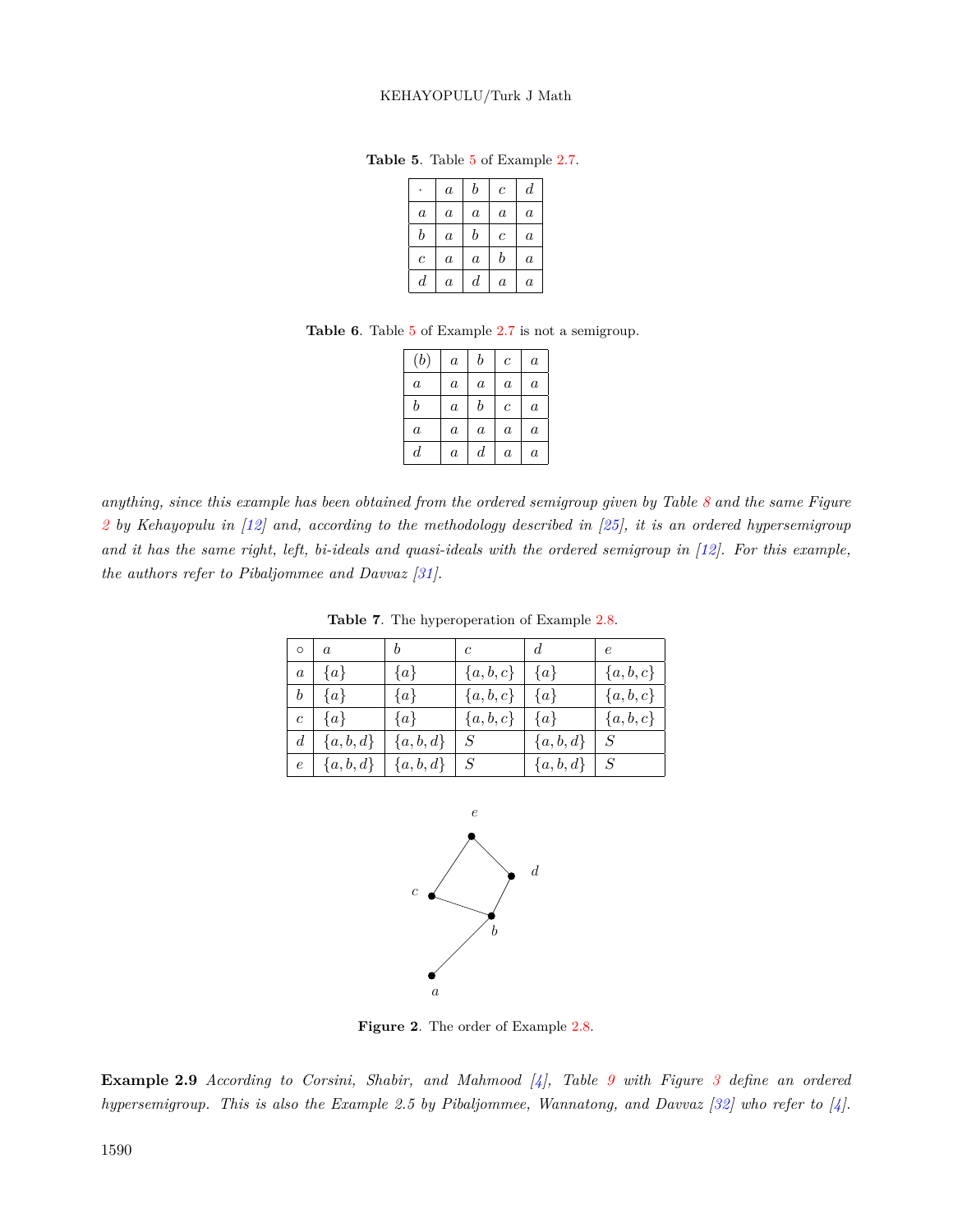**Table 5**. Table 5 of Example 2.7.

| $\cdot$ | $a$ | $b$ | $c$ | $d$ |
|---|---|---|---|---|
| $a$ | $a$ | $a$ | $a$ | $a$ |
| $b$ | $a$ | $b$ | $c$ | $a$ |
| $c$ | $a$ | $a$ | $b$ | $a$ |
| $d$ | $a$ | $d$ | $a$ | $a$ |

**Table 6**. Table 5 of Example 2.7 is not a semigroup.

| $(b)$ | $a$ | $b$ | $c$ | $a$ |
|---|---|---|---|---|
| $a$ | $a$ | $a$ | $a$ | $a$ |
| $b$ | $a$ | $b$ | $c$ | $a$ |
| $a$ | $a$ | $a$ | $a$ | $a$ |
| $d$ | $a$ | $d$ | $a$ | $a$ |

*anything, since this example has been obtained from the ordered semigroup given by Table 8 and the same Figure 2 by Kehayopulu in [12] and, according to the methodology described in [25], it is an ordered hypersemigroup and it has the same right, left, bi-ideals and quasi-ideals with the ordered semigroup in [12]. For this example, the authors refer to Pibaljommee and Davvaz [31].*

**Table 7**. The hyperoperation of Example 2.8.

| $\circ$ | $a$ | $b$ | $c$ | $d$ | $e$ |
|---|---|---|---|---|---|
| $a$ | $\{a\}$ | $\{a\}$ | $\{a,b,c\}$ | $\{a\}$ | $\{a,b,c\}$ |
| $b$ | $\{a\}$ | $\{a\}$ | $\{a,b,c\}$ | $\{a\}$ | $\{a,b,c\}$ |
| $c$ | $\{a\}$ | $\{a\}$ | $\{a,b,c\}$ | $\{a\}$ | $\{a,b,c\}$ |
| $d$ | $\{a,b,d\}$ | $\{a,b,d\}$ | $S$ | $\{a,b,d\}$ | $S$ |
| $e$ | $\{a,b,d\}$ | $\{a,b,d\}$ | $S$ | $\{a,b,d\}$ | $S$ |

**Figure 2**. The order of Example 2.8.

**Example 2.9** *According to Corsini, Shabir, and Mahmood [4], Table 9 with Figure 3 define an ordered hypersemigroup. This is also the Example 2.5 by Pibaljommee, Wannatong, and Davvaz [32] who refer to [4].*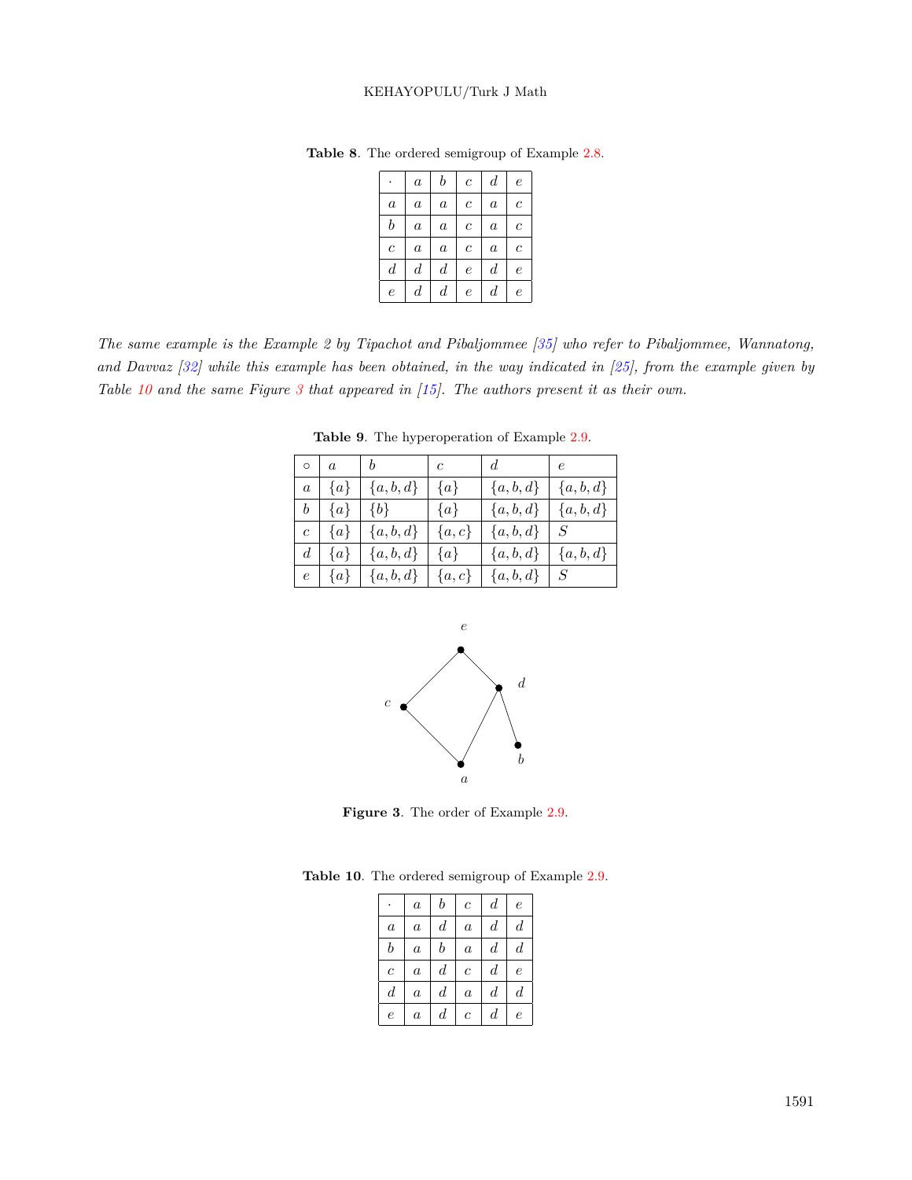**Table 8**. The ordered semigroup of Example 2.8.

| $\cdot$ | $a$ | $b$ | $c$ | $d$ | $e$ |
|---|---|---|---|---|---|
| $a$ | $a$ | $a$ | $c$ | $a$ | $c$ |
| $b$ | $a$ | $a$ | $c$ | $a$ | $c$ |
| $c$ | $a$ | $a$ | $c$ | $a$ | $c$ |
| $d$ | $d$ | $d$ | $e$ | $d$ | $e$ |
| $e$ | $d$ | $d$ | $e$ | $d$ | $e$ |

*The same example is the Example 2 by Tipachot and Pibaljommee [35] who refer to Pibaljommee, Wannatong, and Davvaz [32] while this example has been obtained, in the way indicated in [25], from the example given by Table 10 and the same Figure 3 that appeared in [15]. The authors present it as their own.*

**Table 9**. The hyperoperation of Example 2.9.

| $\circ$ | $a$ | $b$ | $c$ | $d$ | $e$ |
|---|---|---|---|---|---|
| $a$ | $\{a\}$ | $\{a,b,d\}$ | $\{a\}$ | $\{a,b,d\}$ | $\{a,b,d\}$ |
| $b$ | $\{a\}$ | $\{b\}$ | $\{a\}$ | $\{a,b,d\}$ | $\{a,b,d\}$ |
| $c$ | $\{a\}$ | $\{a,b,d\}$ | $\{a,c\}$ | $\{a,b,d\}$ | $S$ |
| $d$ | $\{a\}$ | $\{a,b,d\}$ | $\{a\}$ | $\{a,b,d\}$ | $\{a,b,d\}$ |
| $e$ | $\{a\}$ | $\{a,b,d\}$ | $\{a,c\}$ | $\{a,b,d\}$ | $S$ |

**Figure 3**. The order of Example 2.9.

**Table 10**. The ordered semigroup of Example 2.9.

| $\cdot$ | $a$ | $b$ | $c$ | $d$ | $e$ |
|---|---|---|---|---|---|
| $a$ | $a$ | $d$ | $a$ | $d$ | $d$ |
| $b$ | $a$ | $b$ | $a$ | $d$ | $d$ |
| $c$ | $a$ | $d$ | $c$ | $d$ | $e$ |
| $d$ | $a$ | $d$ | $a$ | $d$ | $d$ |
| $e$ | $a$ | $d$ | $c$ | $d$ | $e$ |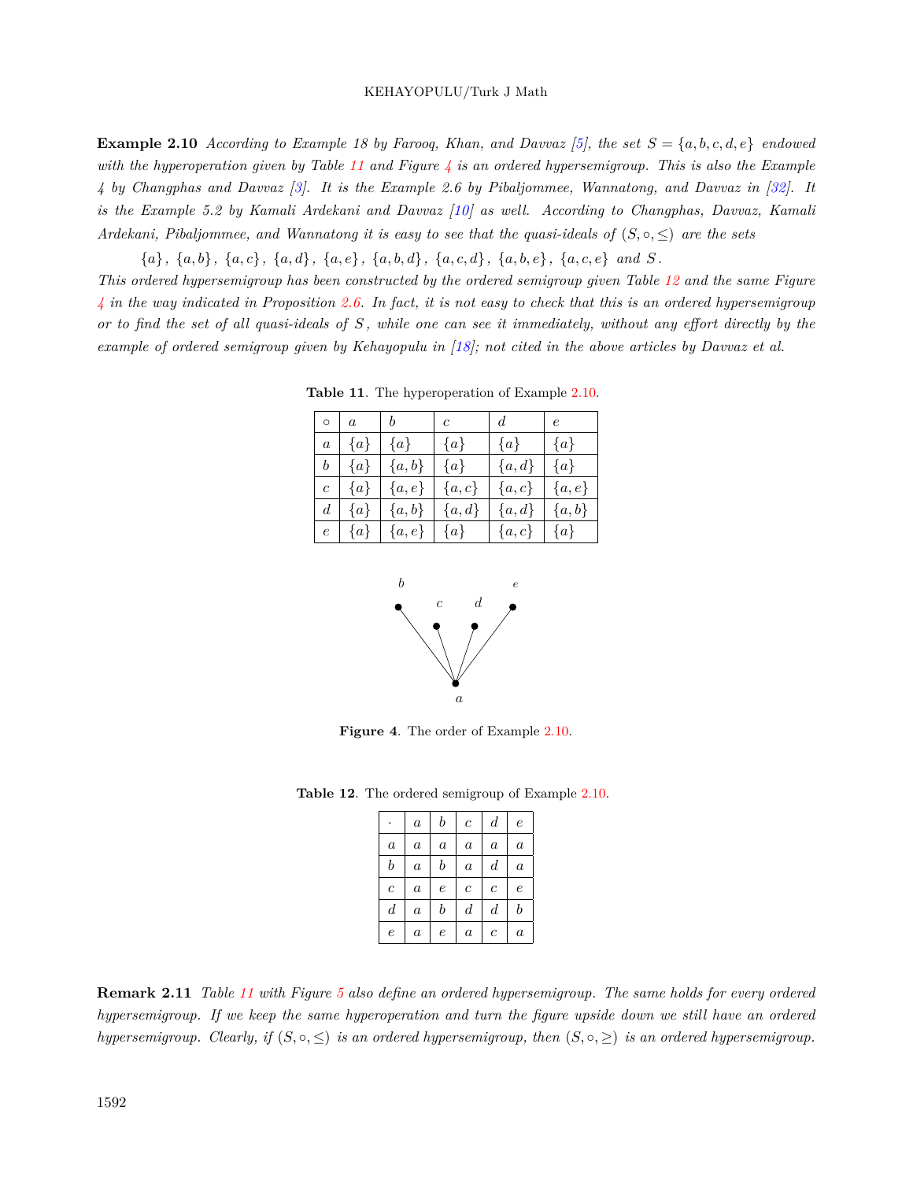**Example 2.10** *According to Example 18 by Farooq, Khan, and Davvaz [5], the set $S = \{a, b, c, d, e\}$ endowed with the hyperoperation given by Table 11 and Figure 4 is an ordered hypersemigroup. This is also the Example 4 by Changphas and Davvaz [3]. It is the Example 2.6 by Pibaljommee, Wannatong, and Davvaz in [32]. It is the Example 5.2 by Kamali Ardekani and Davvaz [10] as well. According to Changphas, Davvaz, Kamali Ardekani, Pibaljommee, and Wannatong it is easy to see that the quasi-ideals of $(S, \circ, \leq)$ are the sets*

$$\{a\},\ \{a,b\},\ \{a,c\},\ \{a,d\},\ \{a,e\},\ \{a,b,d\},\ \{a,c,d\},\ \{a,b,e\},\ \{a,c,e\} \text{ and } S.$$

*This ordered hypersemigroup has been constructed by the ordered semigroup given Table 12 and the same Figure 4 in the way indicated in Proposition 2.6. In fact, it is not easy to check that this is an ordered hypersemigroup or to find the set of all quasi-ideals of $S$, while one can see it immediately, without any effort directly by the example of ordered semigroup given by Kehayopulu in [18]; not cited in the above articles by Davvaz et al.*

**Table 11**. The hyperoperation of Example 2.10.

| $\circ$ | $a$ | $b$ | $c$ | $d$ | $e$ |
|---|---|---|---|---|---|
| $a$ | $\{a\}$ | $\{a\}$ | $\{a\}$ | $\{a\}$ | $\{a\}$ |
| $b$ | $\{a\}$ | $\{a,b\}$ | $\{a\}$ | $\{a,d\}$ | $\{a\}$ |
| $c$ | $\{a\}$ | $\{a,e\}$ | $\{a,c\}$ | $\{a,c\}$ | $\{a,e\}$ |
| $d$ | $\{a\}$ | $\{a,b\}$ | $\{a,d\}$ | $\{a,d\}$ | $\{a,b\}$ |
| $e$ | $\{a\}$ | $\{a,e\}$ | $\{a\}$ | $\{a,c\}$ | $\{a\}$ |

**Figure 4**. The order of Example 2.10.

**Table 12**. The ordered semigroup of Example 2.10.

| $\cdot$ | $a$ | $b$ | $c$ | $d$ | $e$ |
|---|---|---|---|---|---|
| $a$ | $a$ | $a$ | $a$ | $a$ | $a$ |
| $b$ | $a$ | $b$ | $a$ | $d$ | $a$ |
| $c$ | $a$ | $e$ | $c$ | $c$ | $e$ |
| $d$ | $a$ | $b$ | $d$ | $d$ | $b$ |
| $e$ | $a$ | $e$ | $a$ | $c$ | $a$ |

**Remark 2.11** *Table 11 with Figure 5 also define an ordered hypersemigroup. The same holds for every ordered hypersemigroup. If we keep the same hyperoperation and turn the figure upside down we still have an ordered hypersemigroup. Clearly, if $(S, \circ, \leq)$ is an ordered hypersemigroup, then $(S, \circ, \geq)$ is an ordered hypersemigroup.*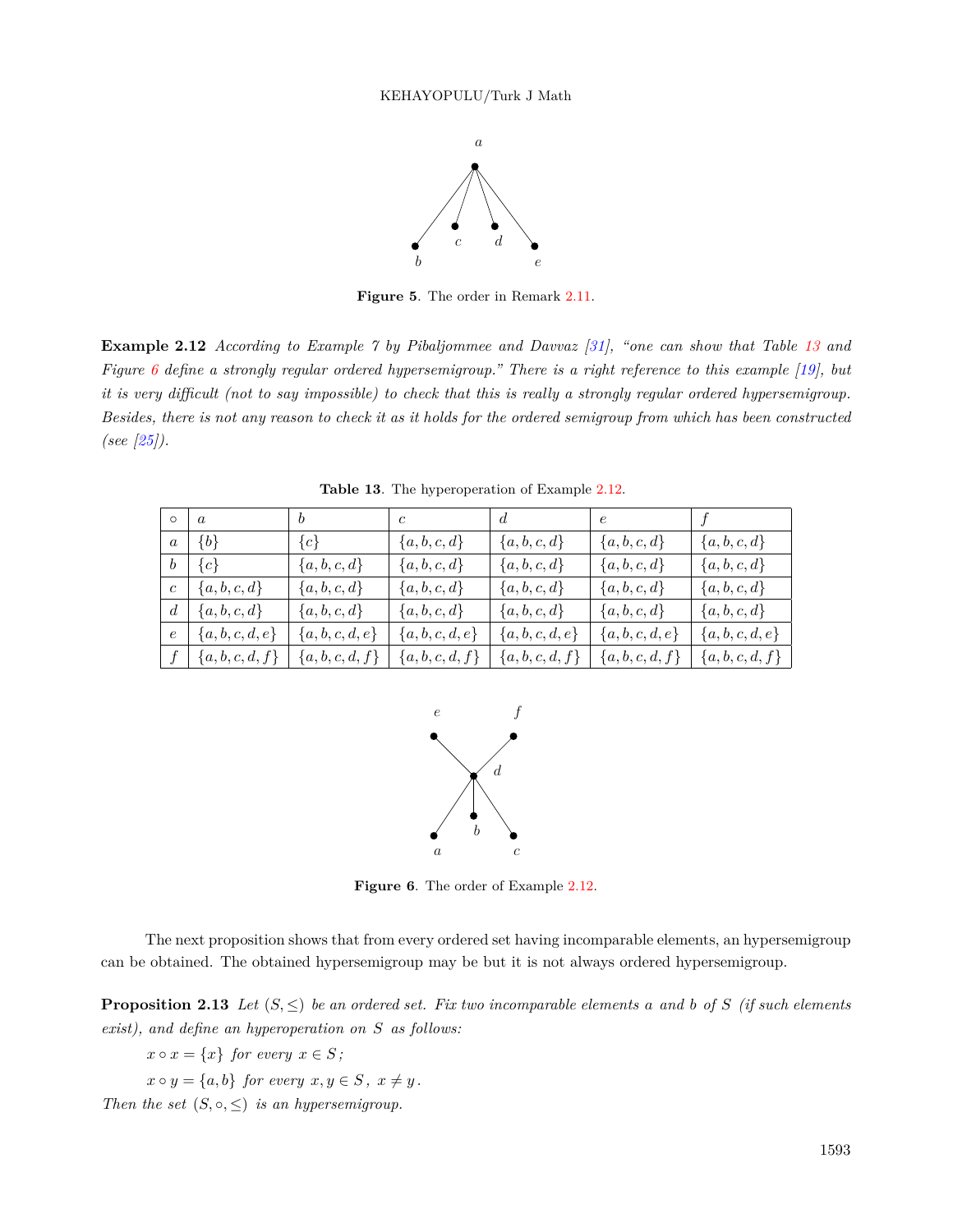**Figure 5**. The order in Remark 2.11.

**Example 2.12** *According to Example 7 by Pibaljommee and Davvaz [31], "one can show that Table 13 and Figure 6 define a strongly regular ordered hypersemigroup." There is a right reference to this example [19], but it is very difficult (not to say impossible) to check that this is really a strongly regular ordered hypersemigroup. Besides, there is not any reason to check it as it holds for the ordered semigroup from which has been constructed (see [25]).*

**Table 13**. The hyperoperation of Example 2.12.

| $\circ$ | $a$ | $b$ | $c$ | $d$ | $e$ | $f$ |
|---|---|---|---|---|---|---|
| $a$ | $\{b\}$ | $\{c\}$ | $\{a,b,c,d\}$ | $\{a,b,c,d\}$ | $\{a,b,c,d\}$ | $\{a,b,c,d\}$ |
| $b$ | $\{c\}$ | $\{a,b,c,d\}$ | $\{a,b,c,d\}$ | $\{a,b,c,d\}$ | $\{a,b,c,d\}$ | $\{a,b,c,d\}$ |
| $c$ | $\{a,b,c,d\}$ | $\{a,b,c,d\}$ | $\{a,b,c,d\}$ | $\{a,b,c,d\}$ | $\{a,b,c,d\}$ | $\{a,b,c,d\}$ |
| $d$ | $\{a,b,c,d\}$ | $\{a,b,c,d\}$ | $\{a,b,c,d\}$ | $\{a,b,c,d\}$ | $\{a,b,c,d\}$ | $\{a,b,c,d\}$ |
| $e$ | $\{a,b,c,d,e\}$ | $\{a,b,c,d,e\}$ | $\{a,b,c,d,e\}$ | $\{a,b,c,d,e\}$ | $\{a,b,c,d,e\}$ | $\{a,b,c,d,e\}$ |
| $f$ | $\{a,b,c,d,f\}$ | $\{a,b,c,d,f\}$ | $\{a,b,c,d,f\}$ | $\{a,b,c,d,f\}$ | $\{a,b,c,d,f\}$ | $\{a,b,c,d,f\}$ |

**Figure 6**. The order of Example 2.12.

The next proposition shows that from every ordered set having incomparable elements, an hypersemigroup can be obtained. The obtained hypersemigroup may be but it is not always ordered hypersemigroup.

**Proposition 2.13** *Let $(S, \leq)$ be an ordered set. Fix two incomparable elements $a$ and $b$ of $S$ (if such elements exist), and define an hyperoperation on $S$ as follows:*

$x \circ x = \{x\}$ *for every* $x \in S$*;*

$x \circ y = \{a, b\}$ *for every* $x, y \in S$, $x \neq y$.

*Then the set $(S, \circ, \leq)$ is an hypersemigroup.*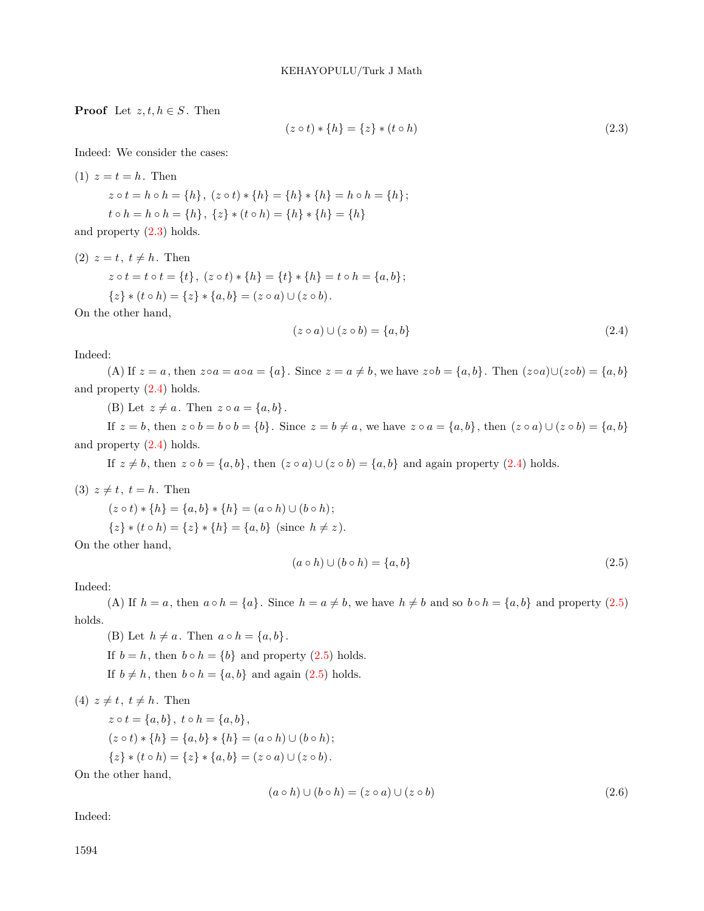**Proof** Let $z, t, h \in S$. Then

$$(z \circ t) * \{h\} = \{z\} * (t \circ h) \tag{2.3}$$

Indeed: We consider the cases:

(1) $z = t = h$. Then

$z \circ t = h \circ h = \{h\}$, $(z \circ t) * \{h\} = \{h\} * \{h\} = h \circ h = \{h\}$;

$t \circ h = h \circ h = \{h\}$, $\{z\} * (t \circ h) = \{h\} * \{h\} = \{h\}$

and property (2.3) holds.

(2) $z = t$, $t \neq h$. Then

$z \circ t = t \circ t = \{t\}$, $(z \circ t) * \{h\} = \{t\} * \{h\} = t \circ h = \{a, b\}$;

$\{z\} * (t \circ h) = \{z\} * \{a, b\} = (z \circ a) \cup (z \circ b)$.

On the other hand,

$$(z \circ a) \cup (z \circ b) = \{a, b\} \tag{2.4}$$

Indeed:

(A) If $z = a$, then $z \circ a = a \circ a = \{a\}$. Since $z = a \neq b$, we have $z \circ b = \{a, b\}$. Then $(z \circ a) \cup (z \circ b) = \{a, b\}$ and property (2.4) holds.

(B) Let $z \neq a$. Then $z \circ a = \{a, b\}$.

If $z = b$, then $z \circ b = b \circ b = \{b\}$. Since $z = b \neq a$, we have $z \circ a = \{a, b\}$, then $(z \circ a) \cup (z \circ b) = \{a, b\}$ and property (2.4) holds.

If $z \neq b$, then $z \circ b = \{a, b\}$, then $(z \circ a) \cup (z \circ b) = \{a, b\}$ and again property (2.4) holds.

(3) $z \neq t$, $t = h$. Then

$(z \circ t) * \{h\} = \{a, b\} * \{h\} = (a \circ h) \cup (b \circ h)$;

$\{z\} * (t \circ h) = \{z\} * \{h\} = \{a, b\}$ (since $h \neq z$).

On the other hand,

$$(a \circ h) \cup (b \circ h) = \{a, b\} \tag{2.5}$$

Indeed:

(A) If $h = a$, then $a \circ h = \{a\}$. Since $h = a \neq b$, we have $h \neq b$ and so $b \circ h = \{a, b\}$ and property (2.5) holds.

(B) Let $h \neq a$. Then $a \circ h = \{a, b\}$.

If $b = h$, then $b \circ h = \{b\}$ and property (2.5) holds.

If $b \neq h$, then $b \circ h = \{a, b\}$ and again (2.5) holds.

(4) $z \neq t$, $t \neq h$. Then

$z \circ t = \{a, b\}$, $t \circ h = \{a, b\}$,

$(z \circ t) * \{h\} = \{a, b\} * \{h\} = (a \circ h) \cup (b \circ h)$;

$\{z\} * (t \circ h) = \{z\} * \{a, b\} = (z \circ a) \cup (z \circ b)$.

On the other hand,

$$(a \circ h) \cup (b \circ h) = (z \circ a) \cup (z \circ b) \tag{2.6}$$

Indeed: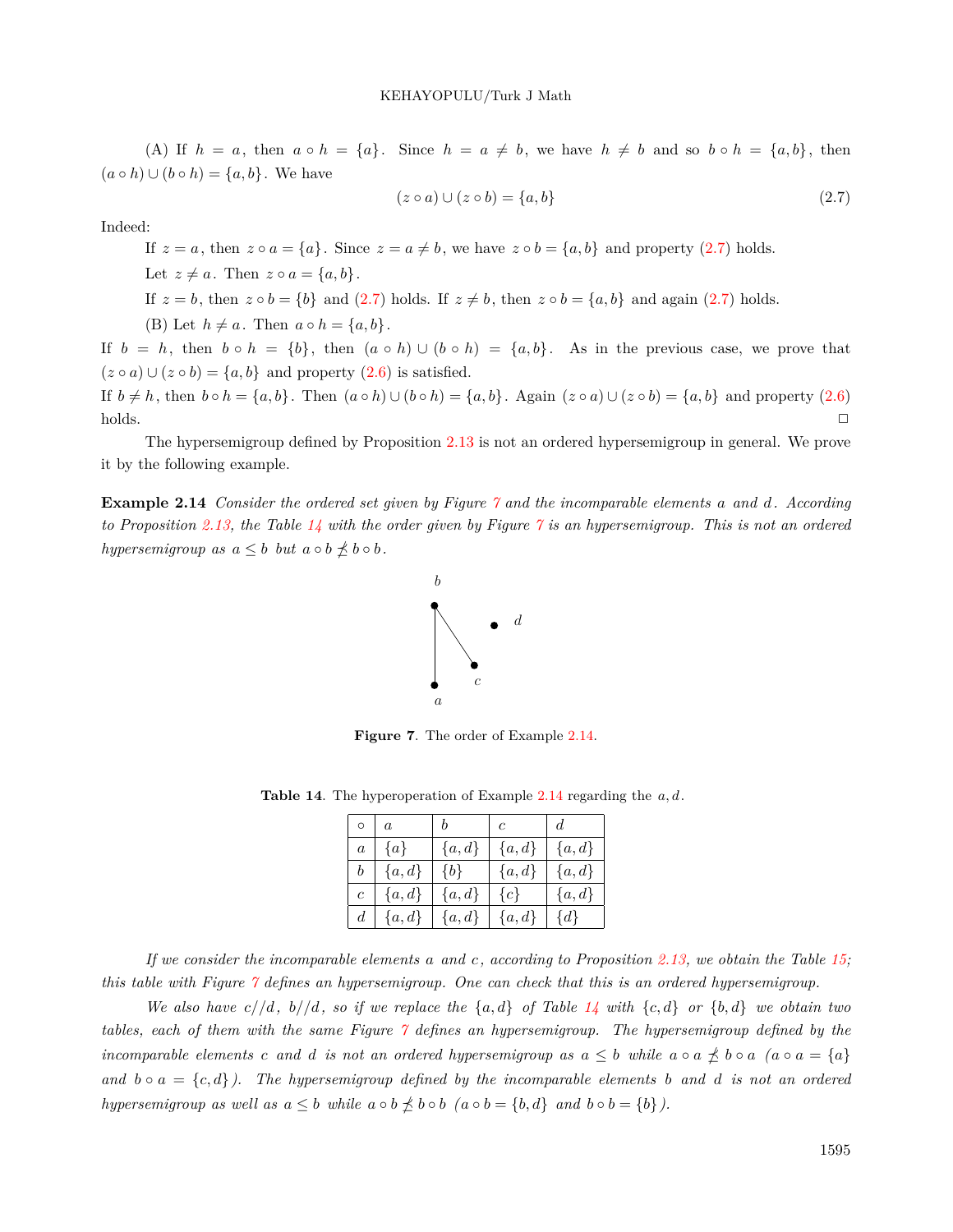(A) If $h = a$, then $a \circ h = \{a\}$. Since $h = a \neq b$, we have $h \neq b$ and so $b \circ h = \{a, b\}$, then $(a \circ h) \cup (b \circ h) = \{a, b\}$. We have

$$(z \circ a) \cup (z \circ b) = \{a, b\} \tag{2.7}$$

Indeed:

If $z = a$, then $z \circ a = \{a\}$. Since $z = a \neq b$, we have $z \circ b = \{a, b\}$ and property (2.7) holds.

Let $z \neq a$. Then $z \circ a = \{a, b\}$.

If $z = b$, then $z \circ b = \{b\}$ and (2.7) holds. If $z \neq b$, then $z \circ b = \{a, b\}$ and again (2.7) holds.

(B) Let $h \neq a$. Then $a \circ h = \{a, b\}$.

If $b = h$, then $b \circ h = \{b\}$, then $(a \circ h) \cup (b \circ h) = \{a, b\}$. As in the previous case, we prove that $(z \circ a) \cup (z \circ b) = \{a, b\}$ and property (2.6) is satisfied.

If $b \neq h$, then $b \circ h = \{a, b\}$. Then $(a \circ h) \cup (b \circ h) = \{a, b\}$. Again $(z \circ a) \cup (z \circ b) = \{a, b\}$ and property (2.6) holds. □

The hypersemigroup defined by Proposition 2.13 is not an ordered hypersemigroup in general. We prove it by the following example.

**Example 2.14** *Consider the ordered set given by Figure 7 and the incomparable elements $a$ and $d$. According to Proposition 2.13, the Table 14 with the order given by Figure 7 is an hypersemigroup. This is not an ordered hypersemigroup as $a \leq b$ but $a \circ b \npreceq b \circ b$.*

**Figure 7**. The order of Example 2.14.

**Table 14**. The hyperoperation of Example 2.14 regarding the $a, d$.

| $\circ$ | $a$ | $b$ | $c$ | $d$ |
|---|---|---|---|---|
| $a$ | $\{a\}$ | $\{a,d\}$ | $\{a,d\}$ | $\{a,d\}$ |
| $b$ | $\{a,d\}$ | $\{b\}$ | $\{a,d\}$ | $\{a,d\}$ |
| $c$ | $\{a,d\}$ | $\{a,d\}$ | $\{c\}$ | $\{a,d\}$ |
| $d$ | $\{a,d\}$ | $\{a,d\}$ | $\{a,d\}$ | $\{d\}$ |

*If we consider the incomparable elements $a$ and $c$, according to Proposition 2.13, we obtain the Table 15; this table with Figure 7 defines an hypersemigroup. One can check that this is an ordered hypersemigroup.*

*We also have $c//d$, $b//d$, so if we replace the $\{a, d\}$ of Table 14 with $\{c, d\}$ or $\{b, d\}$ we obtain two tables, each of them with the same Figure 7 defines an hypersemigroup. The hypersemigroup defined by the incomparable elements $c$ and $d$ is not an ordered hypersemigroup as $a \leq b$ while $a \circ a \npreceq b \circ a$ ($a \circ a = \{a\}$ and $b \circ a = \{c, d\}$). The hypersemigroup defined by the incomparable elements $b$ and $d$ is not an ordered hypersemigroup as well as $a \leq b$ while $a \circ b \npreceq b \circ b$ ($a \circ b = \{b, d\}$ and $b \circ b = \{b\}$).*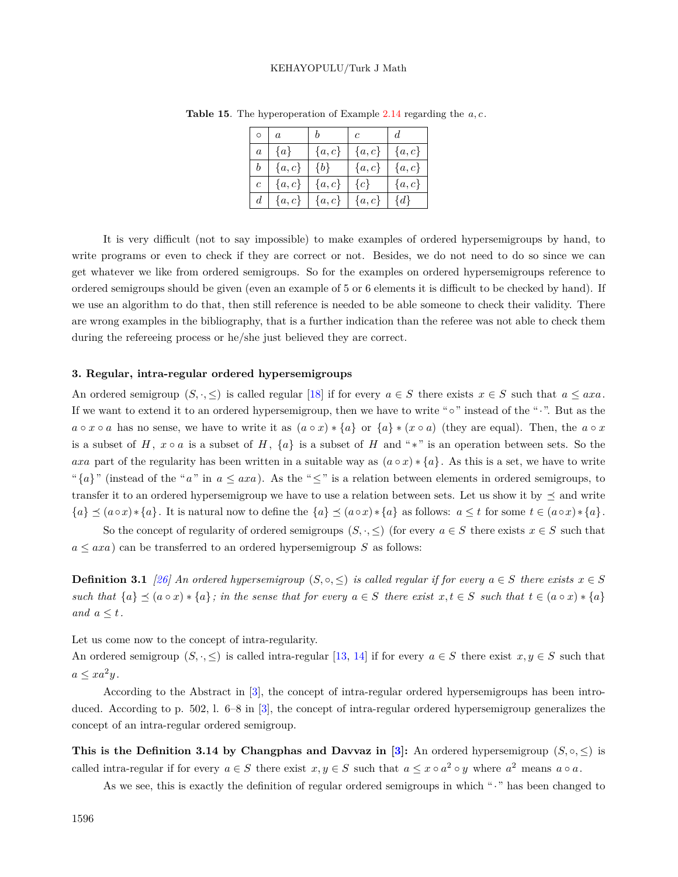**Table 15**. The hyperoperation of Example 2.14 regarding the $a, c$.

| $\circ$ | $a$ | $b$ | $c$ | $d$ |
|---|---|---|---|---|
| $a$ | $\{a\}$ | $\{a,c\}$ | $\{a,c\}$ | $\{a,c\}$ |
| $b$ | $\{a,c\}$ | $\{b\}$ | $\{a,c\}$ | $\{a,c\}$ |
| $c$ | $\{a,c\}$ | $\{a,c\}$ | $\{c\}$ | $\{a,c\}$ |
| $d$ | $\{a,c\}$ | $\{a,c\}$ | $\{a,c\}$ | $\{d\}$ |

It is very difficult (not to say impossible) to make examples of ordered hypersemigroups by hand, to write programs or even to check if they are correct or not. Besides, we do not need to do so since we can get whatever we like from ordered semigroups. So for the examples on ordered hypersemigroups reference to ordered semigroups should be given (even an example of 5 or 6 elements it is difficult to be checked by hand). If we use an algorithm to do that, then still reference is needed to be able someone to check their validity. There are wrong examples in the bibliography, that is a further indication than the referee was not able to check them during the refereeing process or he/she just believed they are correct.

### 3. Regular, intra-regular ordered hypersemigroups

An ordered semigroup $(S, \cdot, \leq)$ is called regular [18] if for every $a \in S$ there exists $x \in S$ such that $a \leq axa$. If we want to extend it to an ordered hypersemigroup, then we have to write "$\circ$" instead of the "$\cdot$". But as the $a \circ x \circ a$ has no sense, we have to write it as $(a \circ x) * \{a\}$ or $\{a\} * (x \circ a)$ (they are equal). Then, the $a \circ x$ is a subset of $H$, $x \circ a$ is a subset of $H$, $\{a\}$ is a subset of $H$ and "$*$" is an operation between sets. So the $axa$ part of the regularity has been written in a suitable way as $(a \circ x) * \{a\}$. As this is a set, we have to write "$\{a\}$" (instead of the "$a$" in $a \leq axa$). As the "$\leq$" is a relation between elements in ordered semigroups, to transfer it to an ordered hypersemigroup we have to use a relation between sets. Let us show it by $\preceq$ and write $\{a\} \preceq (a \circ x) * \{a\}$. It is natural now to define the $\{a\} \preceq (a \circ x) * \{a\}$ as follows: $a \leq t$ for some $t \in (a \circ x) * \{a\}$.

So the concept of regularity of ordered semigroups $(S, \cdot, \leq)$ (for every $a \in S$ there exists $x \in S$ such that $a \leq axa$) can be transferred to an ordered hypersemigroup $S$ as follows:

**Definition 3.1** *[26] An ordered hypersemigroup $(S, \circ, \leq)$ is called regular if for every $a \in S$ there exists $x \in S$ such that $\{a\} \preceq (a \circ x) * \{a\}$; in the sense that for every $a \in S$ there exist $x, t \in S$ such that $t \in (a \circ x) * \{a\}$ and $a \leq t$.*

Let us come now to the concept of intra-regularity.
An ordered semigroup $(S, \cdot, \leq)$ is called intra-regular [13, 14] if for every $a \in S$ there exist $x, y \in S$ such that $a \leq xa^2y$.

According to the Abstract in [3], the concept of intra-regular ordered hypersemigroups has been introduced. According to p. 502, l. 6–8 in [3], the concept of intra-regular ordered hypersemigroup generalizes the concept of an intra-regular ordered semigroup.

**This is the Definition 3.14 by Changphas and Davvaz in [3]:** An ordered hypersemigroup $(S, \circ, \leq)$ is called intra-regular if for every $a \in S$ there exist $x, y \in S$ such that $a \leq x \circ a^2 \circ y$ where $a^2$ means $a \circ a$.

As we see, this is exactly the definition of regular ordered semigroups in which "$\cdot$" has been changed to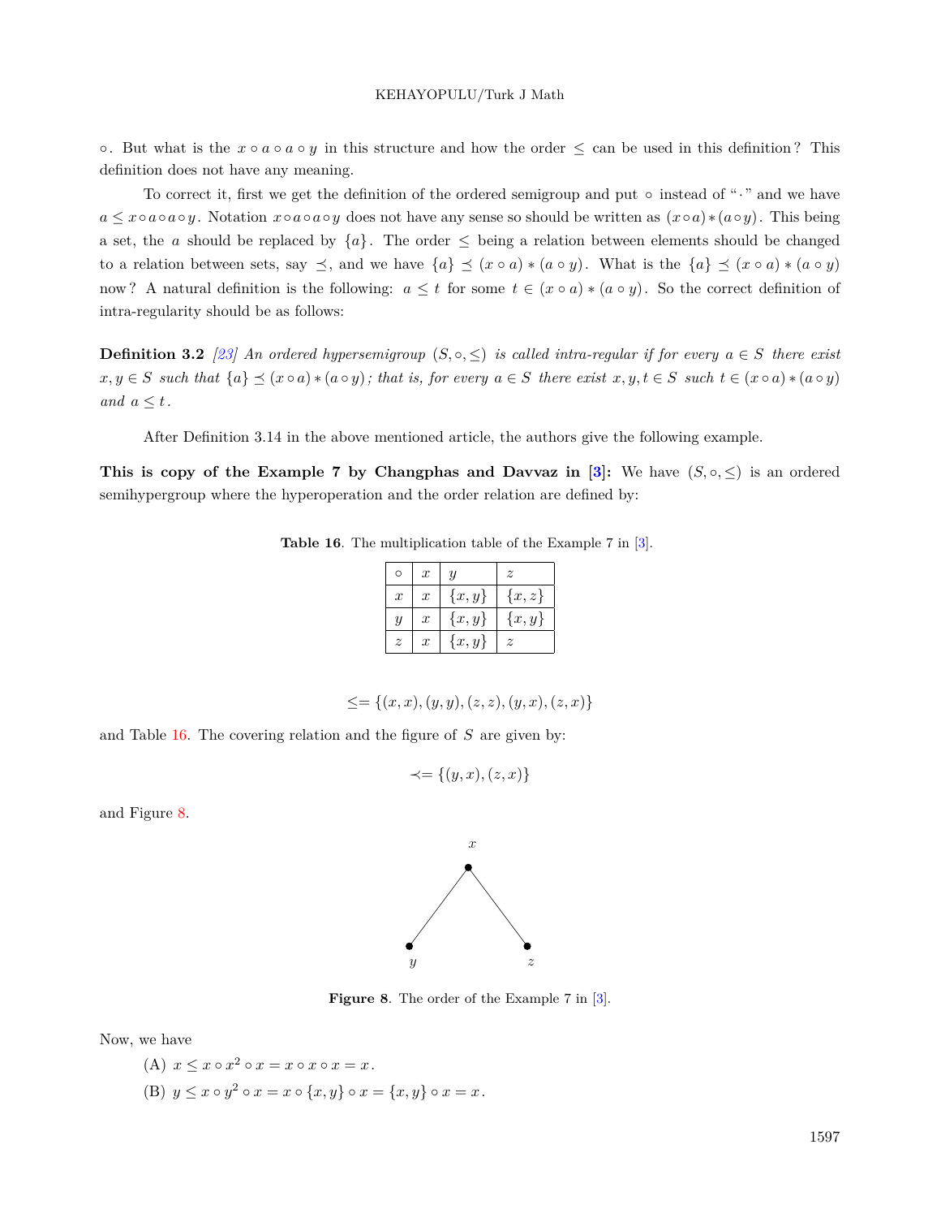$\circ$. But what is the $x \circ a \circ a \circ y$ in this structure and how the order $\leq$ can be used in this definition? This definition does not have any meaning.

To correct it, first we get the definition of the ordered semigroup and put $\circ$ instead of "$\cdot$" and we have $a \leq x \circ a \circ a \circ y$. Notation $x \circ a \circ a \circ y$ does not have any sense so should be written as $(x \circ a) * (a \circ y)$. This being a set, the $a$ should be replaced by $\{a\}$. The order $\leq$ being a relation between elements should be changed to a relation between sets, say $\preceq$, and we have $\{a\} \preceq (x \circ a) * (a \circ y)$. What is the $\{a\} \preceq (x \circ a) * (a \circ y)$ now? A natural definition is the following: $a \leq t$ for some $t \in (x \circ a) * (a \circ y)$. So the correct definition of intra-regularity should be as follows:

**Definition 3.2** *[23] An ordered hypersemigroup $(S, \circ, \leq)$ is called intra-regular if for every $a \in S$ there exist $x, y \in S$ such that $\{a\} \preceq (x \circ a) * (a \circ y)$; that is, for every $a \in S$ there exist $x, y, t \in S$ such $t \in (x \circ a) * (a \circ y)$ and $a \leq t$.*

After Definition 3.14 in the above mentioned article, the authors give the following example.

**This is copy of the Example 7 by Changphas and Davvaz in [3]:** We have $(S, \circ, \leq)$ is an ordered semihypergroup where the hyperoperation and the order relation are defined by:

**Table 16**. The multiplication table of the Example 7 in [3].

| $\circ$ | $x$ | $y$ | $z$ |
|---|---|---|---|
| $x$ | $x$ | $\{x, y\}$ | $\{x, z\}$ |
| $y$ | $x$ | $\{x, y\}$ | $\{x, y\}$ |
| $z$ | $x$ | $\{x, y\}$ | $z$ |

$$\leq = \{(x, x), (y, y), (z, z), (y, x), (z, x)\}$$

and Table 16. The covering relation and the figure of $S$ are given by:

$$\prec = \{(y, x), (z, x)\}$$

and Figure 8.

**Figure 8**. The order of the Example 7 in [3].

Now, we have

(A) $x \leq x \circ x^2 \circ x = x \circ x \circ x = x$.

(B) $y \leq x \circ y^2 \circ x = x \circ \{x, y\} \circ x = \{x, y\} \circ x = x$.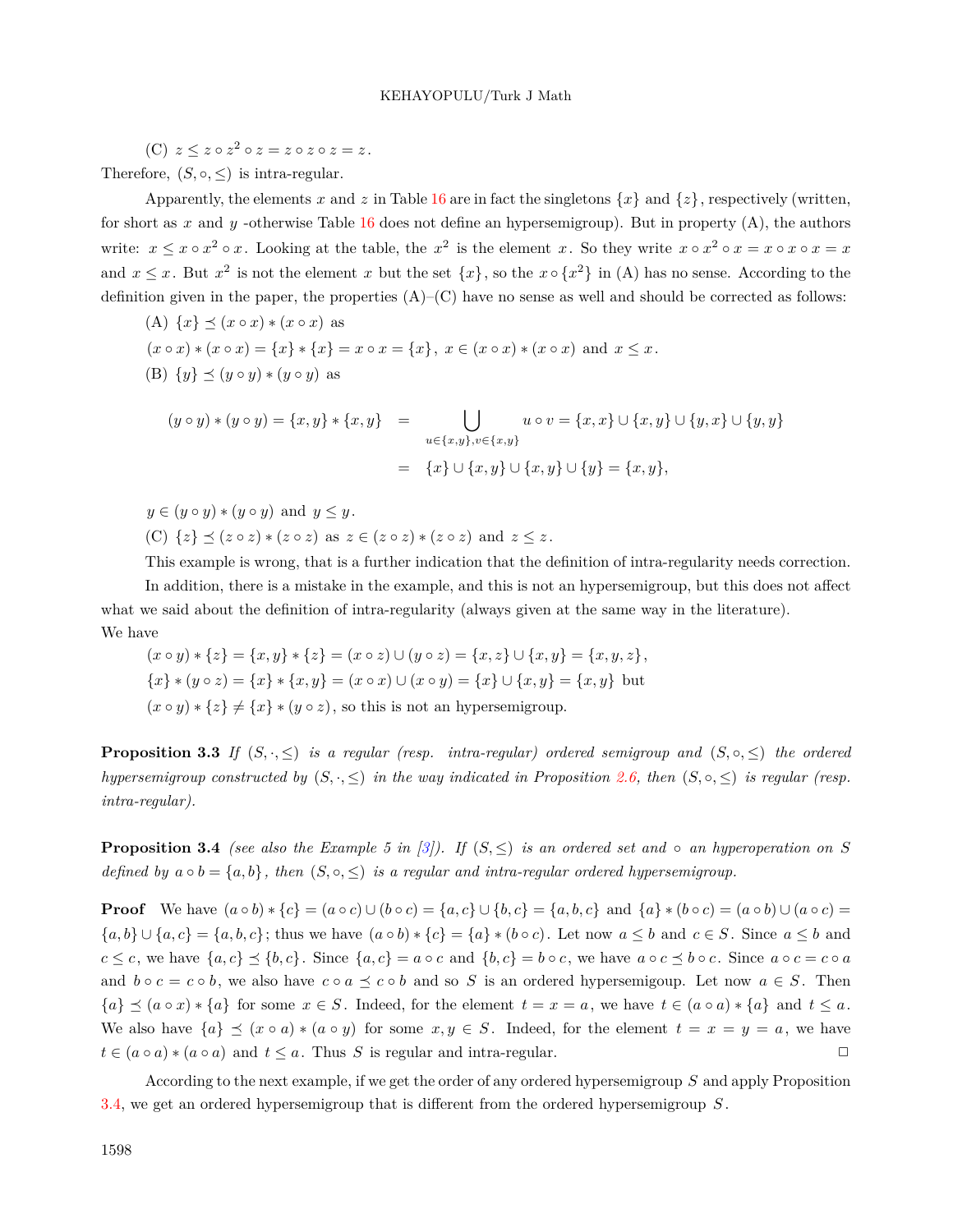(C) $z \leq z \circ z^2 \circ z = z \circ z \circ z = z$.

Therefore, $(S, \circ, \leq)$ is intra-regular.

Apparently, the elements $x$ and $z$ in Table 16 are in fact the singletons $\{x\}$ and $\{z\}$, respectively (written, for short as $x$ and $y$ -otherwise Table 16 does not define an hypersemigroup). But in property (A), the authors write: $x \leq x \circ x^2 \circ x$. Looking at the table, the $x^2$ is the element $x$. So they write $x \circ x^2 \circ x = x \circ x \circ x = x$ and $x \leq x$. But $x^2$ is not the element $x$ but the set $\{x\}$, so the $x \circ \{x^2\}$ in (A) has no sense. According to the definition given in the paper, the properties (A)–(C) have no sense as well and should be corrected as follows:

(A) $\{x\} \preceq (x \circ x) * (x \circ x)$ as

$(x \circ x) * (x \circ x) = \{x\} * \{x\} = x \circ x = \{x\}$, $x \in (x \circ x) * (x \circ x)$ and $x \leq x$.

(B) $\{y\} \preceq (y \circ y) * (y \circ y)$ as

$$\begin{aligned}(y \circ y) * (y \circ y) = \{x, y\} * \{x, y\} &= \bigcup_{u \in \{x,y\}, v \in \{x,y\}} u \circ v = \{x, x\} \cup \{x, y\} \cup \{y, x\} \cup \{y, y\} \\ &= \{x\} \cup \{x, y\} \cup \{x, y\} \cup \{y\} = \{x, y\},\end{aligned}$$

$y \in (y \circ y) * (y \circ y)$ and $y \leq y$.

(C) $\{z\} \preceq (z \circ z) * (z \circ z)$ as $z \in (z \circ z) * (z \circ z)$ and $z \leq z$.

This example is wrong, that is a further indication that the definition of intra-regularity needs correction.

In addition, there is a mistake in the example, and this is not an hypersemigroup, but this does not affect what we said about the definition of intra-regularity (always given at the same way in the literature).

We have

$(x \circ y) * \{z\} = \{x, y\} * \{z\} = (x \circ z) \cup (y \circ z) = \{x, z\} \cup \{x, y\} = \{x, y, z\}$,

$\{x\} * (y \circ z) = \{x\} * \{x, y\} = (x \circ x) \cup (x \circ y) = \{x\} \cup \{x, y\} = \{x, y\}$ but

$(x \circ y) * \{z\} \neq \{x\} * (y \circ z)$, so this is not an hypersemigroup.

**Proposition 3.3** *If $(S, \cdot, \leq)$ is a regular (resp. intra-regular) ordered semigroup and $(S, \circ, \leq)$ the ordered hypersemigroup constructed by $(S, \cdot, \leq)$ in the way indicated in Proposition 2.6, then $(S, \circ, \leq)$ is regular (resp. intra-regular).*

**Proposition 3.4** *(see also the Example 5 in [3]). If $(S, \leq)$ is an ordered set and $\circ$ an hyperoperation on $S$ defined by $a \circ b = \{a, b\}$, then $(S, \circ, \leq)$ is a regular and intra-regular ordered hypersemigroup.*

**Proof** We have $(a \circ b) * \{c\} = (a \circ c) \cup (b \circ c) = \{a, c\} \cup \{b, c\} = \{a, b, c\}$ and $\{a\} * (b \circ c) = (a \circ b) \cup (a \circ c) = \{a, b\} \cup \{a, c\} = \{a, b, c\}$; thus we have $(a \circ b) * \{c\} = \{a\} * (b \circ c)$. Let now $a \leq b$ and $c \in S$. Since $a \leq b$ and $c \leq c$, we have $\{a, c\} \preceq \{b, c\}$. Since $\{a, c\} = a \circ c$ and $\{b, c\} = b \circ c$, we have $a \circ c \preceq b \circ c$. Since $a \circ c = c \circ a$ and $b \circ c = c \circ b$, we also have $c \circ a \preceq c \circ b$ and so $S$ is an ordered hypersemigoup. Let now $a \in S$. Then $\{a\} \preceq (a \circ x) * \{a\}$ for some $x \in S$. Indeed, for the element $t = x = a$, we have $t \in (a \circ a) * \{a\}$ and $t \leq a$. We also have $\{a\} \preceq (x \circ a) * (a \circ y)$ for some $x, y \in S$. Indeed, for the element $t = x = y = a$, we have $t \in (a \circ a) * (a \circ a)$ and $t \leq a$. Thus $S$ is regular and intra-regular. $\square$

According to the next example, if we get the order of any ordered hypersemigroup $S$ and apply Proposition 3.4, we get an ordered hypersemigroup that is different from the ordered hypersemigroup $S$.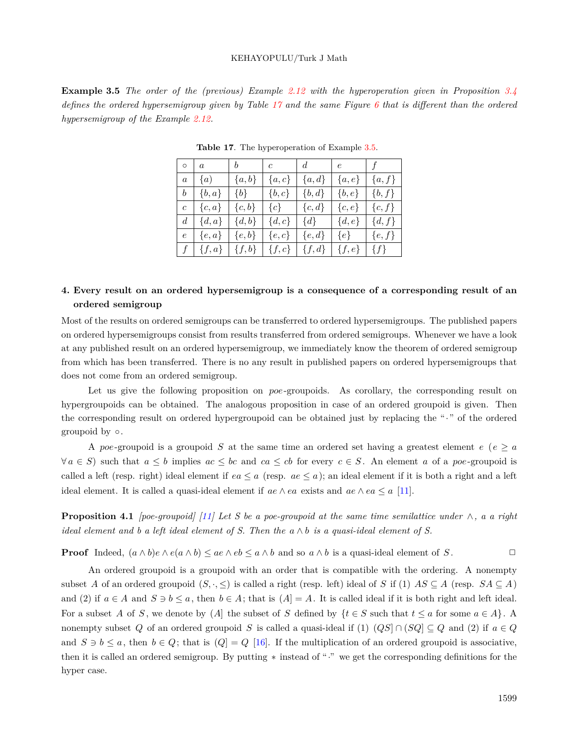**Example 3.5** *The order of the (previous) Example 2.12 with the hyperoperation given in Proposition 3.4 defines the ordered hypersemigroup given by Table 17 and the same Figure 6 that is different than the ordered hypersemigroup of the Example 2.12.*

**Table 17**. The hyperoperation of Example 3.5.

| $\circ$ | $a$ | $b$ | $c$ | $d$ | $e$ | $f$ |
|---|---|---|---|---|---|---|
| $a$ | $\{a)$ | $\{a, b\}$ | $\{a, c\}$ | $\{a, d\}$ | $\{a, e\}$ | $\{a, f\}$ |
| $b$ | $\{b, a\}$ | $\{b\}$ | $\{b, c\}$ | $\{b, d\}$ | $\{b, e\}$ | $\{b, f\}$ |
| $c$ | $\{c, a\}$ | $\{c, b\}$ | $\{c\}$ | $\{c, d\}$ | $\{c, e\}$ | $\{c, f\}$ |
| $d$ | $\{d, a\}$ | $\{d, b\}$ | $\{d, c\}$ | $\{d\}$ | $\{d, e\}$ | $\{d, f\}$ |
| $e$ | $\{e, a\}$ | $\{e, b\}$ | $\{e, c\}$ | $\{e, d\}$ | $\{e\}$ | $\{e, f\}$ |
| $f$ | $\{f, a\}$ | $\{f, b\}$ | $\{f, c\}$ | $\{f, d\}$ | $\{f, e\}$ | $\{f\}$ |

## 4. Every result on an ordered hypersemigroup is a consequence of a corresponding result of an ordered semigroup

Most of the results on ordered semigroups can be transferred to ordered hypersemigroups. The published papers on ordered hypersemigroups consist from results transferred from ordered semigroups. Whenever we have a look at any published result on an ordered hypersemigroup, we immediately know the theorem of ordered semigroup from which has been transferred. There is no any result in published papers on ordered hypersemigroups that does not come from an ordered semigroup.

Let us give the following proposition on *poe*-groupoids. As corollary, the corresponding result on hypergroupoids can be obtained. The analogous proposition in case of an ordered groupoid is given. Then the corresponding result on ordered hypergroupoid can be obtained just by replacing the "$\cdot$" of the ordered groupoid by $\circ$.

A *poe*-groupoid is a groupoid $S$ at the same time an ordered set having a greatest element $e$ ($e \geq a$ $\forall\, a \in S$) such that $a \leq b$ implies $ac \leq bc$ and $ca \leq cb$ for every $c \in S$. An element $a$ of a *poe*-groupoid is called a left (resp. right) ideal element if $ea \leq a$ (resp. $ae \leq a$); an ideal element if it is both a right and a left ideal element. It is called a quasi-ideal element if $ae \wedge ea$ exists and $ae \wedge ea \leq a$ [11].

**Proposition 4.1** *[poe-groupoid] [11] Let $S$ be a poe-groupoid at the same time semilattice under $\wedge$, $a$ a right ideal element and $b$ a left ideal element of $S$. Then the $a \wedge b$ is a quasi-ideal element of $S$.*

**Proof** Indeed, $(a \wedge b)e \wedge e(a \wedge b) \leq ae \wedge eb \leq a \wedge b$ and so $a \wedge b$ is a quasi-ideal element of $S$. □

An ordered groupoid is a groupoid with an order that is compatible with the ordering. A nonempty subset $A$ of an ordered groupoid $(S, \cdot, \leq)$ is called a right (resp. left) ideal of $S$ if (1) $AS \subseteq A$ (resp. $SA \subseteq A$) and (2) if $a \in A$ and $S \ni b \leq a$, then $b \in A$; that is $(A] = A$. It is called ideal if it is both right and left ideal. For a subset $A$ of $S$, we denote by $(A]$ the subset of $S$ defined by $\{t \in S$ such that $t \leq a$ for some $a \in A\}$. A nonempty subset $Q$ of an ordered groupoid $S$ is called a quasi-ideal if (1) $(QS] \cap (SQ] \subseteq Q$ and (2) if $a \in Q$ and $S \ni b \leq a$, then $b \in Q$; that is $(Q] = Q$ [16]. If the multiplication of an ordered groupoid is associative, then it is called an ordered semigroup. By putting $*$ instead of "$\cdot$" we get the corresponding definitions for the hyper case.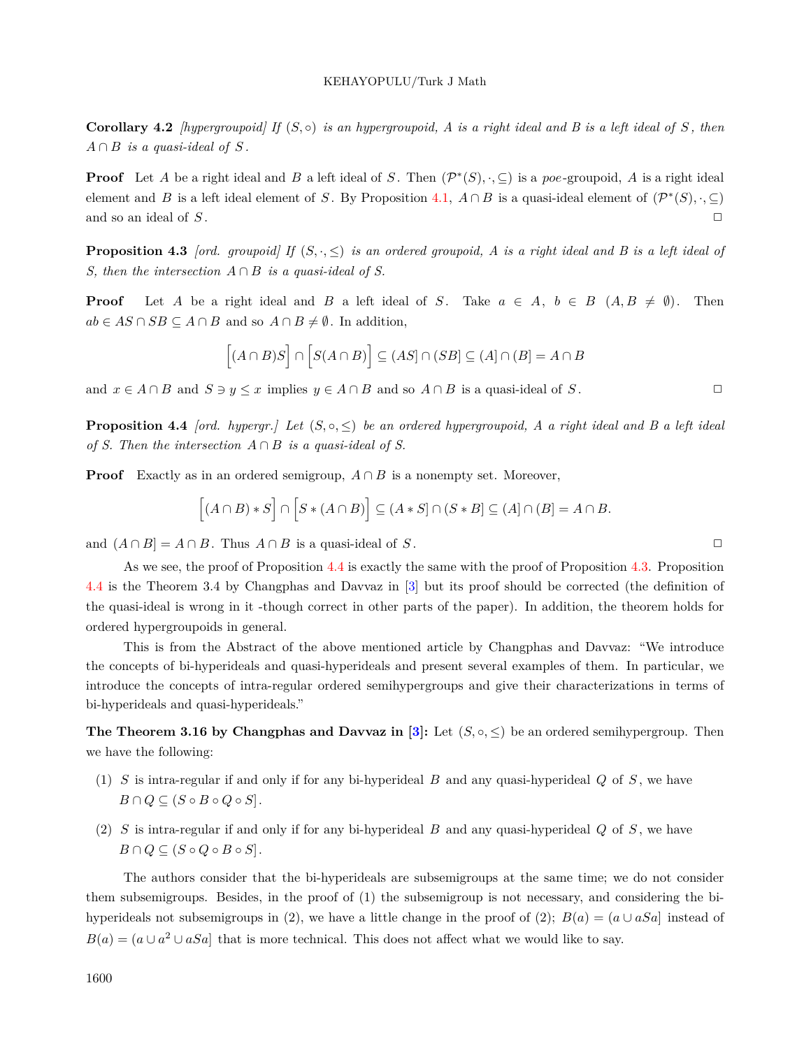**Corollary 4.2** *[hypergroupoid] If $(S, \circ)$ is an hypergroupoid, $A$ is a right ideal and $B$ is a left ideal of $S$, then $A \cap B$ is a quasi-ideal of $S$.*

**Proof** Let $A$ be a right ideal and $B$ a left ideal of $S$. Then $(\mathcal{P}^*(S), \cdot, \subseteq)$ is a *poe*-groupoid, $A$ is a right ideal element and $B$ is a left ideal element of $S$. By Proposition 4.1, $A \cap B$ is a quasi-ideal element of $(\mathcal{P}^*(S), \cdot, \subseteq)$ and so an ideal of $S$. $\square$

**Proposition 4.3** *[ord. groupoid] If $(S, \cdot, \leq)$ is an ordered groupoid, $A$ is a right ideal and $B$ is a left ideal of $S$, then the intersection $A \cap B$ is a quasi-ideal of $S$.*

**Proof** Let $A$ be a right ideal and $B$ a left ideal of $S$. Take $a \in A$, $b \in B$ $(A, B \neq \emptyset)$. Then $ab \in AS \cap SB \subseteq A \cap B$ and so $A \cap B \neq \emptyset$. In addition,

$$\Big[(A \cap B)S\Big] \cap \Big[S(A \cap B)\Big] \subseteq (AS] \cap (SB] \subseteq (A] \cap (B] = A \cap B$$

and $x \in A \cap B$ and $S \ni y \leq x$ implies $y \in A \cap B$ and so $A \cap B$ is a quasi-ideal of $S$. $\square$

**Proposition 4.4** *[ord. hypergr.] Let $(S, \circ, \leq)$ be an ordered hypergroupoid, $A$ a right ideal and $B$ a left ideal of $S$. Then the intersection $A \cap B$ is a quasi-ideal of $S$.*

**Proof** Exactly as in an ordered semigroup, $A \cap B$ is a nonempty set. Moreover,

$$\Big[(A \cap B) * S\Big] \cap \Big[S * (A \cap B)\Big] \subseteq (A * S] \cap (S * B] \subseteq (A] \cap (B] = A \cap B.$$

and $(A \cap B] = A \cap B$. Thus $A \cap B$ is a quasi-ideal of $S$. $\square$

As we see, the proof of Proposition 4.4 is exactly the same with the proof of Proposition 4.3. Proposition 4.4 is the Theorem 3.4 by Changphas and Davvaz in [3] but its proof should be corrected (the definition of the quasi-ideal is wrong in it -though correct in other parts of the paper). In addition, the theorem holds for ordered hypergroupoids in general.

This is from the Abstract of the above mentioned article by Changphas and Davvaz: "We introduce the concepts of bi-hyperideals and quasi-hyperideals and present several examples of them. In particular, we introduce the concepts of intra-regular ordered semihypergroups and give their characterizations in terms of bi-hyperideals and quasi-hyperideals."

**The Theorem 3.16 by Changphas and Davvaz in [3]:** Let $(S, \circ, \leq)$ be an ordered semihypergroup. Then we have the following:

(1) $S$ is intra-regular if and only if for any bi-hyperideal $B$ and any quasi-hyperideal $Q$ of $S$, we have $B \cap Q \subseteq (S \circ B \circ Q \circ S]$.

(2) $S$ is intra-regular if and only if for any bi-hyperideal $B$ and any quasi-hyperideal $Q$ of $S$, we have $B \cap Q \subseteq (S \circ Q \circ B \circ S]$.

The authors consider that the bi-hyperideals are subsemigroups at the same time; we do not consider them subsemigroups. Besides, in the proof of (1) the subsemigroup is not necessary, and considering the bi-hyperideals not subsemigroups in (2), we have a little change in the proof of (2); $B(a) = (a \cup aSa]$ instead of $B(a) = (a \cup a^2 \cup aSa]$ that is more technical. This does not affect what we would like to say.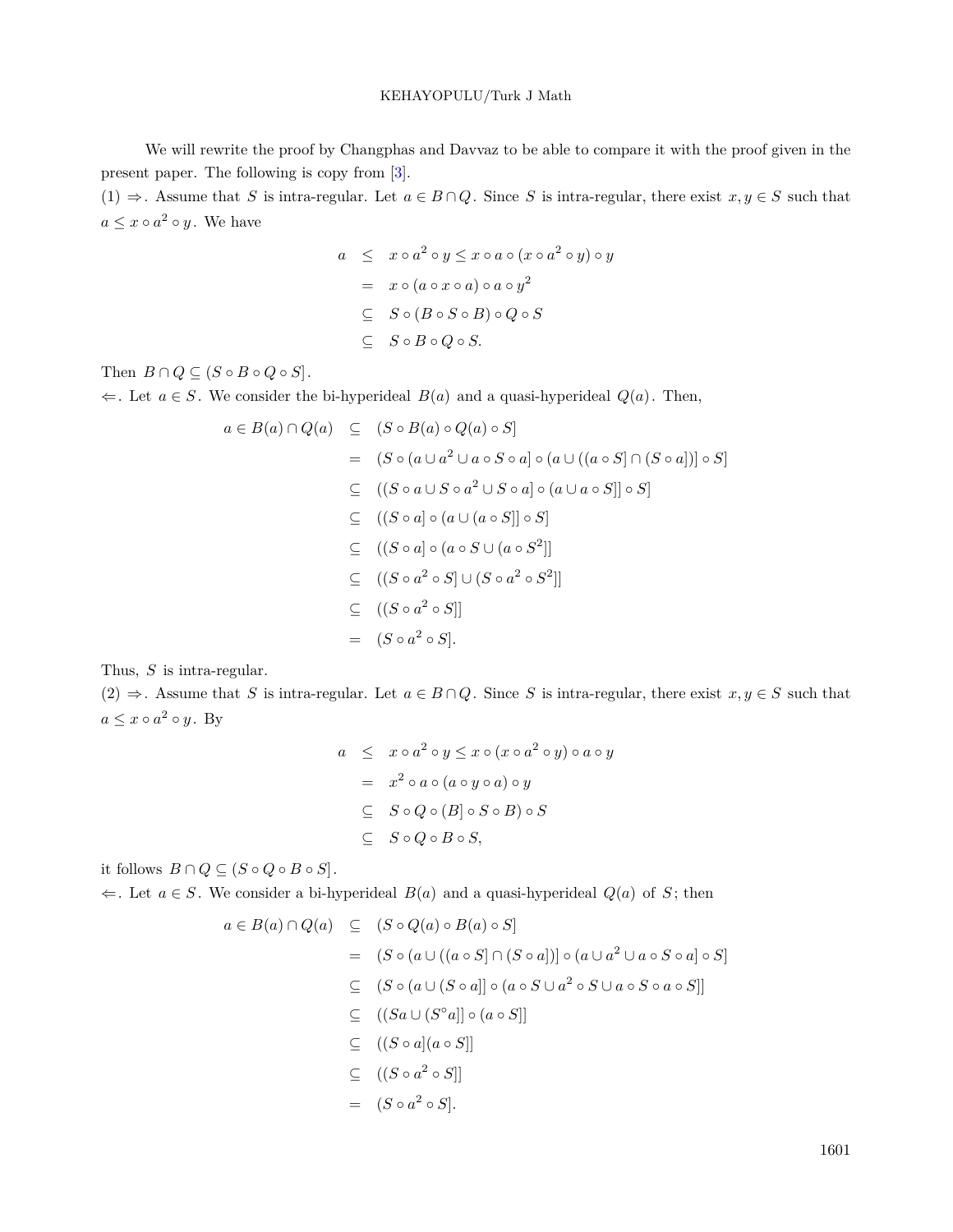We will rewrite the proof by Changphas and Davvaz to be able to compare it with the proof given in the present paper. The following is copy from [3].

(1) $\Rightarrow$. Assume that $S$ is intra-regular. Let $a \in B \cap Q$. Since $S$ is intra-regular, there exist $x, y \in S$ such that $a \leq x \circ a^2 \circ y$. We have

$$
\begin{aligned}
a &\leq x \circ a^2 \circ y \leq x \circ a \circ (x \circ a^2 \circ y) \circ y \\
&= x \circ (a \circ x \circ a) \circ a \circ y^2 \\
&\subseteq S \circ (B \circ S \circ B) \circ Q \circ S \\
&\subseteq S \circ B \circ Q \circ S.
\end{aligned}
$$

Then $B \cap Q \subseteq (S \circ B \circ Q \circ S]$.

$\Leftarrow$. Let $a \in S$. We consider the bi-hyperideal $B(a)$ and a quasi-hyperideal $Q(a)$. Then,

$$
\begin{aligned}
a \in B(a) \cap Q(a) &\subseteq (S \circ B(a) \circ Q(a) \circ S] \\
&= (S \circ (a \cup a^2 \cup a \circ S \circ a] \circ (a \cup ((a \circ S] \cap (S \circ a])] \circ S] \\
&\subseteq ((S \circ a \cup S \circ a^2 \cup S \circ a] \circ (a \cup a \circ S]] \circ S] \\
&\subseteq ((S \circ a] \circ (a \cup (a \circ S]] \circ S] \\
&\subseteq ((S \circ a] \circ (a \circ S \cup (a \circ S^2]] \\
&\subseteq ((S \circ a^2 \circ S] \cup (S \circ a^2 \circ S^2]] \\
&\subseteq ((S \circ a^2 \circ S]] \\
&= (S \circ a^2 \circ S].
\end{aligned}
$$

Thus, $S$ is intra-regular.

(2) $\Rightarrow$. Assume that $S$ is intra-regular. Let $a \in B \cap Q$. Since $S$ is intra-regular, there exist $x, y \in S$ such that $a \leq x \circ a^2 \circ y$. By

$$
\begin{aligned}
a &\leq x \circ a^2 \circ y \leq x \circ (x \circ a^2 \circ y) \circ a \circ y \\
&= x^2 \circ a \circ (a \circ y \circ a) \circ y \\
&\subseteq S \circ Q \circ (B] \circ S \circ B) \circ S \\
&\subseteq S \circ Q \circ B \circ S,
\end{aligned}
$$

it follows $B \cap Q \subseteq (S \circ Q \circ B \circ S]$.

$\Leftarrow$. Let $a \in S$. We consider a bi-hyperideal $B(a)$ and a quasi-hyperideal $Q(a)$ of $S$; then

$$
\begin{aligned}
a \in B(a) \cap Q(a) &\subseteq (S \circ Q(a) \circ B(a) \circ S] \\
&= (S \circ (a \cup ((a \circ S] \cap (S \circ a])] \circ (a \cup a^2 \cup a \circ S \circ a] \circ S] \\
&\subseteq (S \circ (a \cup (S \circ a]] \circ (a \circ S \cup a^2 \circ S \cup a \circ S \circ a \circ S]] \\
&\subseteq ((Sa \cup (S^\circ a]] \circ (a \circ S]] \\
&\subseteq ((S \circ a](a \circ S]] \\
&\subseteq ((S \circ a^2 \circ S]] \\
&= (S \circ a^2 \circ S].
\end{aligned}
$$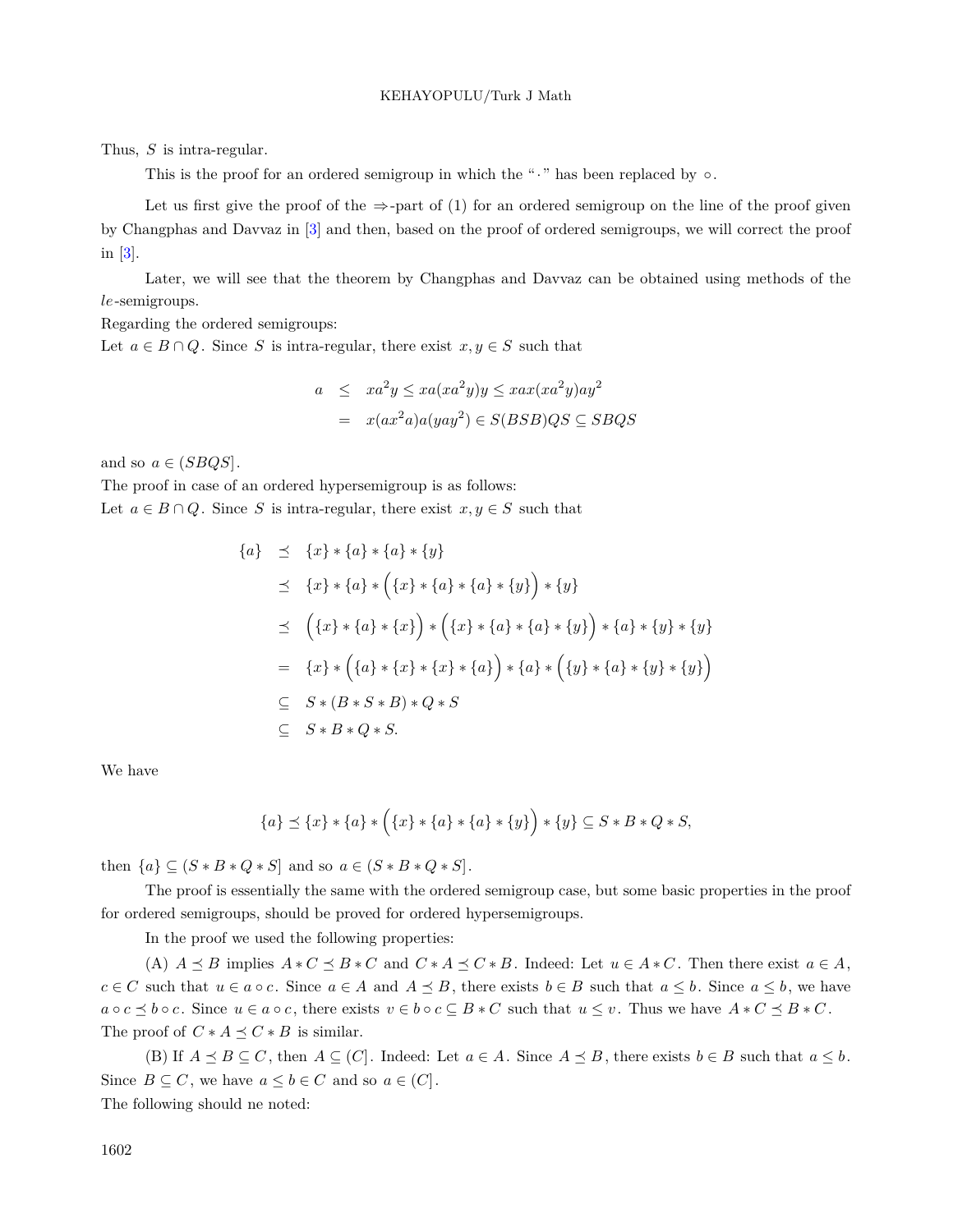Thus, $S$ is intra-regular.

This is the proof for an ordered semigroup in which the "$\cdot$" has been replaced by $\circ$.

Let us first give the proof of the $\Rightarrow$-part of (1) for an ordered semigroup on the line of the proof given by Changphas and Davvaz in [3] and then, based on the proof of ordered semigroups, we will correct the proof in [3].

Later, we will see that the theorem by Changphas and Davvaz can be obtained using methods of the $le$-semigroups.

Regarding the ordered semigroups:

Let $a \in B \cap Q$. Since $S$ is intra-regular, there exist $x, y \in S$ such that

$$\begin{aligned} a &\le xa^2y \le xa(xa^2y)y \le xax(xa^2y)ay^2 \\ &= x(ax^2a)a(yay^2) \in S(BSB)QS \subseteq SBQS \end{aligned}$$

and so $a \in (SBQS]$.

The proof in case of an ordered hypersemigroup is as follows:

Let $a \in B \cap Q$. Since $S$ is intra-regular, there exist $x, y \in S$ such that

$$\begin{aligned} \{a\} &\preceq \{x\} * \{a\} * \{a\} * \{y\} \\ &\preceq \{x\} * \{a\} * \Big(\{x\} * \{a\} * \{a\} * \{y\}\Big) * \{y\} \\ &\preceq \Big(\{x\} * \{a\} * \{x\}\Big) * \Big(\{x\} * \{a\} * \{a\} * \{y\}\Big) * \{a\} * \{y\} * \{y\} \\ &= \{x\} * \Big(\{a\} * \{x\} * \{x\} * \{a\}\Big) * \{a\} * \Big(\{y\} * \{a\} * \{y\} * \{y\}\Big) \\ &\subseteq S * (B * S * B) * Q * S \\ &\subseteq S * B * Q * S. \end{aligned}$$

We have

$$\{a\} \preceq \{x\} * \{a\} * \Big(\{x\} * \{a\} * \{a\} * \{y\}\Big) * \{y\} \subseteq S * B * Q * S,$$

then $\{a\} \subseteq (S * B * Q * S]$ and so $a \in (S * B * Q * S]$.

The proof is essentially the same with the ordered semigroup case, but some basic properties in the proof for ordered semigroups, should be proved for ordered hypersemigroups.

In the proof we used the following properties:

(A) $A \preceq B$ implies $A * C \preceq B * C$ and $C * A \preceq C * B$. Indeed: Let $u \in A * C$. Then there exist $a \in A$, $c \in C$ such that $u \in a \circ c$. Since $a \in A$ and $A \preceq B$, there exists $b \in B$ such that $a \le b$. Since $a \le b$, we have $a \circ c \preceq b \circ c$. Since $u \in a \circ c$, there exists $v \in b \circ c \subseteq B * C$ such that $u \le v$. Thus we have $A * C \preceq B * C$. The proof of $C * A \preceq C * B$ is similar.

(B) If $A \preceq B \subseteq C$, then $A \subseteq (C]$. Indeed: Let $a \in A$. Since $A \preceq B$, there exists $b \in B$ such that $a \le b$. Since $B \subseteq C$, we have $a \le b \in C$ and so $a \in (C]$.

The following should ne noted: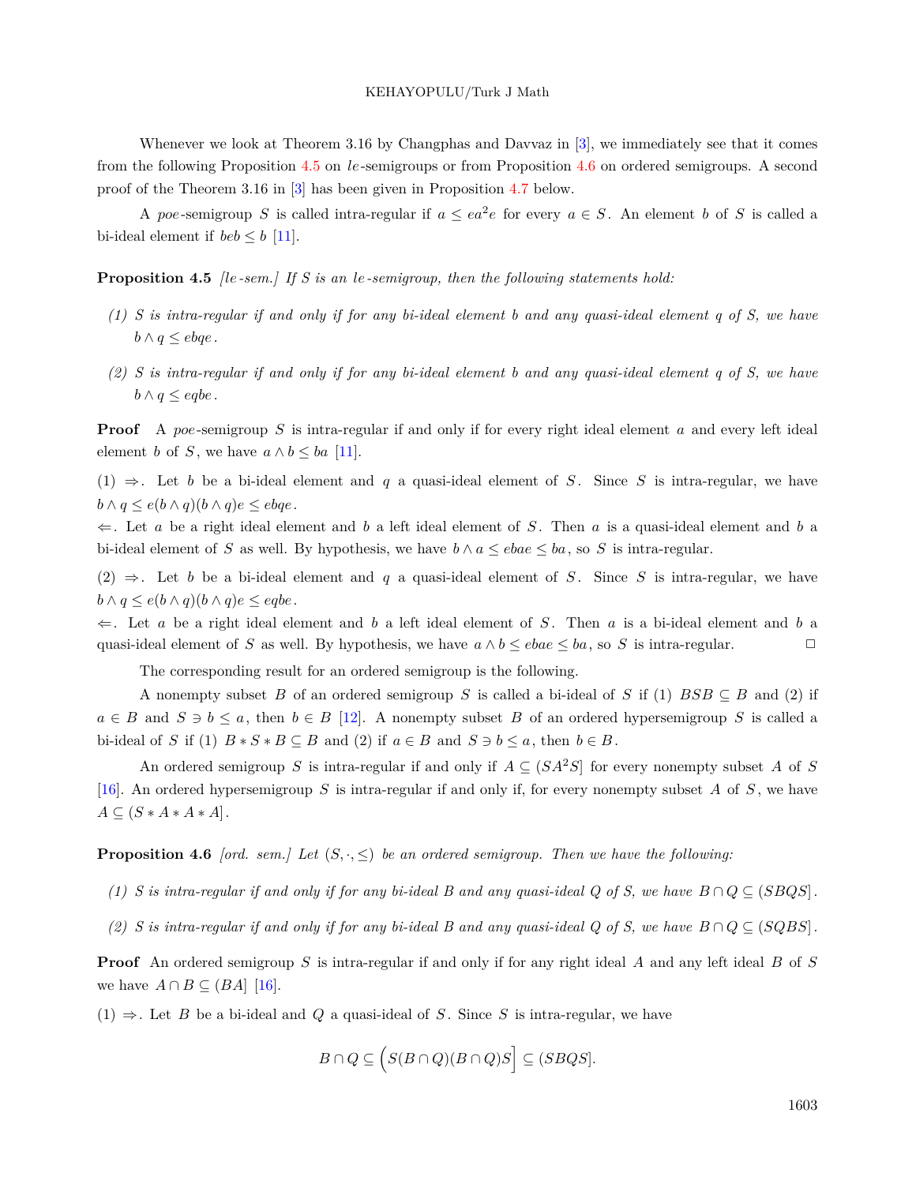Whenever we look at Theorem 3.16 by Changphas and Davvaz in [3], we immediately see that it comes from the following Proposition 4.5 on *le*-semigroups or from Proposition 4.6 on ordered semigroups. A second proof of the Theorem 3.16 in [3] has been given in Proposition 4.7 below.

A *poe*-semigroup $S$ is called intra-regular if $a \le ea^2e$ for every $a \in S$. An element $b$ of $S$ is called a bi-ideal element if $beb \le b$ [11].

**Proposition 4.5** *[le-sem.] If $S$ is an le-semigroup, then the following statements hold:*

*(1) $S$ is intra-regular if and only if for any bi-ideal element $b$ and any quasi-ideal element $q$ of $S$, we have $b \wedge q \le ebqe$.*

*(2) $S$ is intra-regular if and only if for any bi-ideal element $b$ and any quasi-ideal element $q$ of $S$, we have $b \wedge q \le eqbe$.*

**Proof** A *poe*-semigroup $S$ is intra-regular if and only if for every right ideal element $a$ and every left ideal element $b$ of $S$, we have $a \wedge b \le ba$ [11].

(1) $\Rightarrow$. Let $b$ be a bi-ideal element and $q$ a quasi-ideal element of $S$. Since $S$ is intra-regular, we have $b \wedge q \le e(b \wedge q)(b \wedge q)e \le ebqe$.

$\Leftarrow$. Let $a$ be a right ideal element and $b$ a left ideal element of $S$. Then $a$ is a quasi-ideal element and $b$ a bi-ideal element of $S$ as well. By hypothesis, we have $b \wedge a \le ebae \le ba$, so $S$ is intra-regular.

(2) $\Rightarrow$. Let $b$ be a bi-ideal element and $q$ a quasi-ideal element of $S$. Since $S$ is intra-regular, we have $b \wedge q \le e(b \wedge q)(b \wedge q)e \le eqbe$.

$\Leftarrow$. Let $a$ be a right ideal element and $b$ a left ideal element of $S$. Then $a$ is a bi-ideal element and $b$ a quasi-ideal element of $S$ as well. By hypothesis, we have $a \wedge b \le ebae \le ba$, so $S$ is intra-regular. $\square$

The corresponding result for an ordered semigroup is the following.

A nonempty subset $B$ of an ordered semigroup $S$ is called a bi-ideal of $S$ if (1) $BSB \subseteq B$ and (2) if $a \in B$ and $S \ni b \le a$, then $b \in B$ [12]. A nonempty subset $B$ of an ordered hypersemigroup $S$ is called a bi-ideal of $S$ if (1) $B * S * B \subseteq B$ and (2) if $a \in B$ and $S \ni b \le a$, then $b \in B$.

An ordered semigroup $S$ is intra-regular if and only if $A \subseteq (SA^2S]$ for every nonempty subset $A$ of $S$ [16]. An ordered hypersemigroup $S$ is intra-regular if and only if, for every nonempty subset $A$ of $S$, we have $A \subseteq (S * A * A * A]$.

**Proposition 4.6** *[ord. sem.] Let $(S, \cdot, \le)$ be an ordered semigroup. Then we have the following:*

*(1) $S$ is intra-regular if and only if for any bi-ideal $B$ and any quasi-ideal $Q$ of $S$, we have $B \cap Q \subseteq (SBQS]$.*

*(2) $S$ is intra-regular if and only if for any bi-ideal $B$ and any quasi-ideal $Q$ of $S$, we have $B \cap Q \subseteq (SQBS]$.*

**Proof** An ordered semigroup $S$ is intra-regular if and only if for any right ideal $A$ and any left ideal $B$ of $S$ we have $A \cap B \subseteq (BA]$ [16].

(1) $\Rightarrow$. Let $B$ be a bi-ideal and $Q$ a quasi-ideal of $S$. Since $S$ is intra-regular, we have

$$B \cap Q \subseteq \Big(S(B \cap Q)(B \cap Q)S\Big] \subseteq (SBQS].$$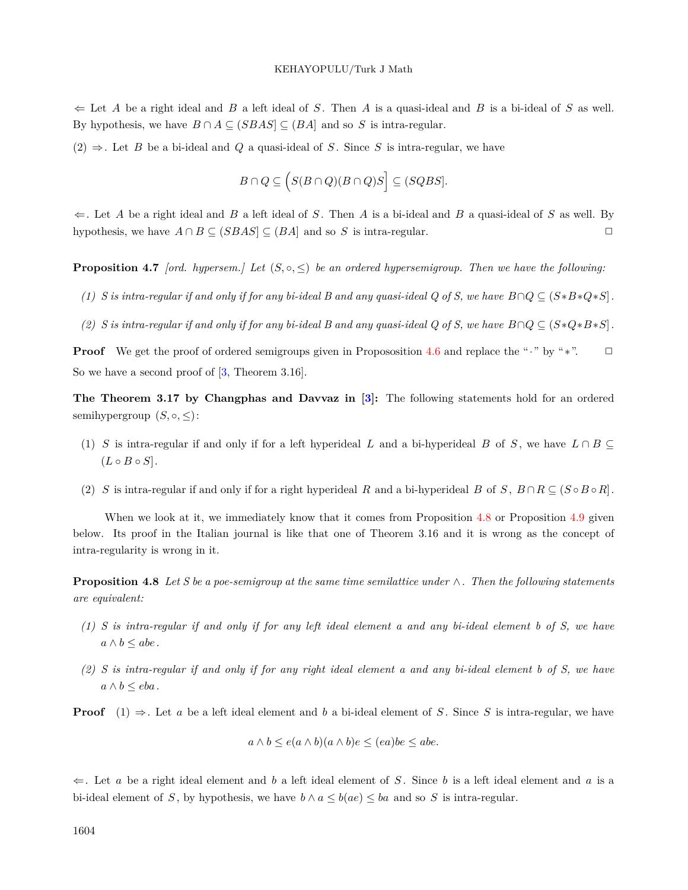$\Leftarrow$ Let $A$ be a right ideal and $B$ a left ideal of $S$. Then $A$ is a quasi-ideal and $B$ is a bi-ideal of $S$ as well. By hypothesis, we have $B \cap A \subseteq (SBAS] \subseteq (BA]$ and so $S$ is intra-regular.

(2) $\Rightarrow$. Let $B$ be a bi-ideal and $Q$ a quasi-ideal of $S$. Since $S$ is intra-regular, we have

$$B \cap Q \subseteq \Big(S(B \cap Q)(B \cap Q)S\Big] \subseteq (SQBS].$$

$\Leftarrow$. Let $A$ be a right ideal and $B$ a left ideal of $S$. Then $A$ is a bi-ideal and $B$ a quasi-ideal of $S$ as well. By hypothesis, we have $A \cap B \subseteq (SBAS] \subseteq (BA]$ and so $S$ is intra-regular. □

**Proposition 4.7** *[ord. hypersem.] Let $(S, \circ, \leq)$ be an ordered hypersemigroup. Then we have the following:*

*(1) S is intra-regular if and only if for any bi-ideal B and any quasi-ideal Q of S, we have $B \cap Q \subseteq (S * B * Q * S]$.*

*(2) S is intra-regular if and only if for any bi-ideal B and any quasi-ideal Q of S, we have $B \cap Q \subseteq (S * Q * B * S]$.*

**Proof** We get the proof of ordered semigroups given in Propososition 4.6 and replace the "$\cdot$" by "$*$". □

So we have a second proof of [3, Theorem 3.16].

**The Theorem 3.17 by Changphas and Davvaz in [3]:** The following statements hold for an ordered semihypergroup $(S, \circ, \leq)$:

(1) $S$ is intra-regular if and only if for a left hyperideal $L$ and a bi-hyperideal $B$ of $S$, we have $L \cap B \subseteq (L \circ B \circ S]$.

(2) $S$ is intra-regular if and only if for a right hyperideal $R$ and a bi-hyperideal $B$ of $S$, $B \cap R \subseteq (S \circ B \circ R]$.

When we look at it, we immediately know that it comes from Proposition 4.8 or Proposition 4.9 given below. Its proof in the Italian journal is like that one of Theorem 3.16 and it is wrong as the concept of intra-regularity is wrong in it.

**Proposition 4.8** *Let S be a poe-semigroup at the same time semilattice under $\wedge$. Then the following statements are equivalent:*

*(1) S is intra-regular if and only if for any left ideal element a and any bi-ideal element b of S, we have $a \wedge b \leq abe$.*

*(2) S is intra-regular if and only if for any right ideal element a and any bi-ideal element b of S, we have $a \wedge b \leq eba$.*

**Proof** (1) $\Rightarrow$. Let $a$ be a left ideal element and $b$ a bi-ideal element of $S$. Since $S$ is intra-regular, we have

$$a \wedge b \leq e(a \wedge b)(a \wedge b)e \leq (ea)be \leq abe.$$

$\Leftarrow$. Let $a$ be a right ideal element and $b$ a left ideal element of $S$. Since $b$ is a left ideal element and $a$ is a bi-ideal element of $S$, by hypothesis, we have $b \wedge a \leq b(ae) \leq ba$ and so $S$ is intra-regular.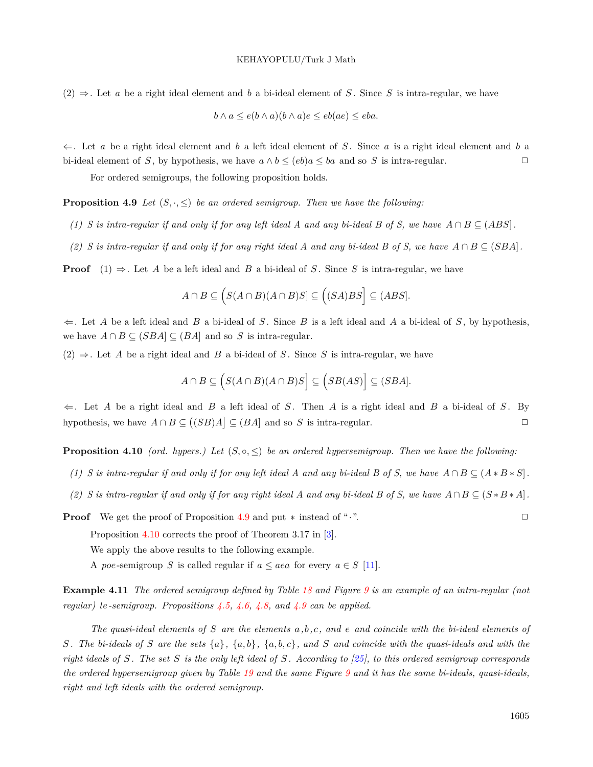(2) $\Rightarrow$. Let $a$ be a right ideal element and $b$ a bi-ideal element of $S$. Since $S$ is intra-regular, we have

$$b \wedge a \leq e(b \wedge a)(b \wedge a)e \leq eb(ae) \leq eba.$$

$\Leftarrow$. Let $a$ be a right ideal element and $b$ a left ideal element of $S$. Since $a$ is a right ideal element and $b$ a bi-ideal element of $S$, by hypothesis, we have $a \wedge b \leq (eb)a \leq ba$ and so $S$ is intra-regular. $\square$

For ordered semigroups, the following proposition holds.

**Proposition 4.9** *Let $(S, \cdot, \leq)$ be an ordered semigroup. Then we have the following:*

*(1) $S$ is intra-regular if and only if for any left ideal $A$ and any bi-ideal $B$ of $S$, we have $A \cap B \subseteq (ABS]$.*

*(2) $S$ is intra-regular if and only if for any right ideal $A$ and any bi-ideal $B$ of $S$, we have $A \cap B \subseteq (SBA]$.*

**Proof** (1) $\Rightarrow$. Let $A$ be a left ideal and $B$ a bi-ideal of $S$. Since $S$ is intra-regular, we have

$$A \cap B \subseteq \Big(S(A \cap B)(A \cap B)S\Big] \subseteq \Big((SA)BS\Big] \subseteq (ABS].$$

$\Leftarrow$. Let $A$ be a left ideal and $B$ a bi-ideal of $S$. Since $B$ is a left ideal and $A$ a bi-ideal of $S$, by hypothesis, we have $A \cap B \subseteq (SBA] \subseteq (BA]$ and so $S$ is intra-regular.

(2) $\Rightarrow$. Let $A$ be a right ideal and $B$ a bi-ideal of $S$. Since $S$ is intra-regular, we have

$$A \cap B \subseteq \Big(S(A \cap B)(A \cap B)S\Big] \subseteq \Big(SB(AS)\Big] \subseteq (SBA].$$

$\Leftarrow$. Let $A$ be a right ideal and $B$ a left ideal of $S$. Then $A$ is a right ideal and $B$ a bi-ideal of $S$. By hypothesis, we have $A \cap B \subseteq \big((SB)A\big] \subseteq (BA]$ and so $S$ is intra-regular. $\square$

**Proposition 4.10** *(ord. hypers.) Let $(S, \circ, \leq)$ be an ordered hypersemigroup. Then we have the following:*

*(1) $S$ is intra-regular if and only if for any left ideal $A$ and any bi-ideal $B$ of $S$, we have $A \cap B \subseteq (A * B * S]$.*

*(2) $S$ is intra-regular if and only if for any right ideal $A$ and any bi-ideal $B$ of $S$, we have $A \cap B \subseteq (S * B * A]$.*

**Proof** We get the proof of Proposition 4.9 and put $*$ instead of "$\cdot$". $\square$

Proposition 4.10 corrects the proof of Theorem 3.17 in [3].

We apply the above results to the following example.

A *poe*-semigroup $S$ is called regular if $a \leq aea$ for every $a \in S$ [11].

**Example 4.11** *The ordered semigroup defined by Table 18 and Figure 9 is an example of an intra-regular (not regular) le-semigroup. Propositions 4.5, 4.6, 4.8, and 4.9 can be applied.*

*The quasi-ideal elements of $S$ are the elements $a, b, c$, and $e$ and coincide with the bi-ideal elements of $S$. The bi-ideals of $S$ are the sets $\{a\}$, $\{a, b\}$, $\{a, b, c\}$, and $S$ and coincide with the quasi-ideals and with the right ideals of $S$. The set $S$ is the only left ideal of $S$. According to [25], to this ordered semigroup corresponds the ordered hypersemigroup given by Table 19 and the same Figure 9 and it has the same bi-ideals, quasi-ideals, right and left ideals with the ordered semigroup.*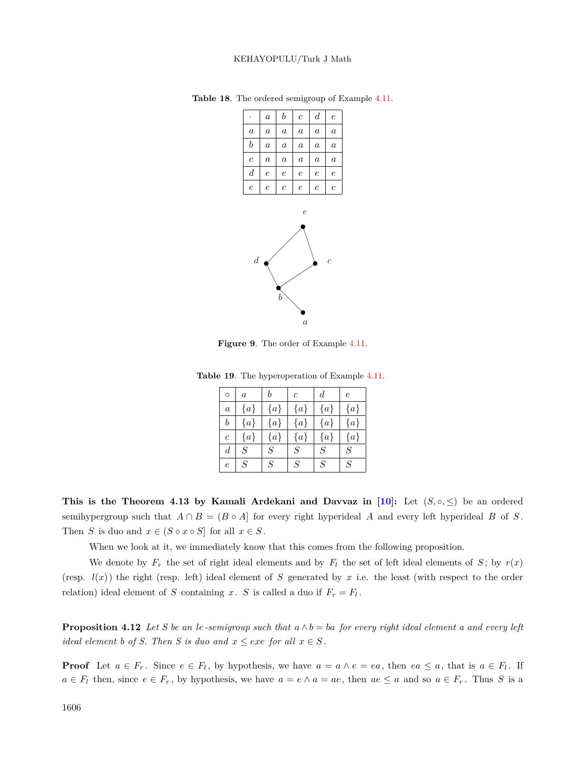**Table 18**. The ordered semigroup of Example 4.11.

| $\cdot$ | $a$ | $b$ | $c$ | $d$ | $e$ |
|---|---|---|---|---|---|
| $a$ | $a$ | $a$ | $a$ | $a$ | $a$ |
| $b$ | $a$ | $a$ | $a$ | $a$ | $a$ |
| $c$ | $a$ | $a$ | $a$ | $a$ | $a$ |
| $d$ | $e$ | $e$ | $e$ | $e$ | $e$ |
| $e$ | $e$ | $e$ | $e$ | $e$ | $e$ |

**Figure 9**. The order of Example 4.11.

**Table 19**. The hyperoperation of Example 4.11.

| $\circ$ | $a$ | $b$ | $c$ | $d$ | $e$ |
|---|---|---|---|---|---|
| $a$ | $\{a\}$ | $\{a\}$ | $\{a\}$ | $\{a\}$ | $\{a\}$ |
| $b$ | $\{a\}$ | $\{a\}$ | $\{a\}$ | $\{a\}$ | $\{a\}$ |
| $c$ | $\{a\}$ | $\{a\}$ | $\{a\}$ | $\{a\}$ | $\{a\}$ |
| $d$ | $S$ | $S$ | $S$ | $S$ | $S$ |
| $e$ | $S$ | $S$ | $S$ | $S$ | $S$ |

**This is the Theorem 4.13 by Kamali Ardekani and Davvaz in [10]:** Let $(S, \circ, \leq)$ be an ordered semihypergroup such that $A \cap B = (B \circ A]$ for every right hyperideal $A$ and every left hyperideal $B$ of $S$. Then $S$ is duo and $x \in (S \circ x \circ S]$ for all $x \in S$.

When we look at it, we immediately know that this comes from the following proposition.

We denote by $F_r$ the set of right ideal elements and by $F_l$ the set of left ideal elements of $S$; by $r(x)$ (resp. $l(x)$) the right (resp. left) ideal element of $S$ generated by $x$ i.e. the least (with respect to the order relation) ideal element of $S$ containing $x$. $S$ is called a duo if $F_r = F_l$.

**Proposition 4.12** *Let $S$ be an le-semigroup such that $a \wedge b = ba$ for every right ideal element $a$ and every left ideal element $b$ of $S$. Then $S$ is duo and $x \leq exe$ for all $x \in S$.*

**Proof** Let $a \in F_r$. Since $e \in F_l$, by hypothesis, we have $a = a \wedge e = ea$, then $ea \leq a$, that is $a \in F_l$. If $a \in F_l$ then, since $e \in F_r$, by hypothesis, we have $a = e \wedge a = ae$, then $ae \leq a$ and so $a \in F_r$. Thus $S$ is a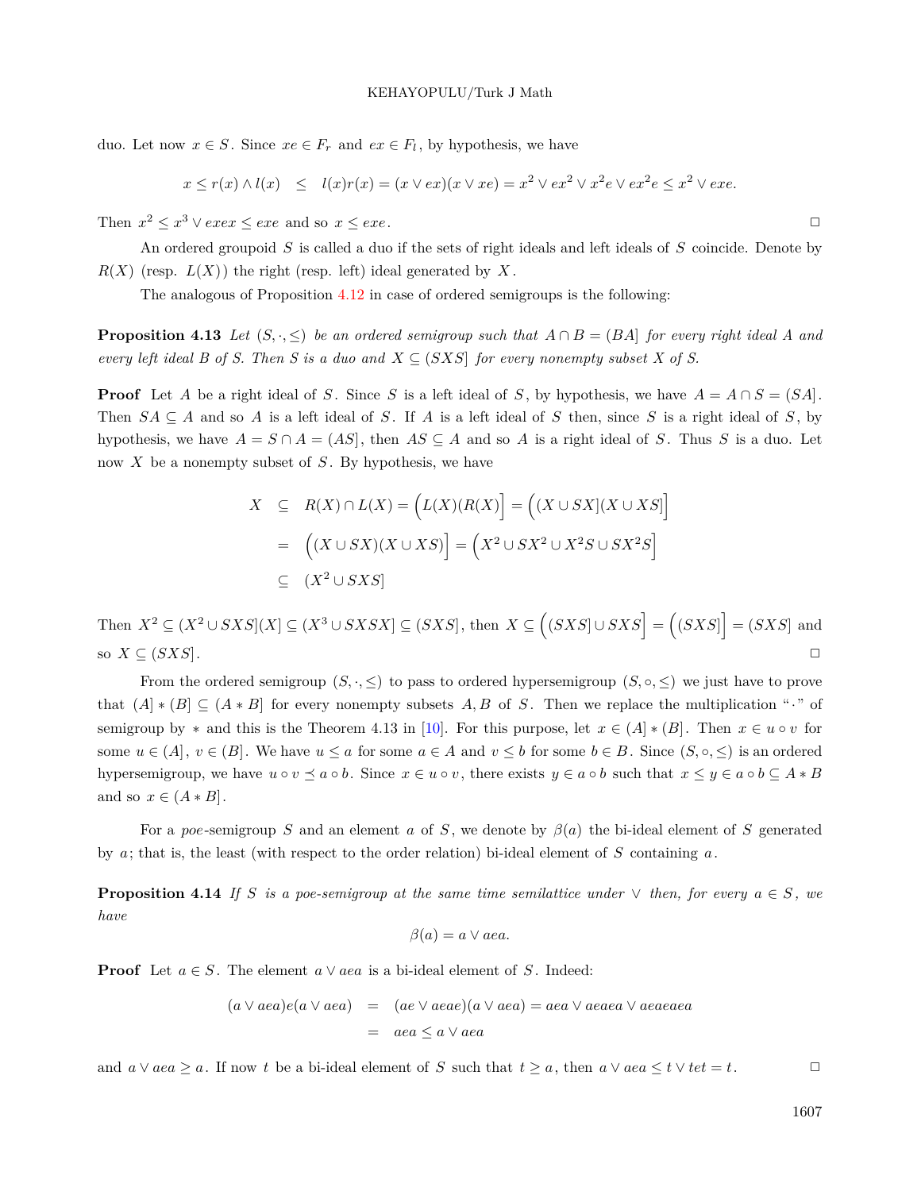duo. Let now $x \in S$. Since $xe \in F_r$ and $ex \in F_l$, by hypothesis, we have

$$x \leq r(x) \wedge l(x) \quad \leq \quad l(x)r(x) = (x \vee ex)(x \vee xe) = x^2 \vee ex^2 \vee x^2e \vee ex^2e \leq x^2 \vee exe.$$

Then $x^2 \leq x^3 \vee exex \leq exe$ and so $x \leq exe$. □

An ordered groupoid $S$ is called a duo if the sets of right ideals and left ideals of $S$ coincide. Denote by $R(X)$ (resp. $L(X)$) the right (resp. left) ideal generated by $X$.

The analogous of Proposition 4.12 in case of ordered semigroups is the following:

**Proposition 4.13** *Let $(S, \cdot, \leq)$ be an ordered semigroup such that $A \cap B = (BA]$ for every right ideal $A$ and every left ideal $B$ of $S$. Then $S$ is a duo and $X \subseteq (SXS]$ for every nonempty subset $X$ of $S$.*

**Proof** Let $A$ be a right ideal of $S$. Since $S$ is a left ideal of $S$, by hypothesis, we have $A = A \cap S = (SA]$. Then $SA \subseteq A$ and so $A$ is a left ideal of $S$. If $A$ is a left ideal of $S$ then, since $S$ is a right ideal of $S$, by hypothesis, we have $A = S \cap A = (AS]$, then $AS \subseteq A$ and so $A$ is a right ideal of $S$. Thus $S$ is a duo. Let now $X$ be a nonempty subset of $S$. By hypothesis, we have

$$\begin{aligned} X &\subseteq R(X) \cap L(X) = \Big(L(X)(R(X)\Big] = \Big((X \cup SX](X \cup XS]\Big] \\ &= \Big((X \cup SX)(X \cup XS)\Big] = \Big(X^2 \cup SX^2 \cup X^2S \cup SX^2S\Big] \\ &\subseteq (X^2 \cup SXS] \end{aligned}$$

Then $X^2 \subseteq (X^2 \cup SXS](X] \subseteq (X^3 \cup SXSX] \subseteq (SXS]$, then $X \subseteq \Big((SXS] \cup SXS\Big] = \Big((SXS]\Big] = (SXS]$ and so $X \subseteq (SXS]$. □

From the ordered semigroup $(S, \cdot, \leq)$ to pass to ordered hypersemigroup $(S, \circ, \leq)$ we just have to prove that $(A] * (B] \subseteq (A * B]$ for every nonempty subsets $A, B$ of $S$. Then we replace the multiplication "$\cdot$" of semigroup by $*$ and this is the Theorem 4.13 in [10]. For this purpose, let $x \in (A] * (B]$. Then $x \in u \circ v$ for some $u \in (A]$, $v \in (B]$. We have $u \leq a$ for some $a \in A$ and $v \leq b$ for some $b \in B$. Since $(S, \circ, \leq)$ is an ordered hypersemigroup, we have $u \circ v \preceq a \circ b$. Since $x \in u \circ v$, there exists $y \in a \circ b$ such that $x \leq y \in a \circ b \subseteq A * B$ and so $x \in (A * B]$.

For a *poe*-semigroup $S$ and an element $a$ of $S$, we denote by $\beta(a)$ the bi-ideal element of $S$ generated by $a$; that is, the least (with respect to the order relation) bi-ideal element of $S$ containing $a$.

**Proposition 4.14** *If $S$ is a poe-semigroup at the same time semilattice under $\vee$ then, for every $a \in S$, we have*

$$\beta(a) = a \vee aea.$$

**Proof** Let $a \in S$. The element $a \vee aea$ is a bi-ideal element of $S$. Indeed:

$$\begin{aligned} (a \vee aea)e(a \vee aea) &= (ae \vee aeae)(a \vee aea) = aea \vee aeaea \vee aeaeaea \\ &= aea \leq a \vee aea \end{aligned}$$

and $a \vee aea \geq a$. If now $t$ be a bi-ideal element of $S$ such that $t \geq a$, then $a \vee aea \leq t \vee tet = t$. □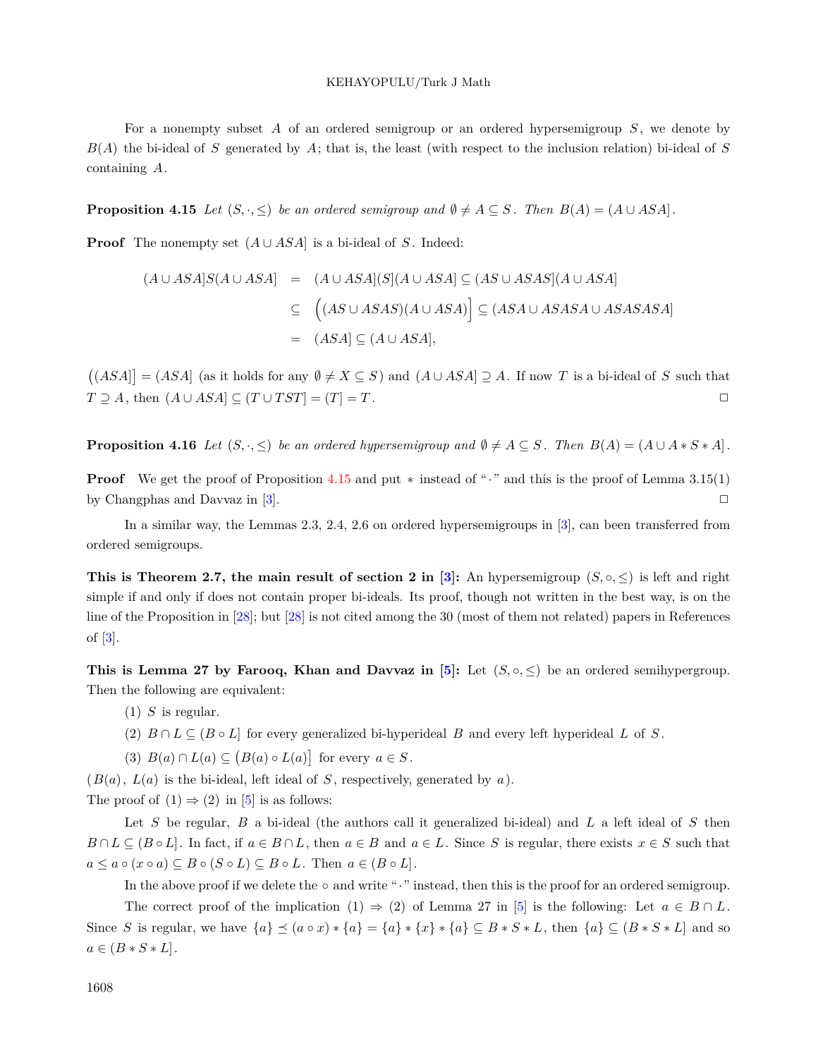For a nonempty subset $A$ of an ordered semigroup or an ordered hypersemigroup $S$, we denote by $B(A)$ the bi-ideal of $S$ generated by $A$; that is, the least (with respect to the inclusion relation) bi-ideal of $S$ containing $A$.

**Proposition 4.15** *Let $(S, \cdot, \leq)$ be an ordered semigroup and $\emptyset \neq A \subseteq S$. Then $B(A) = (A \cup ASA]$.*

**Proof** The nonempty set $(A \cup ASA]$ is a bi-ideal of $S$. Indeed:

$$\begin{aligned}(A \cup ASA]S(A \cup ASA] &= (A \cup ASA](S](A \cup ASA] \subseteq (AS \cup ASAS](A \cup ASA] \\ &\subseteq \Big((AS \cup ASAS)(A \cup ASA)\Big] \subseteq (ASA \cup ASASA \cup ASASASA] \\ &= (ASA] \subseteq (A \cup ASA],\end{aligned}$$

$\big((ASA]\big] = (ASA]$ (as it holds for any $\emptyset \neq X \subseteq S$) and $(A \cup ASA] \supseteq A$. If now $T$ is a bi-ideal of $S$ such that $T \supseteq A$, then $(A \cup ASA] \subseteq (T \cup TST] = (T] = T$. $\square$

**Proposition 4.16** *Let $(S, \cdot, \leq)$ be an ordered hypersemigroup and $\emptyset \neq A \subseteq S$. Then $B(A) = (A \cup A * S * A]$.*

**Proof** We get the proof of Proposition 4.15 and put $*$ instead of "$\cdot$" and this is the proof of Lemma 3.15(1) by Changphas and Davvaz in [3]. $\square$

In a similar way, the Lemmas 2.3, 2.4, 2.6 on ordered hypersemigroups in [3], can been transferred from ordered semigroups.

**This is Theorem 2.7, the main result of section 2 in [3]:** An hypersemigroup $(S, \circ, \leq)$ is left and right simple if and only if does not contain proper bi-ideals. Its proof, though not written in the best way, is on the line of the Proposition in [28]; but [28] is not cited among the 30 (most of them not related) papers in References of [3].

**This is Lemma 27 by Farooq, Khan and Davvaz in [5]:** Let $(S, \circ, \leq)$ be an ordered semihypergroup. Then the following are equivalent:

(1) $S$ is regular.

(2) $B \cap L \subseteq (B \circ L]$ for every generalized bi-hyperideal $B$ and every left hyperideal $L$ of $S$.

(3) $B(a) \cap L(a) \subseteq \big(B(a) \circ L(a)\big]$ for every $a \in S$.

($B(a)$, $L(a)$ is the bi-ideal, left ideal of $S$, respectively, generated by $a$).

The proof of (1) $\Rightarrow$ (2) in [5] is as follows:

Let $S$ be regular, $B$ a bi-ideal (the authors call it generalized bi-ideal) and $L$ a left ideal of $S$ then $B \cap L \subseteq (B \circ L]$. In fact, if $a \in B \cap L$, then $a \in B$ and $a \in L$. Since $S$ is regular, there exists $x \in S$ such that $a \leq a \circ (x \circ a) \subseteq B \circ (S \circ L) \subseteq B \circ L$. Then $a \in (B \circ L]$.

In the above proof if we delete the $\circ$ and write "$\cdot$" instead, then this is the proof for an ordered semigroup.

The correct proof of the implication (1) $\Rightarrow$ (2) of Lemma 27 in [5] is the following: Let $a \in B \cap L$. Since $S$ is regular, we have $\{a\} \preceq (a \circ x) * \{a\} = \{a\} * \{x\} * \{a\} \subseteq B * S * L$, then $\{a\} \subseteq (B * S * L]$ and so $a \in (B * S * L]$.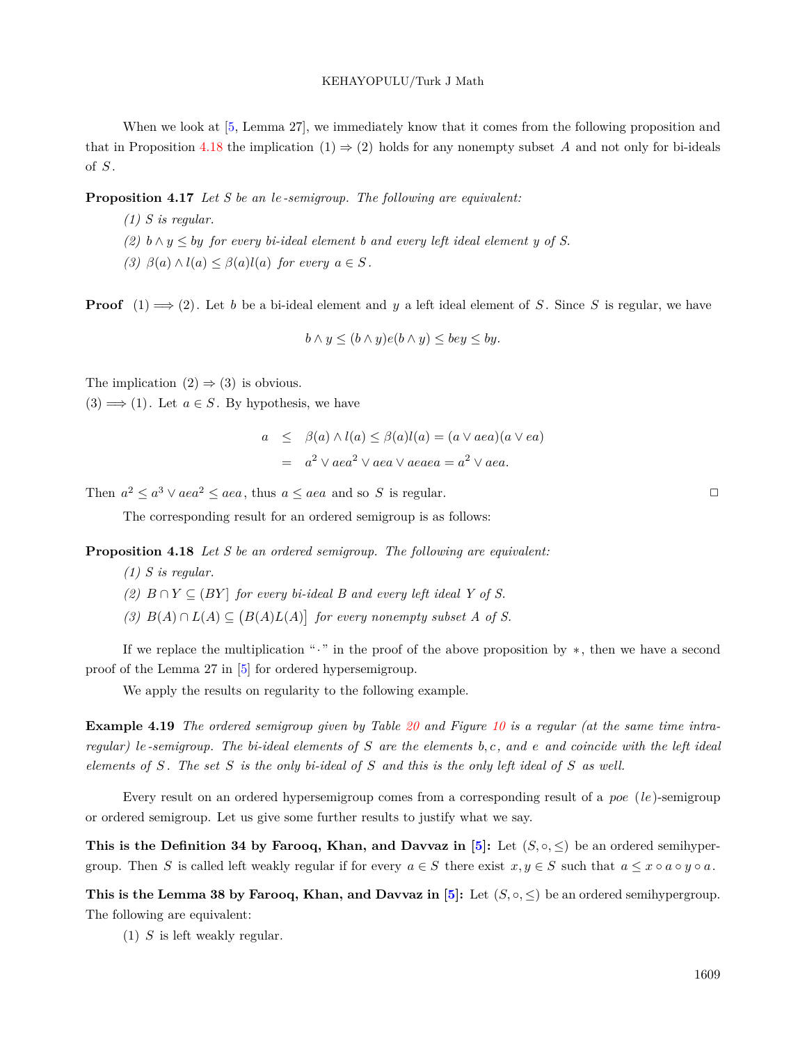When we look at [5, Lemma 27], we immediately know that it comes from the following proposition and that in Proposition 4.18 the implication $(1) \Rightarrow (2)$ holds for any nonempty subset $A$ and not only for bi-ideals of $S$.

**Proposition 4.17** *Let $S$ be an le-semigroup. The following are equivalent:*

*(1) $S$ is regular.*

*(2) $b \wedge y \leq by$ for every bi-ideal element $b$ and every left ideal element $y$ of $S$.*

*(3) $\beta(a) \wedge l(a) \leq \beta(a)l(a)$ for every $a \in S$.*

**Proof** $(1) \Longrightarrow (2)$. Let $b$ be a bi-ideal element and $y$ a left ideal element of $S$. Since $S$ is regular, we have

$$b \wedge y \leq (b \wedge y)e(b \wedge y) \leq bey \leq by.$$

The implication $(2) \Rightarrow (3)$ is obvious.
$(3) \Longrightarrow (1)$. Let $a \in S$. By hypothesis, we have

$$\begin{aligned} a &\leq \beta(a) \wedge l(a) \leq \beta(a)l(a) = (a \vee aea)(a \vee ea) \\ &= a^2 \vee aea^2 \vee aea \vee aeaea = a^2 \vee aea. \end{aligned}$$

Then $a^2 \leq a^3 \vee aea^2 \leq aea$, thus $a \leq aea$ and so $S$ is regular. □

The corresponding result for an ordered semigroup is as follows:

**Proposition 4.18** *Let $S$ be an ordered semigroup. The following are equivalent:*

*(1) $S$ is regular.*

*(2) $B \cap Y \subseteq (BY]$ for every bi-ideal $B$ and every left ideal $Y$ of $S$.*

*(3) $B(A) \cap L(A) \subseteq \big(B(A)L(A)\big]$ for every nonempty subset $A$ of $S$.*

If we replace the multiplication "$\cdot$" in the proof of the above proposition by $*$, then we have a second proof of the Lemma 27 in [5] for ordered hypersemigroup.

We apply the results on regularity to the following example.

**Example 4.19** *The ordered semigroup given by Table 20 and Figure 10 is a regular (at the same time intra-regular) le-semigroup. The bi-ideal elements of $S$ are the elements $b, c$, and $e$ and coincide with the left ideal elements of $S$. The set $S$ is the only bi-ideal of $S$ and this is the only left ideal of $S$ as well.*

Every result on an ordered hypersemigroup comes from a corresponding result of a *poe* (*le*)-semigroup or ordered semigroup. Let us give some further results to justify what we say.

**This is the Definition 34 by Farooq, Khan, and Davvaz in [5]:** Let $(S, \circ, \leq)$ be an ordered semihypergroup. Then $S$ is called left weakly regular if for every $a \in S$ there exist $x, y \in S$ such that $a \leq x \circ a \circ y \circ a$.

**This is the Lemma 38 by Farooq, Khan, and Davvaz in [5]:** Let $(S, \circ, \leq)$ be an ordered semihypergroup. The following are equivalent:

(1) $S$ is left weakly regular.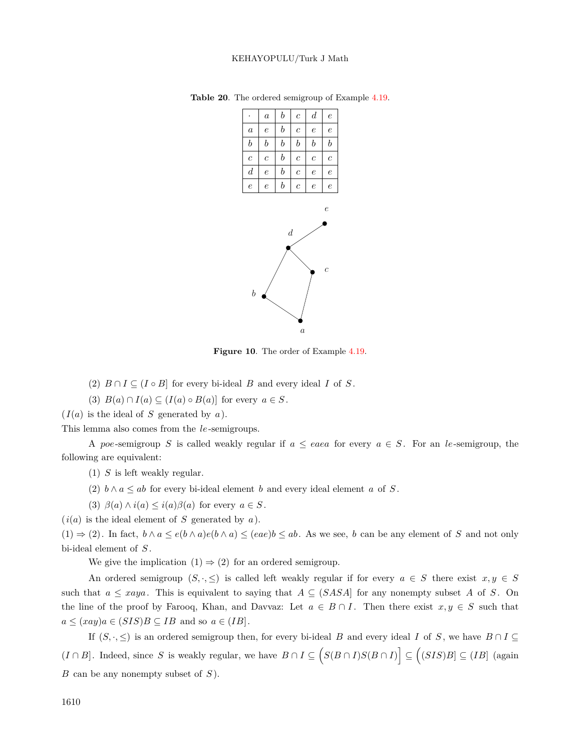**Table 20**. The ordered semigroup of Example 4.19.

| $\cdot$ | $a$ | $b$ | $c$ | $d$ | $e$ |
|---|---|---|---|---|---|
| $a$ | $e$ | $b$ | $c$ | $e$ | $e$ |
| $b$ | $b$ | $b$ | $b$ | $b$ | $b$ |
| $c$ | $c$ | $b$ | $c$ | $c$ | $c$ |
| $d$ | $e$ | $b$ | $c$ | $e$ | $e$ |
| $e$ | $e$ | $b$ | $c$ | $e$ | $e$ |

**Figure 10**. The order of Example 4.19.

(2) $B \cap I \subseteq (I \circ B]$ for every bi-ideal $B$ and every ideal $I$ of $S$.

(3) $B(a) \cap I(a) \subseteq (I(a) \circ B(a)]$ for every $a \in S$.

($I(a)$ is the ideal of $S$ generated by $a$).

This lemma also comes from the *le*-semigroups.

A *poe*-semigroup $S$ is called weakly regular if $a \leq eaea$ for every $a \in S$. For an *le*-semigroup, the following are equivalent:

(1) $S$ is left weakly regular.

(2) $b \wedge a \leq ab$ for every bi-ideal element $b$ and every ideal element $a$ of $S$.

(3) $\beta(a) \wedge i(a) \leq i(a)\beta(a)$ for every $a \in S$.

($i(a)$ is the ideal element of $S$ generated by $a$).

$(1) \Rightarrow (2)$. In fact, $b \wedge a \leq e(b \wedge a)e(b \wedge a) \leq (eae)b \leq ab$. As we see, $b$ can be any element of $S$ and not only bi-ideal element of $S$.

We give the implication $(1) \Rightarrow (2)$ for an ordered semigroup.

An ordered semigroup $(S, \cdot, \leq)$ is called left weakly regular if for every $a \in S$ there exist $x, y \in S$ such that $a \leq xaya$. This is equivalent to saying that $A \subseteq (SASA]$ for any nonempty subset $A$ of $S$. On the line of the proof by Farooq, Khan, and Davvaz: Let $a \in B \cap I$. Then there exist $x, y \in S$ such that $a \leq (xay)a \in (SIS)B \subseteq IB$ and so $a \in (IB]$.

If $(S, \cdot, \leq)$ is an ordered semigroup then, for every bi-ideal $B$ and every ideal $I$ of $S$, we have $B \cap I \subseteq (I \cap B]$. Indeed, since $S$ is weakly regular, we have $B \cap I \subseteq \Big(S(B \cap I)S(B \cap I)\Big] \subseteq \Big((SIS)B\Big] \subseteq (IB]$ (again $B$ can be any nonempty subset of $S$).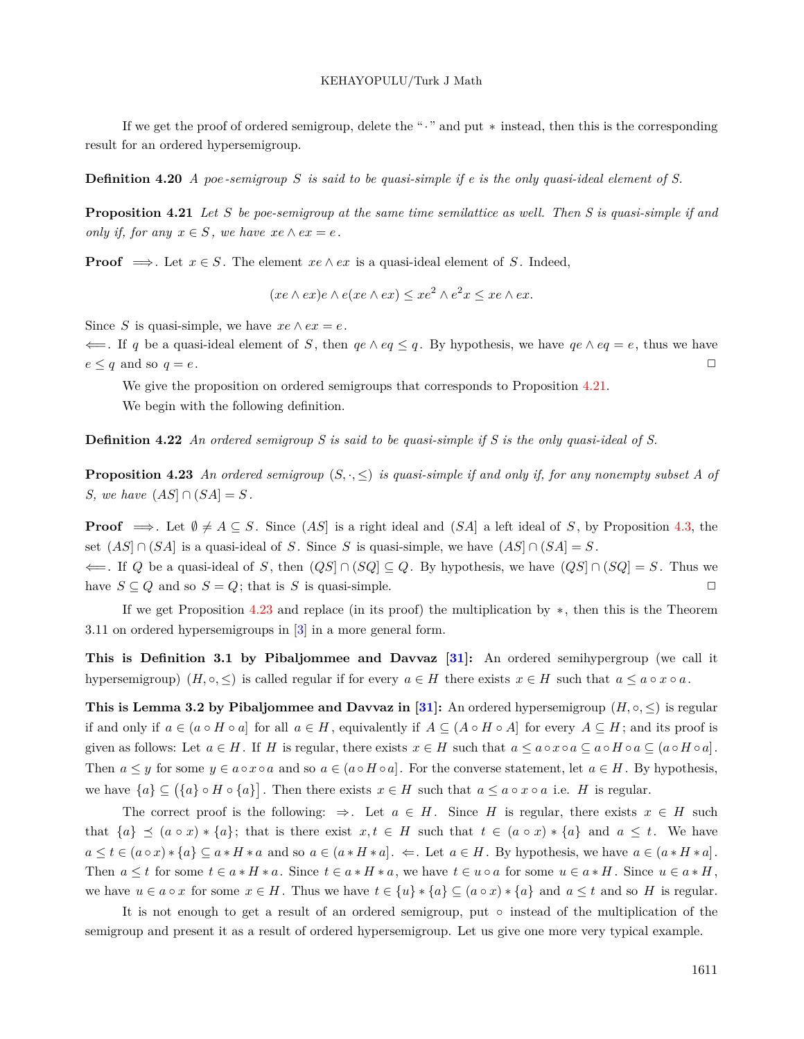If we get the proof of ordered semigroup, delete the "$\cdot$" and put $*$ instead, then this is the corresponding result for an ordered hypersemigroup.

**Definition 4.20** *A poe-semigroup $S$ is said to be quasi-simple if $e$ is the only quasi-ideal element of $S$.*

**Proposition 4.21** *Let $S$ be poe-semigroup at the same time semilattice as well. Then $S$ is quasi-simple if and only if, for any $x \in S$, we have $xe \wedge ex = e$.*

**Proof** $\Longrightarrow$. Let $x \in S$. The element $xe \wedge ex$ is a quasi-ideal element of $S$. Indeed,

$$(xe \wedge ex)e \wedge e(xe \wedge ex) \leq xe^2 \wedge e^2x \leq xe \wedge ex.$$

Since $S$ is quasi-simple, we have $xe \wedge ex = e$.
$\Longleftarrow$. If $q$ be a quasi-ideal element of $S$, then $qe \wedge eq \leq q$. By hypothesis, we have $qe \wedge eq = e$, thus we have $e \leq q$ and so $q = e$. $\square$

We give the proposition on ordered semigroups that corresponds to Proposition 4.21.

We begin with the following definition.

**Definition 4.22** *An ordered semigroup $S$ is said to be quasi-simple if $S$ is the only quasi-ideal of $S$.*

**Proposition 4.23** *An ordered semigroup $(S, \cdot, \leq)$ is quasi-simple if and only if, for any nonempty subset $A$ of $S$, we have $(AS] \cap (SA] = S$.*

**Proof** $\Longrightarrow$. Let $\emptyset \neq A \subseteq S$. Since $(AS]$ is a right ideal and $(SA]$ a left ideal of $S$, by Proposition 4.3, the set $(AS] \cap (SA]$ is a quasi-ideal of $S$. Since $S$ is quasi-simple, we have $(AS] \cap (SA] = S$.
$\Longleftarrow$. If $Q$ be a quasi-ideal of $S$, then $(QS] \cap (SQ] \subseteq Q$. By hypothesis, we have $(QS] \cap (SQ] = S$. Thus we have $S \subseteq Q$ and so $S = Q$; that is $S$ is quasi-simple. $\square$

If we get Proposition 4.23 and replace (in its proof) the multiplication by $*$, then this is the Theorem 3.11 on ordered hypersemigroups in [3] in a more general form.

**This is Definition 3.1 by Pibaljommee and Davvaz [31]:** An ordered semihypergroup (we call it hypersemigroup) $(H, \circ, \leq)$ is called regular if for every $a \in H$ there exists $x \in H$ such that $a \leq a \circ x \circ a$.

**This is Lemma 3.2 by Pibaljommee and Davvaz in [31]:** An ordered hypersemigroup $(H, \circ, \leq)$ is regular if and only if $a \in (a \circ H \circ a]$ for all $a \in H$, equivalently if $A \subseteq (A \circ H \circ A]$ for every $A \subseteq H$; and its proof is given as follows: Let $a \in H$. If $H$ is regular, there exists $x \in H$ such that $a \leq a \circ x \circ a \subseteq a \circ H \circ a \subseteq (a \circ H \circ a]$. Then $a \leq y$ for some $y \in a \circ x \circ a$ and so $a \in (a \circ H \circ a]$. For the converse statement, let $a \in H$. By hypothesis, we have $\{a\} \subseteq \big(\{a\} \circ H \circ \{a\}\big]$. Then there exists $x \in H$ such that $a \leq a \circ x \circ a$ i.e. $H$ is regular.

The correct proof is the following: $\Rightarrow$. Let $a \in H$. Since $H$ is regular, there exists $x \in H$ such that $\{a\} \preceq (a \circ x) * \{a\}$; that is there exist $x, t \in H$ such that $t \in (a \circ x) * \{a\}$ and $a \leq t$. We have $a \leq t \in (a \circ x) * \{a\} \subseteq a * H * a$ and so $a \in (a * H * a]$. $\Leftarrow$. Let $a \in H$. By hypothesis, we have $a \in (a * H * a]$. Then $a \leq t$ for some $t \in a * H * a$. Since $t \in a * H * a$, we have $t \in u \circ a$ for some $u \in a * H$. Since $u \in a * H$, we have $u \in a \circ x$ for some $x \in H$. Thus we have $t \in \{u\} * \{a\} \subseteq (a \circ x) * \{a\}$ and $a \leq t$ and so $H$ is regular.

It is not enough to get a result of an ordered semigroup, put $\circ$ instead of the multiplication of the semigroup and present it as a result of ordered hypersemigroup. Let us give one more very typical example.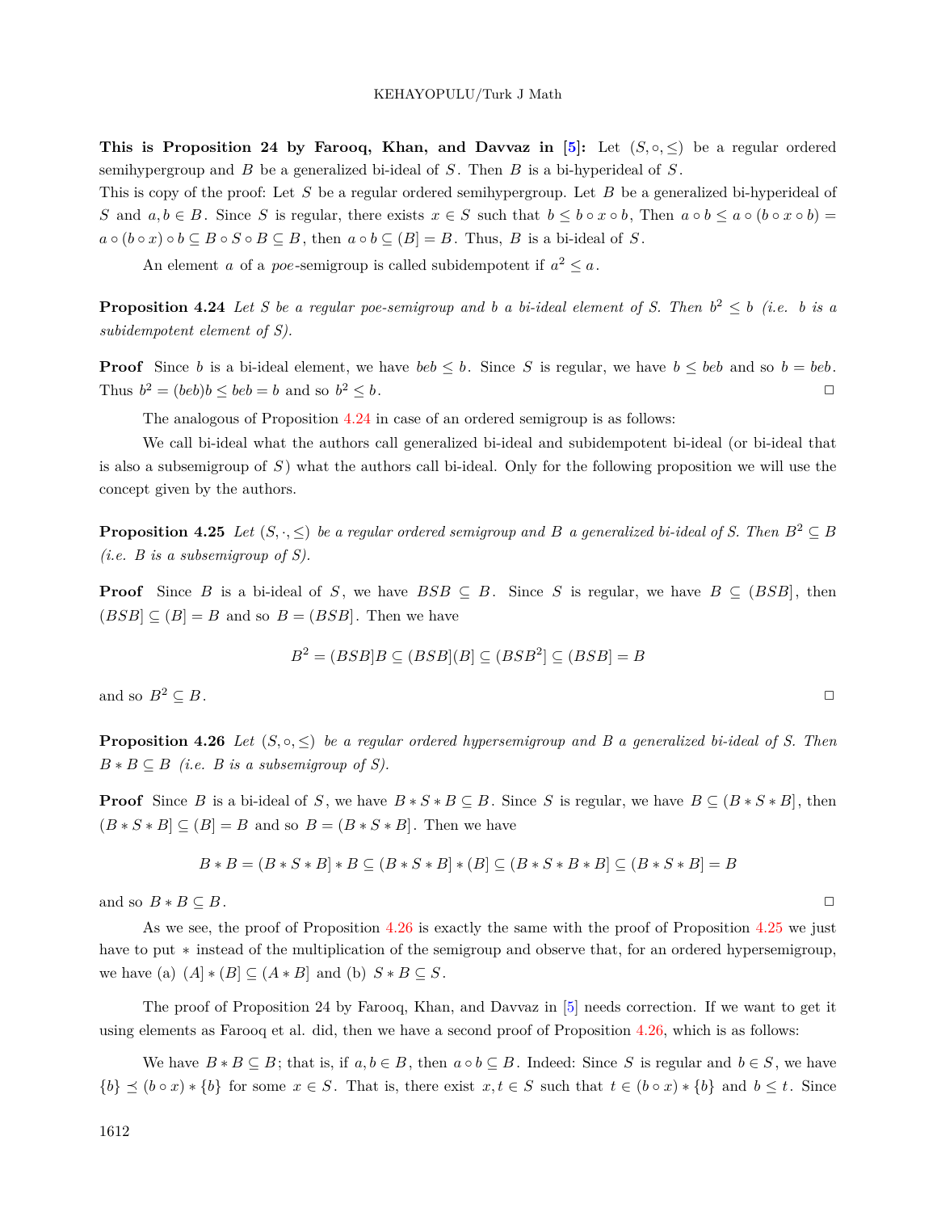**This is Proposition 24 by Farooq, Khan, and Davvaz in [5]:** Let $(S,\circ,\leq)$ be a regular ordered semihypergroup and $B$ be a generalized bi-ideal of $S$. Then $B$ is a bi-hyperideal of $S$.
This is copy of the proof: Let $S$ be a regular ordered semihypergroup. Let $B$ be a generalized bi-hyperideal of $S$ and $a,b\in B$. Since $S$ is regular, there exists $x\in S$ such that $b\leq b\circ x\circ b$, Then $a\circ b\leq a\circ(b\circ x\circ b)=a\circ(b\circ x)\circ b\subseteq B\circ S\circ B\subseteq B$, then $a\circ b\subseteq (B]=B$. Thus, $B$ is a bi-ideal of $S$.

An element $a$ of a *poe*-semigroup is called subidempotent if $a^2\leq a$.

**Proposition 4.24** *Let S be a regular poe-semigroup and b a bi-ideal element of S. Then $b^2\leq b$ (i.e. b is a subidempotent element of S).*

**Proof** Since $b$ is a bi-ideal element, we have $beb\leq b$. Since $S$ is regular, we have $b\leq beb$ and so $b=beb$. Thus $b^2=(beb)b\leq beb=b$ and so $b^2\leq b$. □

The analogous of Proposition 4.24 in case of an ordered semigroup is as follows:

We call bi-ideal what the authors call generalized bi-ideal and subidempotent bi-ideal (or bi-ideal that is also a subsemigroup of $S$) what the authors call bi-ideal. Only for the following proposition we will use the concept given by the authors.

**Proposition 4.25** *Let $(S,\cdot,\leq)$ be a regular ordered semigroup and $B$ a generalized bi-ideal of S. Then $B^2\subseteq B$ (i.e. $B$ is a subsemigroup of S).*

**Proof** Since $B$ is a bi-ideal of $S$, we have $BSB\subseteq B$. Since $S$ is regular, we have $B\subseteq (BSB]$, then $(BSB]\subseteq (B]=B$ and so $B=(BSB]$. Then we have

$$B^2=(BSB]B\subseteq (BSB](B]\subseteq (BSB^2]\subseteq (BSB]=B$$

and so $B^2\subseteq B$. □

**Proposition 4.26** *Let $(S,\circ,\leq)$ be a regular ordered hypersemigroup and $B$ a generalized bi-ideal of S. Then $B*B\subseteq B$ (i.e. $B$ is a subsemigroup of S).*

**Proof** Since $B$ is a bi-ideal of $S$, we have $B*S*B\subseteq B$. Since $S$ is regular, we have $B\subseteq (B*S*B]$, then $(B*S*B]\subseteq (B]=B$ and so $B=(B*S*B]$. Then we have

$$B*B=(B*S*B]*B\subseteq (B*S*B]*(B]\subseteq (B*S*B*B]\subseteq (B*S*B]=B$$

and so $B*B\subseteq B$. □

As we see, the proof of Proposition 4.26 is exactly the same with the proof of Proposition 4.25 we just have to put $*$ instead of the multiplication of the semigroup and observe that, for an ordered hypersemigroup, we have (a) $(A]*(B]\subseteq (A*B]$ and (b) $S*B\subseteq S$.

The proof of Proposition 24 by Farooq, Khan, and Davvaz in [5] needs correction. If we want to get it using elements as Farooq et al. did, then we have a second proof of Proposition 4.26, which is as follows:

We have $B*B\subseteq B$; that is, if $a,b\in B$, then $a\circ b\subseteq B$. Indeed: Since $S$ is regular and $b\in S$, we have $\{b\}\preceq (b\circ x)*\{b\}$ for some $x\in S$. That is, there exist $x,t\in S$ such that $t\in (b\circ x)*\{b\}$ and $b\leq t$. Since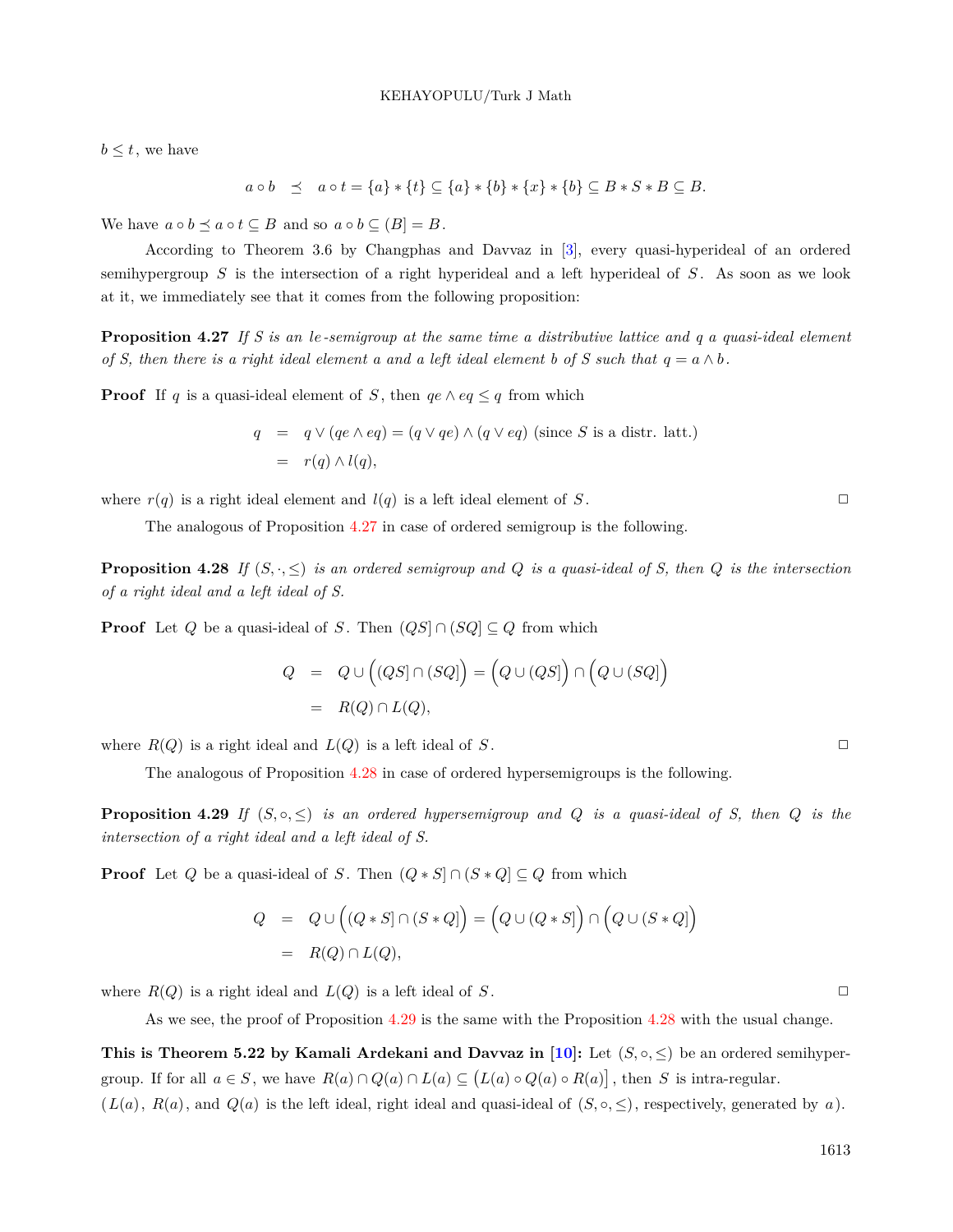$b \le t$, we have

$$a \circ b \quad \preceq \quad a \circ t = \{a\} * \{t\} \subseteq \{a\} * \{b\} * \{x\} * \{b\} \subseteq B * S * B \subseteq B.$$

We have $a \circ b \preceq a \circ t \subseteq B$ and so $a \circ b \subseteq (B] = B$.

According to Theorem 3.6 by Changphas and Davvaz in [3], every quasi-hyperideal of an ordered semihypergroup $S$ is the intersection of a right hyperideal and a left hyperideal of $S$. As soon as we look at it, we immediately see that it comes from the following proposition:

**Proposition 4.27** *If S is an le-semigroup at the same time a distributive lattice and q a quasi-ideal element of S, then there is a right ideal element a and a left ideal element b of S such that $q = a \wedge b$.*

**Proof** If $q$ is a quasi-ideal element of $S$, then $qe \wedge eq \le q$ from which

$$\begin{aligned} q &= q \vee (qe \wedge eq) = (q \vee qe) \wedge (q \vee eq) \text{ (since } S \text{ is a distr. latt.)} \\ &= r(q) \wedge l(q), \end{aligned}$$

where $r(q)$ is a right ideal element and $l(q)$ is a left ideal element of $S$. □

The analogous of Proposition 4.27 in case of ordered semigroup is the following.

**Proposition 4.28** *If $(S, \cdot, \le)$ is an ordered semigroup and Q is a quasi-ideal of S, then Q is the intersection of a right ideal and a left ideal of S.*

**Proof** Let $Q$ be a quasi-ideal of $S$. Then $(QS] \cap (SQ] \subseteq Q$ from which

$$\begin{aligned} Q &= Q \cup \Big( (QS] \cap (SQ] \Big) = \Big( Q \cup (QS] \Big) \cap \Big( Q \cup (SQ] \Big) \\ &= R(Q) \cap L(Q), \end{aligned}$$

where $R(Q)$ is a right ideal and $L(Q)$ is a left ideal of $S$. □

The analogous of Proposition 4.28 in case of ordered hypersemigroups is the following.

**Proposition 4.29** *If $(S, \circ, \le)$ is an ordered hypersemigroup and Q is a quasi-ideal of S, then Q is the intersection of a right ideal and a left ideal of S.*

**Proof** Let $Q$ be a quasi-ideal of $S$. Then $(Q * S] \cap (S * Q] \subseteq Q$ from which

$$\begin{aligned} Q &= Q \cup \Big( (Q * S] \cap (S * Q] \Big) = \Big( Q \cup (Q * S] \Big) \cap \Big( Q \cup (S * Q] \Big) \\ &= R(Q) \cap L(Q), \end{aligned}$$

where $R(Q)$ is a right ideal and $L(Q)$ is a left ideal of $S$. □

As we see, the proof of Proposition 4.29 is the same with the Proposition 4.28 with the usual change.

**This is Theorem 5.22 by Kamali Ardekani and Davvaz in [10]:** Let $(S, \circ, \le)$ be an ordered semihypergroup. If for all $a \in S$, we have $R(a) \cap Q(a) \cap L(a) \subseteq \big( L(a) \circ Q(a) \circ R(a) \big]$, then $S$ is intra-regular. ($L(a)$, $R(a)$, and $Q(a)$ is the left ideal, right ideal and quasi-ideal of $(S, \circ, \le)$, respectively, generated by $a$).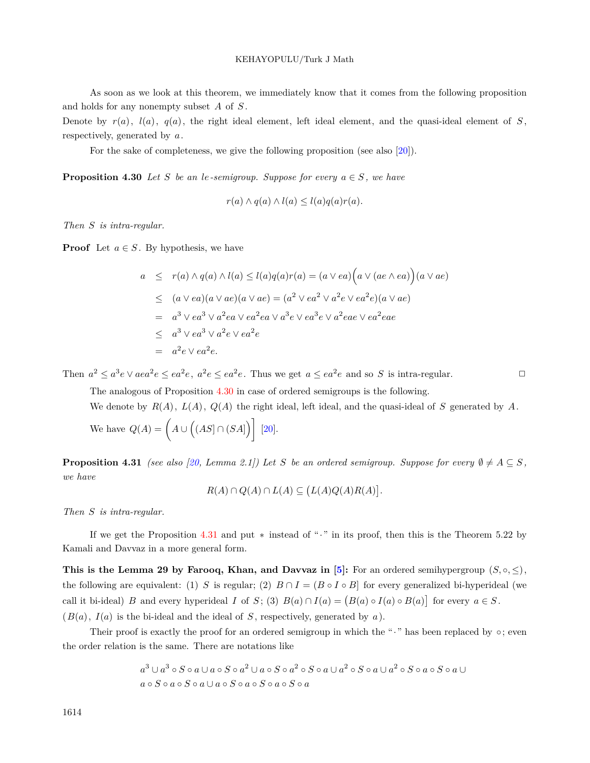As soon as we look at this theorem, we immediately know that it comes from the following proposition and holds for any nonempty subset $A$ of $S$.
Denote by $r(a)$, $l(a)$, $q(a)$, the right ideal element, left ideal element, and the quasi-ideal element of $S$, respectively, generated by $a$.

For the sake of completeness, we give the following proposition (see also [20]).

**Proposition 4.30** *Let $S$ be an le-semigroup. Suppose for every $a \in S$, we have*

$$r(a) \wedge q(a) \wedge l(a) \leq l(a)q(a)r(a).$$

*Then $S$ is intra-regular.*

**Proof** Let $a \in S$. By hypothesis, we have

$$\begin{aligned}
a &\leq r(a) \wedge q(a) \wedge l(a) \leq l(a)q(a)r(a) = (a \vee ea)\Big(a \vee (ae \wedge ea)\Big)(a \vee ae) \\
&\leq (a \vee ea)(a \vee ae)(a \vee ae) = (a^2 \vee ea^2 \vee a^2e \vee ea^2e)(a \vee ae) \\
&= a^3 \vee ea^3 \vee a^2ea \vee ea^2ea \vee a^3e \vee ea^3e \vee a^2eae \vee ea^2eae \\
&\leq a^3 \vee ea^3 \vee a^2e \vee ea^2e \\
&= a^2e \vee ea^2e.
\end{aligned}$$

Then $a^2 \leq a^3e \vee aea^2e \leq ea^2e$, $a^2e \leq ea^2e$. Thus we get $a \leq ea^2e$ and so $S$ is intra-regular. □

The analogous of Proposition 4.30 in case of ordered semigroups is the following.

We denote by $R(A)$, $L(A)$, $Q(A)$ the right ideal, left ideal, and the quasi-ideal of $S$ generated by $A$.

We have $Q(A) = \Big(A \cup \Big((AS] \cap (SA]\Big)\Big]$ [20].

**Proposition 4.31** *(see also [20, Lemma 2.1]) Let $S$ be an ordered semigroup. Suppose for every $\emptyset \neq A \subseteq S$, we have*

$$R(A) \cap Q(A) \cap L(A) \subseteq \big(L(A)Q(A)R(A)\big].$$

*Then $S$ is intra-regular.*

If we get the Proposition 4.31 and put $*$ instead of "$\cdot$" in its proof, then this is the Theorem 5.22 by Kamali and Davvaz in a more general form.

**This is the Lemma 29 by Farooq, Khan, and Davvaz in [5]:** For an ordered semihypergroup $(S, \circ, \leq)$, the following are equivalent: (1) $S$ is regular; (2) $B \cap I = (B \circ I \circ B]$ for every generalized bi-hyperideal (we call it bi-ideal) $B$ and every hyperideal $I$ of $S$; (3) $B(a) \cap I(a) = \big(B(a) \circ I(a) \circ B(a)\big]$ for every $a \in S$. ($B(a)$, $I(a)$ is the bi-ideal and the ideal of $S$, respectively, generated by $a$).

Their proof is exactly the proof for an ordered semigroup in which the "$\cdot$" has been replaced by $\circ$; even the order relation is the same. There are notations like

$$\begin{aligned}
&a^3 \cup a^3 \circ S \circ a \cup a \circ S \circ a^2 \cup a \circ S \circ a^2 \circ S \circ a \cup a^2 \circ S \circ a \cup a^2 \circ S \circ a \circ S \circ a \cup \\
&a \circ S \circ a \circ S \circ a \cup a \circ S \circ a \circ S \circ a \circ S \circ a
\end{aligned}$$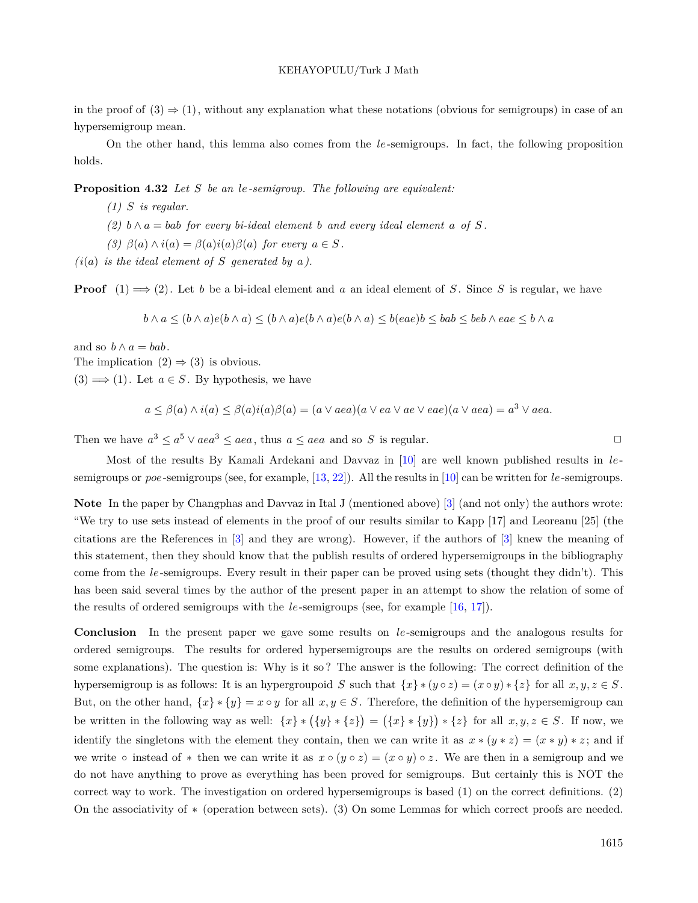in the proof of $(3) \Rightarrow (1)$, without any explanation what these notations (obvious for semigroups) in case of an hypersemigroup mean.

On the other hand, this lemma also comes from the $le$-semigroups. In fact, the following proposition holds.

**Proposition 4.32** *Let $S$ be an $le$-semigroup. The following are equivalent:*

*(1) $S$ is regular.*

*(2) $b \wedge a = bab$ for every bi-ideal element $b$ and every ideal element $a$ of $S$.*

*(3) $\beta(a) \wedge i(a) = \beta(a)i(a)\beta(a)$ for every $a \in S$.*

*($i(a)$ is the ideal element of $S$ generated by $a$).*

**Proof** $(1) \Longrightarrow (2)$. Let $b$ be a bi-ideal element and $a$ an ideal element of $S$. Since $S$ is regular, we have

$$b \wedge a \leq (b \wedge a)e(b \wedge a) \leq (b \wedge a)e(b \wedge a)e(b \wedge a) \leq b(eae)b \leq bab \leq beb \wedge eae \leq b \wedge a$$

and so $b \wedge a = bab$.
The implication $(2) \Rightarrow (3)$ is obvious.
$(3) \Longrightarrow (1)$. Let $a \in S$. By hypothesis, we have

$$a \leq \beta(a) \wedge i(a) \leq \beta(a)i(a)\beta(a) = (a \vee aea)(a \vee ea \vee ae \vee eae)(a \vee aea) = a^3 \vee aea.$$

Then we have $a^3 \leq a^5 \vee aea^3 \leq aea$, thus $a \leq aea$ and so $S$ is regular. □

Most of the results By Kamali Ardekani and Davvaz in [10] are well known published results in $le$-semigroups or $poe$-semigroups (see, for example, [13, 22]). All the results in [10] can be written for $le$-semigroups.

**Note** In the paper by Changphas and Davvaz in Ital J (mentioned above) [3] (and not only) the authors wrote: "We try to use sets instead of elements in the proof of our results similar to Kapp [17] and Leoreanu [25] (the citations are the References in [3] and they are wrong). However, if the authors of [3] knew the meaning of this statement, then they should know that the publish results of ordered hypersemigroups in the bibliography come from the $le$-semigroups. Every result in their paper can be proved using sets (thought they didn't). This has been said several times by the author of the present paper in an attempt to show the relation of some of the results of ordered semigroups with the $le$-semigroups (see, for example [16, 17]).

**Conclusion** In the present paper we gave some results on $le$-semigroups and the analogous results for ordered semigroups. The results for ordered hypersemigroups are the results on ordered semigroups (with some explanations). The question is: Why is it so? The answer is the following: The correct definition of the hypersemigroup is as follows: It is an hypergroupoid $S$ such that $\{x\} * (y \circ z) = (x \circ y) * \{z\}$ for all $x, y, z \in S$. But, on the other hand, $\{x\} * \{y\} = x \circ y$ for all $x, y \in S$. Therefore, the definition of the hypersemigroup can be written in the following way as well: $\{x\} * \big(\{y\} * \{z\}\big) = \big(\{x\} * \{y\}\big) * \{z\}$ for all $x, y, z \in S$. If now, we identify the singletons with the element they contain, then we can write it as $x * (y * z) = (x * y) * z$; and if we write $\circ$ instead of $*$ then we can write it as $x \circ (y \circ z) = (x \circ y) \circ z$. We are then in a semigroup and we do not have anything to prove as everything has been proved for semigroups. But certainly this is NOT the correct way to work. The investigation on ordered hypersemigroups is based (1) on the correct definitions. (2) On the associativity of $*$ (operation between sets). (3) On some Lemmas for which correct proofs are needed.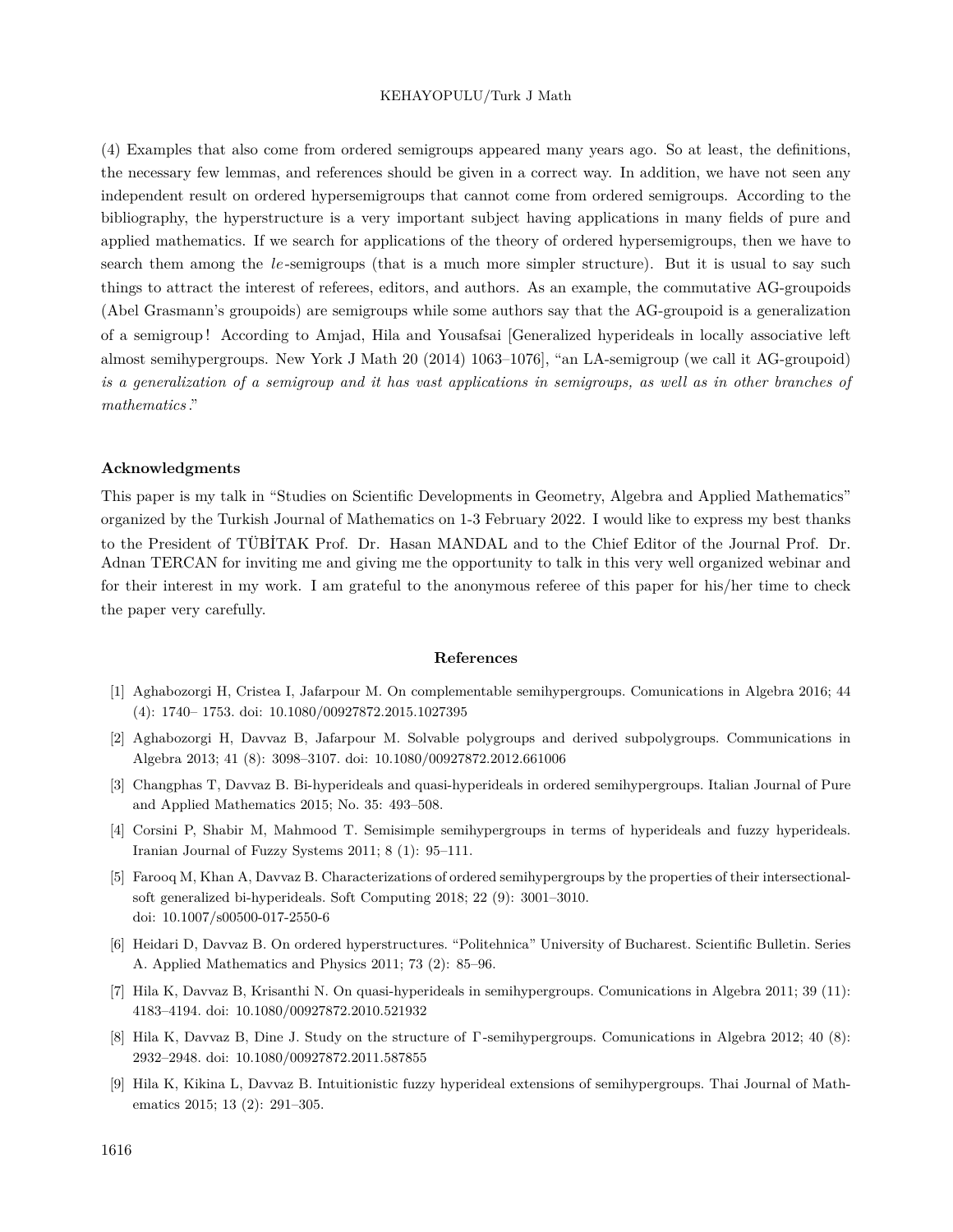(4) Examples that also come from ordered semigroups appeared many years ago. So at least, the definitions, the necessary few lemmas, and references should be given in a correct way. In addition, we have not seen any independent result on ordered hypersemigroups that cannot come from ordered semigroups. According to the bibliography, the hyperstructure is a very important subject having applications in many fields of pure and applied mathematics. If we search for applications of the theory of ordered hypersemigroups, then we have to search them among the $le$-semigroups (that is a much more simpler structure). But it is usual to say such things to attract the interest of referees, editors, and authors. As an example, the commutative AG-groupoids (Abel Grasmann's groupoids) are semigroups while some authors say that the AG-groupoid is a generalization of a semigroup! According to Amjad, Hila and Yousafsai [Generalized hyperideals in locally associative left almost semihypergroups. New York J Math 20 (2014) 1063–1076], "an LA-semigroup (we call it AG-groupoid) *is a generalization of a semigroup and it has vast applications in semigroups, as well as in other branches of mathematics*."

### Acknowledgments

This paper is my talk in "Studies on Scientific Developments in Geometry, Algebra and Applied Mathematics" organized by the Turkish Journal of Mathematics on 1-3 February 2022. I would like to express my best thanks to the President of TÜBİTAK Prof. Dr. Hasan MANDAL and to the Chief Editor of the Journal Prof. Dr. Adnan TERCAN for inviting me and giving me the opportunity to talk in this very well organized webinar and for their interest in my work. I am grateful to the anonymous referee of this paper for his/her time to check the paper very carefully.

## References

[1] Aghabozorgi H, Cristea I, Jafarpour M. On complementable semihypergroups. Comunications in Algebra 2016; 44 (4): 1740– 1753. doi: 10.1080/00927872.2015.1027395

[2] Aghabozorgi H, Davvaz B, Jafarpour M. Solvable polygroups and derived subpolygroups. Communications in Algebra 2013; 41 (8): 3098–3107. doi: 10.1080/00927872.2012.661006

[3] Changphas T, Davvaz B. Bi-hyperideals and quasi-hyperideals in ordered semihypergroups. Italian Journal of Pure and Applied Mathematics 2015; No. 35: 493–508.

[4] Corsini P, Shabir M, Mahmood T. Semisimple semihypergroups in terms of hyperideals and fuzzy hyperideals. Iranian Journal of Fuzzy Systems 2011; 8 (1): 95–111.

[5] Farooq M, Khan A, Davvaz B. Characterizations of ordered semihypergroups by the properties of their intersectional-soft generalized bi-hyperideals. Soft Computing 2018; 22 (9): 3001–3010. doi: 10.1007/s00500-017-2550-6

[6] Heidari D, Davvaz B. On ordered hyperstructures. "Politehnica" University of Bucharest. Scientific Bulletin. Series A. Applied Mathematics and Physics 2011; 73 (2): 85–96.

[7] Hila K, Davvaz B, Krisanthi N. On quasi-hyperideals in semihypergroups. Comunications in Algebra 2011; 39 (11): 4183–4194. doi: 10.1080/00927872.2010.521932

[8] Hila K, Davvaz B, Dine J. Study on the structure of Γ-semihypergroups. Comunications in Algebra 2012; 40 (8): 2932–2948. doi: 10.1080/00927872.2011.587855

[9] Hila K, Kikina L, Davvaz B. Intuitionistic fuzzy hyperideal extensions of semihypergroups. Thai Journal of Mathematics 2015; 13 (2): 291–305.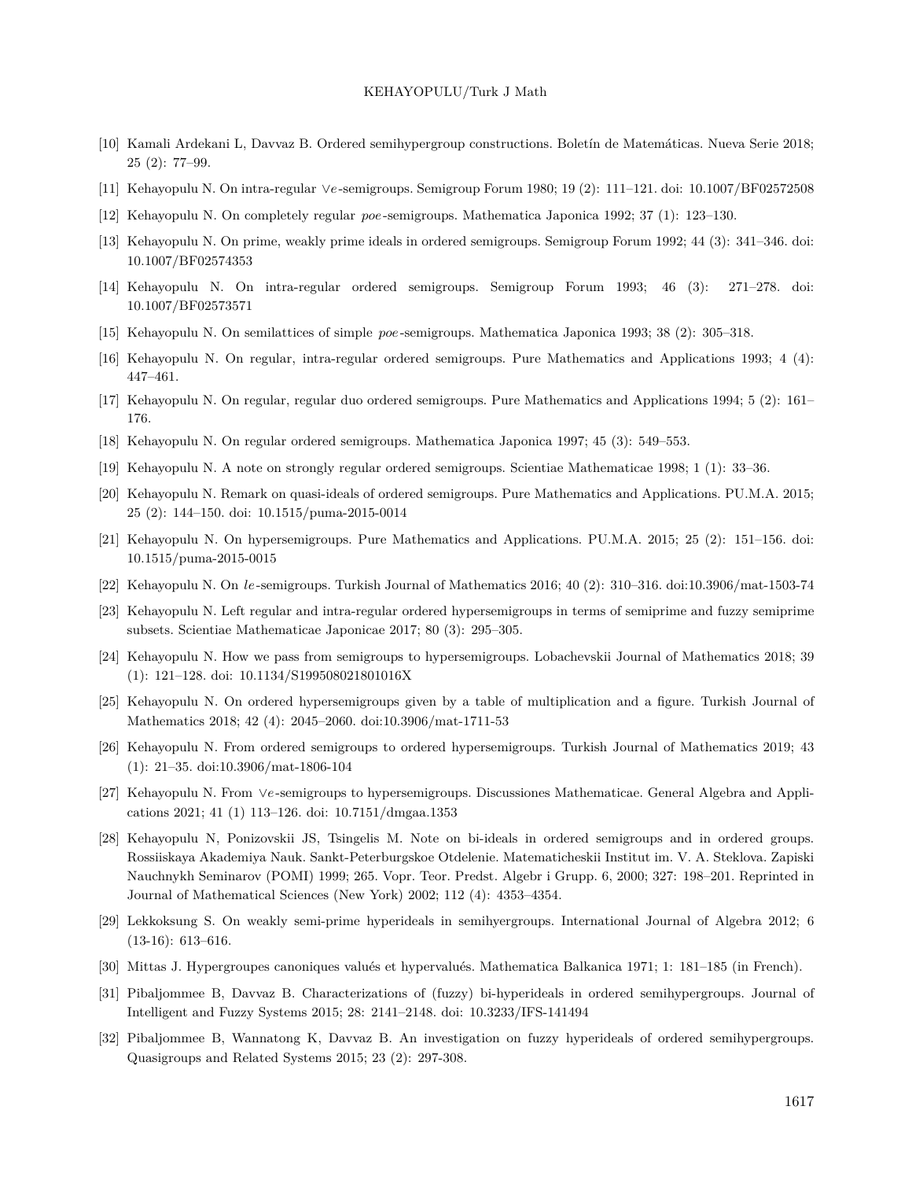[10] Kamali Ardekani L, Davvaz B. Ordered semihypergroup constructions. Boletín de Matemáticas. Nueva Serie 2018; 25 (2): 77–99.

[11] Kehayopulu N. On intra-regular $\vee e$-semigroups. Semigroup Forum 1980; 19 (2): 111–121. doi: 10.1007/BF02572508

[12] Kehayopulu N. On completely regular *poe*-semigroups. Mathematica Japonica 1992; 37 (1): 123–130.

[13] Kehayopulu N. On prime, weakly prime ideals in ordered semigroups. Semigroup Forum 1992; 44 (3): 341–346. doi: 10.1007/BF02574353

[14] Kehayopulu N. On intra-regular ordered semigroups. Semigroup Forum 1993; 46 (3): 271–278. doi: 10.1007/BF02573571

[15] Kehayopulu N. On semilattices of simple *poe*-semigroups. Mathematica Japonica 1993; 38 (2): 305–318.

[16] Kehayopulu N. On regular, intra-regular ordered semigroups. Pure Mathematics and Applications 1993; 4 (4): 447–461.

[17] Kehayopulu N. On regular, regular duo ordered semigroups. Pure Mathematics and Applications 1994; 5 (2): 161–176.

[18] Kehayopulu N. On regular ordered semigroups. Mathematica Japonica 1997; 45 (3): 549–553.

[19] Kehayopulu N. A note on strongly regular ordered semigroups. Scientiae Mathematicae 1998; 1 (1): 33–36.

[20] Kehayopulu N. Remark on quasi-ideals of ordered semigroups. Pure Mathematics and Applications. PU.M.A. 2015; 25 (2): 144–150. doi: 10.1515/puma-2015-0014

[21] Kehayopulu N. On hypersemigroups. Pure Mathematics and Applications. PU.M.A. 2015; 25 (2): 151–156. doi: 10.1515/puma-2015-0015

[22] Kehayopulu N. On *le*-semigroups. Turkish Journal of Mathematics 2016; 40 (2): 310–316. doi:10.3906/mat-1503-74

[23] Kehayopulu N. Left regular and intra-regular ordered hypersemigroups in terms of semiprime and fuzzy semiprime subsets. Scientiae Mathematicae Japonicae 2017; 80 (3): 295–305.

[24] Kehayopulu N. How we pass from semigroups to hypersemigroups. Lobachevskii Journal of Mathematics 2018; 39 (1): 121–128. doi: 10.1134/S199508021801016X

[25] Kehayopulu N. On ordered hypersemigroups given by a table of multiplication and a figure. Turkish Journal of Mathematics 2018; 42 (4): 2045–2060. doi:10.3906/mat-1711-53

[26] Kehayopulu N. From ordered semigroups to ordered hypersemigroups. Turkish Journal of Mathematics 2019; 43 (1): 21–35. doi:10.3906/mat-1806-104

[27] Kehayopulu N. From $\vee e$-semigroups to hypersemigroups. Discussiones Mathematicae. General Algebra and Applications 2021; 41 (1) 113–126. doi: 10.7151/dmgaa.1353

[28] Kehayopulu N, Ponizovskii JS, Tsingelis M. Note on bi-ideals in ordered semigroups and in ordered groups. Rossiiskaya Akademiya Nauk. Sankt-Peterburgskoe Otdelenie. Matematicheskii Institut im. V. A. Steklova. Zapiski Nauchnykh Seminarov (POMI) 1999; 265. Vopr. Teor. Predst. Algebr i Grupp. 6, 2000; 327: 198–201. Reprinted in Journal of Mathematical Sciences (New York) 2002; 112 (4): 4353–4354.

[29] Lekkoksung S. On weakly semi-prime hyperideals in semihyergroups. International Journal of Algebra 2012; 6 (13-16): 613–616.

[30] Mittas J. Hypergroupes canoniques valués et hypervalués. Mathematica Balkanica 1971; 1: 181–185 (in French).

[31] Pibaljommee B, Davvaz B. Characterizations of (fuzzy) bi-hyperideals in ordered semihypergroups. Journal of Intelligent and Fuzzy Systems 2015; 28: 2141–2148. doi: 10.3233/IFS-141494

[32] Pibaljommee B, Wannatong K, Davvaz B. An investigation on fuzzy hyperideals of ordered semihypergroups. Quasigroups and Related Systems 2015; 23 (2): 297-308.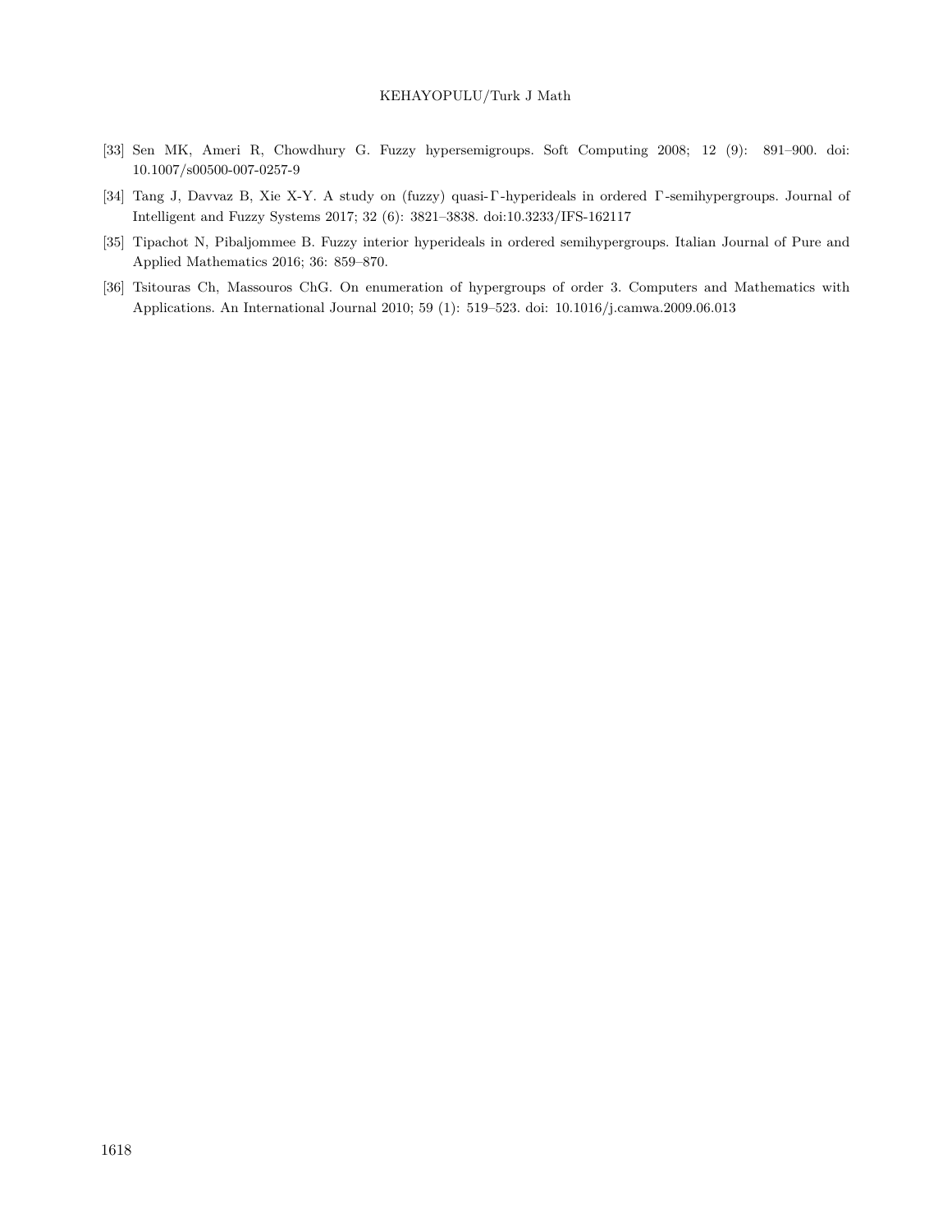[33] Sen MK, Ameri R, Chowdhury G. Fuzzy hypersemigroups. Soft Computing 2008; 12 (9): 891–900. doi: 10.1007/s00500-007-0257-9

[34] Tang J, Davvaz B, Xie X-Y. A study on (fuzzy) quasi-$\Gamma$-hyperideals in ordered $\Gamma$-semihypergroups. Journal of Intelligent and Fuzzy Systems 2017; 32 (6): 3821–3838. doi:10.3233/IFS-162117

[35] Tipachot N, Pibaljommee B. Fuzzy interior hyperideals in ordered semihypergroups. Italian Journal of Pure and Applied Mathematics 2016; 36: 859–870.

[36] Tsitouras Ch, Massouros ChG. On enumeration of hypergroups of order 3. Computers and Mathematics with Applications. An International Journal 2010; 59 (1): 519–523. doi: 10.1016/j.camwa.2009.06.013